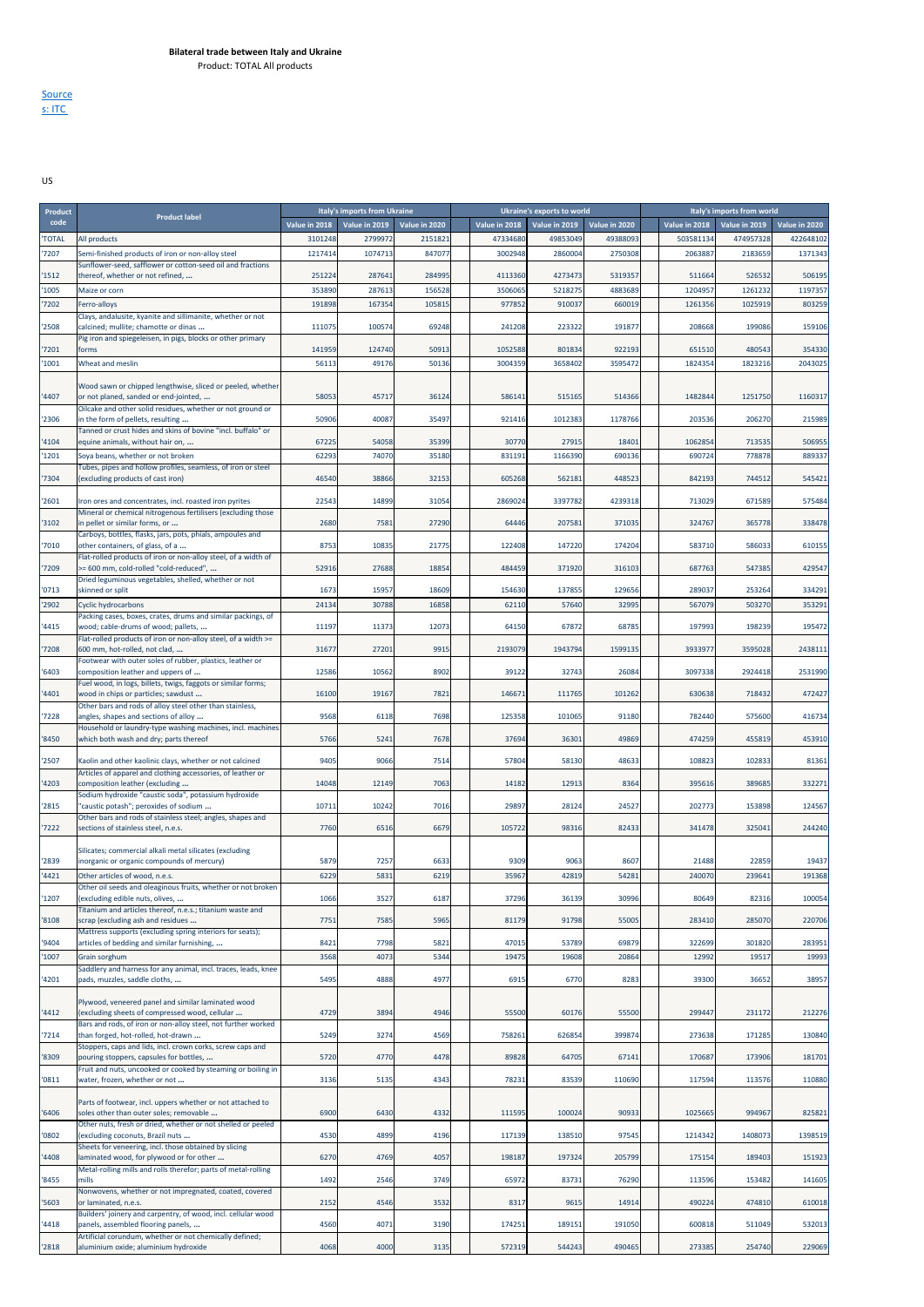**Bilateral trade between Italy and Ukraine**

Product: TOTAL All products

Sources: ITC

US

| Product code | Product label | Italy's imports from Ukraine | | | Ukraine's exports to world | | | Italy's imports from world | | |
|---|---|---|---|---|---|---|---|---|---|---|
| | | Value in 2018 | Value in 2019 | Value in 2020 | Value in 2018 | Value in 2019 | Value in 2020 | Value in 2018 | Value in 2019 | Value in 2020 |
| 'TOTAL | All products | 3101248 | 2799972 | 2151821 | 47334680 | 49853049 | 49388093 | 503581134 | 474957328 | 422648102 |
| '7207 | Semi-finished products of iron or non-alloy steel | 1217414 | 1074713 | 847077 | 3002948 | 2860004 | 2750308 | 2063887 | 2183659 | 1371343 |
| '1512 | Sunflower-seed, safflower or cotton-seed oil and fractions thereof, whether or not refined, ... | 251224 | 287641 | 284995 | 4113360 | 4273473 | 5319357 | 511664 | 526532 | 506195 |
| '1005 | Maize or corn | 353890 | 287613 | 156528 | 3506065 | 5218275 | 4883689 | 1204957 | 1261232 | 1197357 |
| '7202 | Ferro-alloys | 191898 | 167354 | 105815 | 977852 | 910037 | 660019 | 1261356 | 1025919 | 803259 |
| '2508 | Clays, andalusite, kyanite and sillimanite, whether or not calcined; mullite; chamotte or dinas ... | 111075 | 100574 | 69248 | 241208 | 223322 | 191877 | 208668 | 199086 | 159106 |
| '7201 | Pig iron and spiegeleisen, in pigs, blocks or other primary forms | 141959 | 124740 | 50913 | 1052588 | 801834 | 922193 | 651510 | 480543 | 354330 |
| '1001 | Wheat and meslin | 56113 | 49176 | 50136 | 3004359 | 3658402 | 3595472 | 1824354 | 1823216 | 2043025 |
| '4407 | Wood sawn or chipped lengthwise, sliced or peeled, whether or not planed, sanded or end-jointed, ... | 58053 | 45717 | 36124 | 586141 | 515165 | 514366 | 1482844 | 1251750 | 1160317 |
| '2306 | Oilcake and other solid residues, whether or not ground or in the form of pellets, resulting ... | 50906 | 40087 | 35497 | 921416 | 1012383 | 1178766 | 203536 | 206270 | 215989 |
| '4104 | Tanned or crust hides and skins of bovine "incl. buffalo" or equine animals, without hair on, ... | 67225 | 54058 | 35399 | 30770 | 27915 | 18401 | 1062854 | 713535 | 506955 |
| '1201 | Soya beans, whether or not broken | 62293 | 74070 | 35180 | 831191 | 1166390 | 690136 | 690724 | 778878 | 889337 |
| '7304 | Tubes, pipes and hollow profiles, seamless, of iron or steel (excluding products of cast iron) | 46540 | 38866 | 32153 | 605268 | 562181 | 448523 | 842193 | 744512 | 545421 |
| '2601 | Iron ores and concentrates, incl. roasted iron pyrites | 22543 | 14899 | 31054 | 2869024 | 3397782 | 4239318 | 713029 | 671589 | 575484 |
| '3102 | Mineral or chemical nitrogenous fertilisers (excluding those in pellet or similar forms, or ... | 2680 | 7581 | 27290 | 64446 | 207581 | 371035 | 324767 | 365778 | 338478 |
| '7010 | Carboys, bottles, flasks, jars, pots, phials, ampoules and other containers, of glass, of a ... | 8753 | 10835 | 21775 | 122408 | 147220 | 174204 | 583710 | 586033 | 610155 |
| '7209 | Flat-rolled products of iron or non-alloy steel, of a width of >= 600 mm, cold-rolled "cold-reduced", ... | 52916 | 27688 | 18854 | 484459 | 371920 | 316103 | 687763 | 547385 | 429547 |
| '0713 | Dried leguminous vegetables, shelled, whether or not skinned or split | 1673 | 15957 | 18609 | 154630 | 137855 | 129656 | 289037 | 253264 | 334291 |
| '2902 | Cyclic hydrocarbons | 24134 | 30788 | 16858 | 62110 | 57640 | 32995 | 567079 | 503270 | 353291 |
| '4415 | Packing cases, boxes, crates, drums and similar packings, of wood; cable-drums of wood; pallets, ... | 11197 | 11373 | 12073 | 64150 | 67872 | 68785 | 197993 | 198239 | 195472 |
| '7208 | Flat-rolled products of iron or non-alloy steel, of a width >= 600 mm, hot-rolled, not clad, ... | 31677 | 27201 | 9915 | 2193079 | 1943794 | 1599135 | 3933977 | 3595028 | 2438111 |
| '6403 | Footwear with outer soles of rubber, plastics, leather or composition leather and uppers of ... | 12586 | 10562 | 8902 | 39122 | 32743 | 26084 | 3097338 | 2924418 | 2531990 |
| '4401 | Fuel wood, in logs, billets, twigs, faggots or similar forms; wood in chips or particles; sawdust ... | 16100 | 19167 | 7821 | 146671 | 111765 | 101262 | 630638 | 718432 | 472427 |
| '7228 | Other bars and rods of alloy steel other than stainless, angles, shapes and sections of alloy ... | 9568 | 6118 | 7698 | 125358 | 101065 | 91180 | 782440 | 575600 | 416734 |
| '8450 | Household or laundry-type washing machines, incl. machines which both wash and dry; parts thereof | 5766 | 5241 | 7678 | 37694 | 36301 | 49869 | 474259 | 455819 | 453910 |
| '2507 | Kaolin and other kaolinic clays, whether or not calcined | 9405 | 9066 | 7514 | 57804 | 58130 | 48633 | 108823 | 102833 | 81361 |
| '4203 | Articles of apparel and clothing accessories, of leather or composition leather (excluding ... | 14048 | 12149 | 7063 | 14182 | 12913 | 8364 | 395616 | 389685 | 332271 |
| '2815 | Sodium hydroxide "caustic soda", potassium hydroxide "caustic potash"; peroxides of sodium ... | 10711 | 10242 | 7016 | 29897 | 28124 | 24527 | 202773 | 153898 | 124567 |
| '7222 | Other bars and rods of stainless steel; angles, shapes and sections of stainless steel, n.e.s. | 7760 | 6516 | 6679 | 105722 | 98316 | 82433 | 341478 | 325041 | 244240 |
| '2839 | Silicates; commercial alkali metal silicates (excluding inorganic or organic compounds of mercury) | 5879 | 7257 | 6633 | 9309 | 9063 | 8607 | 21488 | 22859 | 19437 |
| '4421 | Other articles of wood, n.e.s. | 6229 | 5831 | 6219 | 35967 | 42819 | 54281 | 240070 | 239641 | 191368 |
| '1207 | Other oil seeds and oleaginous fruits, whether or not broken (excluding edible nuts, olives, ... | 1066 | 3527 | 6187 | 37296 | 36139 | 30996 | 80649 | 82316 | 100054 |
| '8108 | Titanium and articles thereof, n.e.s.; titanium waste and scrap (excluding ash and residues ... | 7751 | 7585 | 5965 | 81179 | 91798 | 55005 | 283410 | 285070 | 220706 |
| '9404 | Mattress supports (excluding spring interiors for seats); articles of bedding and similar furnishing, ... | 8421 | 7798 | 5821 | 47015 | 53789 | 69879 | 322699 | 301820 | 283951 |
| '1007 | Grain sorghum | 3568 | 4073 | 5344 | 19475 | 19608 | 20864 | 12992 | 19517 | 19993 |
| '4201 | Saddlery and harness for any animal, incl. traces, leads, knee pads, muzzles, saddle cloths, ... | 5495 | 4888 | 4977 | 6915 | 6770 | 8283 | 39300 | 36652 | 38957 |
| '4412 | Plywood, veneered panel and similar laminated wood (excluding sheets of compressed wood, cellular ... | 4729 | 3894 | 4946 | 55500 | 60176 | 55500 | 299447 | 231172 | 212276 |
| '7214 | Bars and rods, of iron or non-alloy steel, not further worked than forged, hot-rolled, hot-drawn ... | 5249 | 3274 | 4569 | 758261 | 626854 | 399874 | 273638 | 171285 | 130840 |
| '8309 | Stoppers, caps and lids, incl. crown corks, screw caps and pouring stoppers, capsules for bottles, ... | 5720 | 4770 | 4478 | 89828 | 64705 | 67141 | 170687 | 173906 | 181701 |
| '0811 | Fruit and nuts, uncooked or cooked by steaming or boiling in water, frozen, whether or not ... | 3136 | 5135 | 4343 | 78231 | 83539 | 110690 | 117594 | 113576 | 110880 |
| '6406 | Parts of footwear, incl. uppers whether or not attached to soles other than outer soles; removable ... | 6900 | 6430 | 4332 | 111595 | 100024 | 90933 | 1025665 | 994967 | 825821 |
| '0802 | Other nuts, fresh or dried, whether or not shelled or peeled (excluding coconuts, Brazil nuts ... | 4530 | 4899 | 4196 | 117139 | 138510 | 97545 | 1214342 | 1408073 | 1398519 |
| '4408 | Sheets for veneering, incl. those obtained by slicing laminated wood, for plywood or for other ... | 6270 | 4769 | 4057 | 198187 | 197324 | 205799 | 175154 | 189403 | 151923 |
| '8455 | Metal-rolling mills and rolls therefor; parts of metal-rolling mills | 1492 | 2546 | 3749 | 65972 | 83731 | 76290 | 113596 | 153482 | 141605 |
| '5603 | Nonwovens, whether or not impregnated, coated, covered or laminated, n.e.s. | 2152 | 4546 | 3532 | 8317 | 9615 | 14914 | 490224 | 474810 | 610018 |
| '4418 | Builders' joinery and carpentry, of wood, incl. cellular wood panels, assembled flooring panels, ... | 4560 | 4071 | 3190 | 174251 | 189151 | 191050 | 600818 | 511049 | 532013 |
| '2818 | Artificial corundum, whether or not chemically defined; aluminium oxide; aluminium hydroxide | 4068 | 4000 | 3135 | 572319 | 544243 | 490465 | 273385 | 254740 | 229069 |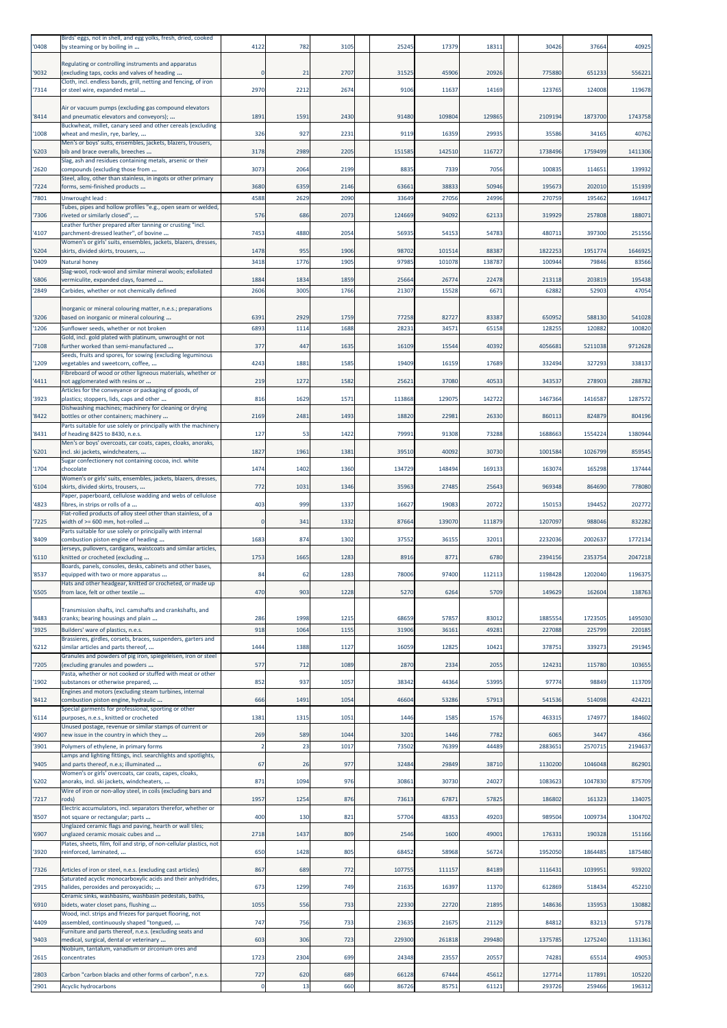| '0408 | Birds' eggs, not in shell, and egg yolks, fresh, dried, cooked by steaming or by boiling in ... | 4122 | 782 | 3105 | 25245 | 17379 | 18311 | 30426 | 37664 | 40925 |
|---|---|---|---|---|---|---|---|---|---|---|
| '9032 | Regulating or controlling instruments and apparatus (excluding taps, cocks and valves of heading ... | 0 | 21 | 2707 | 31525 | 45906 | 20926 | 775880 | 651233 | 556221 |
| '7314 | Cloth, incl. endless bands, grill, netting and fencing, of iron or steel wire, expanded metal ... | 2970 | 2212 | 2674 | 9106 | 11637 | 14169 | 123765 | 124008 | 119678 |
| '8414 | Air or vacuum pumps (excluding gas compound elevators and pneumatic elevators and conveyors); ... | 1891 | 1591 | 2430 | 91480 | 109804 | 129865 | 2109194 | 1873700 | 1743758 |
| '1008 | Buckwheat, millet, canary seed and other cereals (excluding wheat and meslin, rye, barley, ... | 326 | 927 | 2231 | 9119 | 16359 | 29935 | 35586 | 34165 | 40762 |
| '6203 | Men's or boys' suits, ensembles, jackets, blazers, trousers, bib and brace overalls, breeches ... | 3178 | 2989 | 2205 | 151585 | 142510 | 116727 | 1738496 | 1759499 | 1411306 |
| '2620 | Slag, ash and residues containing metals, arsenic or their compounds (excluding those from ... | 3073 | 2064 | 2199 | 8835 | 7339 | 7056 | 100835 | 114651 | 139932 |
| '7224 | Steel, alloy, other than stainless, in ingots or other primary forms, semi-finished products ... | 3680 | 6359 | 2146 | 63661 | 38833 | 50946 | 195673 | 202010 | 151939 |
| '7801 | Unwrought lead : | 4588 | 2629 | 2090 | 33649 | 27056 | 24996 | 270759 | 195462 | 169417 |
| '7306 | Tubes, pipes and hollow profiles "e.g., open seam or welded, riveted or similarly closed", ... | 576 | 686 | 2073 | 124669 | 94092 | 62133 | 319929 | 257808 | 188071 |
| '4107 | Leather further prepared after tanning or crusting "incl. parchment-dressed leather", of bovine ... | 7453 | 4880 | 2054 | 56935 | 54153 | 54783 | 480711 | 397300 | 251556 |
| '6204 | Women's or girls' suits, ensembles, jackets, blazers, dresses, skirts, divided skirts, trousers, ... | 1478 | 955 | 1906 | 98702 | 101514 | 88387 | 1822253 | 1951774 | 1646925 |
| '0409 | Natural honey | 3418 | 1776 | 1905 | 97985 | 101078 | 138787 | 100944 | 79846 | 83566 |
| '6806 | Slag-wool, rock-wool and similar mineral wools; exfoliated vermiculite, expanded clays, foamed ... | 1884 | 1834 | 1859 | 25664 | 26774 | 22478 | 213118 | 203819 | 195438 |
| '2849 | Carbides, whether or not chemically defined | 2606 | 3005 | 1766 | 21307 | 15528 | 6671 | 62882 | 52903 | 47054 |
| '3206 | Inorganic or mineral colouring matter, n.e.s.; preparations based on inorganic or mineral colouring ... | 6391 | 2929 | 1759 | 77258 | 82727 | 83387 | 650952 | 588130 | 541028 |
| '1206 | Sunflower seeds, whether or not broken | 6893 | 1114 | 1688 | 28231 | 34571 | 65158 | 128255 | 120882 | 100820 |
| '7108 | Gold, incl. gold plated with platinum, unwrought or not further worked than semi-manufactured ... | 377 | 447 | 1635 | 16109 | 15544 | 40392 | 4056681 | 5211038 | 9712628 |
| '1209 | Seeds, fruits and spores, for sowing (excluding leguminous vegetables and sweetcorn, coffee, ... | 4243 | 1881 | 1585 | 19409 | 16159 | 17689 | 332494 | 327293 | 338137 |
| '4411 | Fibreboard of wood or other ligneous materials, whether or not agglomerated with resins or ... | 219 | 1272 | 1582 | 25621 | 37080 | 40533 | 343537 | 278903 | 288782 |
| '3923 | Articles for the conveyance or packaging of goods, of plastics; stoppers, lids, caps and other ... | 816 | 1629 | 1571 | 113868 | 129075 | 142722 | 1467364 | 1416587 | 1287572 |
| '8422 | Dishwashing machines; machinery for cleaning or drying bottles or other containers; machinery ... | 2169 | 2481 | 1493 | 18820 | 22981 | 26330 | 860113 | 824879 | 804196 |
| '8431 | Parts suitable for use solely or principally with the machinery of heading 8425 to 8430, n.e.s. | 127 | 53 | 1422 | 79991 | 91308 | 73288 | 1688663 | 1554224 | 1380944 |
| '6201 | Men's or boys' overcoats, car coats, capes, cloaks, anoraks, incl. ski jackets, windcheaters, ... | 1827 | 1961 | 1381 | 39510 | 40092 | 30730 | 1001584 | 1026799 | 859545 |
| '1704 | Sugar confectionery not containing cocoa, incl. white chocolate | 1474 | 1402 | 1360 | 134729 | 148494 | 169133 | 163074 | 165298 | 137444 |
| '6104 | Women's or girls' suits, ensembles, jackets, blazers, dresses, skirts, divided skirts, trousers, ... | 772 | 1031 | 1346 | 35963 | 27485 | 25643 | 969348 | 864690 | 778080 |
| '4823 | Paper, paperboard, cellulose wadding and webs of cellulose fibres, in strips or rolls of a ... | 403 | 999 | 1337 | 16627 | 19083 | 20722 | 150153 | 194452 | 202772 |
| '7225 | Flat-rolled products of alloy steel other than stainless, of a width of >= 600 mm, hot-rolled ... | 0 | 341 | 1332 | 87664 | 139070 | 111879 | 1207097 | 988046 | 832282 |
| '8409 | Parts suitable for use solely or principally with internal combustion piston engine of heading ... | 1683 | 874 | 1302 | 37552 | 36155 | 32011 | 2232036 | 2002637 | 1772134 |
| '6110 | Jerseys, pullovers, cardigans, waistcoats and similar articles, knitted or crocheted (excluding ... | 1753 | 1665 | 1283 | 8916 | 8771 | 6780 | 2394156 | 2353754 | 2047218 |
| '8537 | Boards, panels, consoles, desks, cabinets and other bases, equipped with two or more apparatus ... | 84 | 62 | 1283 | 78006 | 97400 | 112113 | 1198428 | 1202040 | 1196375 |
| '6505 | Hats and other headgear, knitted or crocheted, or made up from lace, felt or other textile ... | 470 | 903 | 1228 | 5270 | 6264 | 5709 | 149629 | 162604 | 138763 |
| '8483 | Transmission shafts, incl. camshafts and crankshafts, and cranks; bearing housings and plain ... | 286 | 1998 | 1215 | 68659 | 57857 | 83012 | 1885554 | 1723505 | 1495030 |
| '3925 | Builders' ware of plastics, n.e.s. | 918 | 1064 | 1155 | 31906 | 36161 | 49281 | 227088 | 225799 | 220185 |
| '6212 | Brassieres, girdles, corsets, braces, suspenders, garters and similar articles and parts thereof, ... | 1444 | 1388 | 1127 | 16059 | 12825 | 10421 | 378751 | 339273 | 291945 |
| '7205 | Granules and powders of pig iron, spiegeleisen, iron or steel (excluding granules and powders ... | 577 | 712 | 1089 | 2870 | 2334 | 2055 | 124231 | 115780 | 103655 |
| '1902 | Pasta, whether or not cooked or stuffed with meat or other substances or otherwise prepared, ... | 852 | 937 | 1057 | 38342 | 44364 | 53995 | 97774 | 98849 | 113709 |
| '8412 | Engines and motors (excluding steam turbines, internal combustion piston engine, hydraulic ... | 666 | 1491 | 1054 | 46604 | 53286 | 57913 | 541536 | 514098 | 424221 |
| '6114 | Special garments for professional, sporting or other purposes, n.e.s., knitted or crocheted | 1381 | 1315 | 1051 | 1446 | 1585 | 1576 | 463315 | 174977 | 184602 |
| '4907 | Unused postage, revenue or similar stamps of current or new issue in the country in which they ... | 269 | 589 | 1044 | 3201 | 1446 | 7782 | 6065 | 3447 | 4366 |
| '3901 | Polymers of ethylene, in primary forms | 2 | 23 | 1017 | 73502 | 76399 | 44489 | 2883651 | 2570715 | 2194637 |
| '9405 | Lamps and lighting fittings, incl. searchlights and spotlights, and parts thereof, n.e.s; illuminated ... | 67 | 26 | 977 | 32484 | 29849 | 38710 | 1130200 | 1046048 | 862901 |
| '6202 | Women's or girls' overcoats, car coats, capes, cloaks, anoraks, incl. ski jackets, windcheaters, ... | 871 | 1094 | 976 | 30861 | 30730 | 24027 | 1083623 | 1047830 | 875709 |
| '7217 | Wire of iron or non-alloy steel, in coils (excluding bars and rods) | 1957 | 1254 | 876 | 73613 | 67871 | 57825 | 186802 | 161323 | 134075 |
| '8507 | Electric accumulators, incl. separators therefor, whether or not square or rectangular; parts ... | 400 | 130 | 821 | 57704 | 48353 | 49203 | 989504 | 1009734 | 1304702 |
| '6907 | Unglazed ceramic flags and paving, hearth or wall tiles; unglazed ceramic mosaic cubes and ... | 2718 | 1437 | 809 | 2546 | 1600 | 49001 | 176331 | 190328 | 151166 |
| '3920 | Plates, sheets, film, foil and strip, of non-cellular plastics, not reinforced, laminated, ... | 650 | 1428 | 805 | 68452 | 58968 | 56724 | 1952050 | 1864485 | 1875480 |
| '7326 | Articles of iron or steel, n.e.s. (excluding cast articles) | 867 | 689 | 772 | 107755 | 111157 | 84189 | 1116431 | 1039951 | 939202 |
| '2915 | Saturated acyclic monocarboxylic acids and their anhydrides, halides, peroxides and peroxyacids; ... | 673 | 1299 | 749 | 21635 | 16397 | 11370 | 612869 | 518434 | 452210 |
| '6910 | Ceramic sinks, washbasins, washbasin pedestals, baths, bidets, water closet pans, flushing ... | 1055 | 556 | 733 | 22330 | 22720 | 21895 | 148636 | 135953 | 130882 |
| '4409 | Wood, incl. strips and friezes for parquet flooring, not assembled, continuously shaped "tongued, ... | 747 | 756 | 733 | 23635 | 21675 | 21129 | 84812 | 83213 | 57178 |
| '9403 | Furniture and parts thereof, n.e.s. (excluding seats and medical, surgical, dental or veterinary ... | 603 | 306 | 723 | 229300 | 261818 | 299480 | 1375785 | 1275240 | 1131361 |
| '2615 | Niobium, tantalum, vanadium or zirconium ores and concentrates | 1723 | 2304 | 699 | 24348 | 23557 | 20557 | 74281 | 65514 | 49053 |
| '2803 | Carbon "carbon blacks and other forms of carbon", n.e.s. | 727 | 620 | 689 | 66128 | 67444 | 45612 | 127714 | 117891 | 105220 |
| '2901 | Acyclic hydrocarbons | 0 | 13 | 660 | 86726 | 85751 | 61121 | 293726 | 259466 | 196312 |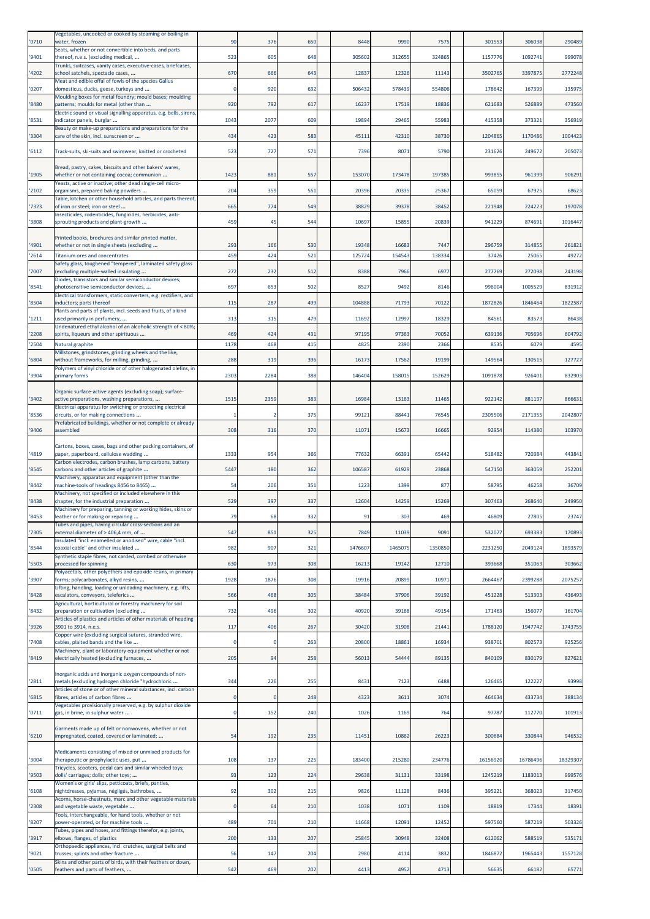| '0710 | Vegetables, uncooked or cooked by steaming or boiling in water, frozen | 90 | 376 | 650 | 8448 | 9990 | 7575 | 301553 | 306038 | 290489 |
|---|---|---|---|---|---|---|---|---|---|---|
| '9401 | Seats, whether or not convertible into beds, and parts thereof, n.e.s. (excluding medical, ... | 523 | 605 | 648 | 305602 | 312655 | 324865 | 1157776 | 1092741 | 999078 |
| '4202 | Trunks, suitcases, vanity cases, executive-cases, briefcases, school satchels, spectacle cases, ... | 670 | 666 | 643 | 12837 | 12326 | 11143 | 3502765 | 3397875 | 2772248 |
| '0207 | Meat and edible offal of fowls of the species Gallus domesticus, ducks, geese, turkeys and ... | 0 | 920 | 632 | 506432 | 578439 | 554806 | 178642 | 167399 | 135975 |
| '8480 | Moulding boxes for metal foundry; mould bases; moulding patterns; moulds for metal (other than ... | 920 | 792 | 617 | 16237 | 17519 | 18836 | 621683 | 526889 | 473560 |
| '8531 | Electric sound or visual signalling apparatus, e.g. bells, sirens, indicator panels, burglar ... | 1043 | 2077 | 609 | 19894 | 29465 | 55983 | 415358 | 373321 | 356919 |
| '3304 | Beauty or make-up preparations and preparations for the care of the skin, incl. sunscreen or ... | 434 | 423 | 583 | 45111 | 42310 | 38730 | 1204865 | 1170486 | 1004423 |
| '6112 | Track-suits, ski-suits and swimwear, knitted or crocheted | 523 | 727 | 571 | 7396 | 8071 | 5790 | 231626 | 249672 | 205073 |
| '1905 | Bread, pastry, cakes, biscuits and other bakers' wares, whether or not containing cocoa; communion ... | 1423 | 881 | 557 | 153070 | 173478 | 197385 | 993855 | 961399 | 906291 |
| '2102 | Yeasts, active or inactive; other dead single-cell micro-organisms, prepared baking powders ... | 204 | 359 | 551 | 20396 | 20335 | 25367 | 65059 | 67925 | 68623 |
| '7323 | Table, kitchen or other household articles, and parts thereof, of iron or steel; iron or steel ... | 665 | 774 | 549 | 38829 | 39378 | 38452 | 221948 | 224223 | 197078 |
| '3808 | Insecticides, rodenticides, fungicides, herbicides, anti-sprouting products and plant-growth ... | 459 | 45 | 544 | 10697 | 15855 | 20839 | 941229 | 874691 | 1016447 |
| '4901 | Printed books, brochures and similar printed matter, whether or not in single sheets (excluding ... | 293 | 166 | 530 | 19348 | 16683 | 7447 | 296759 | 314855 | 261821 |
| '2614 | Titanium ores and concentrates | 459 | 424 | 521 | 125724 | 154543 | 138334 | 37426 | 25065 | 49272 |
| '7007 | Safety glass, toughened "tempered", laminated safety glass (excluding multiple-walled insulating ... | 272 | 232 | 512 | 8388 | 7966 | 6977 | 277769 | 272098 | 243198 |
| '8541 | Diodes, transistors and similar semiconductor devices; photosensitive semiconductor devices, ... | 697 | 653 | 502 | 8527 | 9492 | 8146 | 996004 | 1005529 | 831912 |
| '8504 | Electrical transformers, static converters, e.g. rectifiers, and inductors; parts thereof | 115 | 287 | 499 | 104888 | 71793 | 70122 | 1872826 | 1846464 | 1822587 |
| '1211 | Plants and parts of plants, incl. seeds and fruits, of a kind used primarily in perfumery, ... | 313 | 315 | 479 | 11692 | 12997 | 18329 | 84561 | 83573 | 86438 |
| '2208 | Undenatured ethyl alcohol of an alcoholic strength of < 80%; spirits, liqueurs and other spirituous ... | 469 | 424 | 431 | 97195 | 97363 | 70052 | 639136 | 705696 | 604792 |
| '2504 | Natural graphite | 1178 | 468 | 415 | 4825 | 2390 | 2366 | 8535 | 6079 | 4595 |
| '6804 | Millstones, grindstones, grinding wheels and the like, without frameworks, for milling, grinding, ... | 288 | 319 | 396 | 16173 | 17562 | 19199 | 149564 | 130515 | 127727 |
| '3904 | Polymers of vinyl chloride or of other halogenated olefins, in primary forms | 2303 | 2284 | 388 | 146404 | 158015 | 152629 | 1091878 | 926401 | 832903 |
| '3402 | Organic surface-active agents (excluding soap); surface-active preparations, washing preparations, ... | 1515 | 2359 | 383 | 16984 | 13163 | 11465 | 922142 | 881137 | 866631 |
| '8536 | Electrical apparatus for switching or protecting electrical circuits, or for making connections ... | 1 | 2 | 375 | 99121 | 88441 | 76545 | 2305506 | 2171355 | 2042807 |
| '9406 | Prefabricated buildings, whether or not complete or already assembled | 308 | 316 | 370 | 11071 | 15673 | 16665 | 92954 | 114380 | 103970 |
| '4819 | Cartons, boxes, cases, bags and other packing containers, of paper, paperboard, cellulose wadding ... | 1333 | 954 | 366 | 77632 | 66391 | 65442 | 518482 | 720384 | 443841 |
| '8545 | Carbon electrodes, carbon brushes, lamp carbons, battery carbons and other articles of graphite ... | 5447 | 180 | 362 | 106587 | 61929 | 23868 | 547150 | 363059 | 252201 |
| '8442 | Machinery, apparatus and equipment (other than the machine-tools of headings 8456 to 8465) ... | 54 | 206 | 351 | 1223 | 1399 | 877 | 58795 | 46258 | 36709 |
| '8438 | Machinery, not specified or included elsewhere in this chapter, for the industrial preparation ... | 529 | 397 | 337 | 12604 | 14259 | 15269 | 307463 | 268640 | 249950 |
| '8453 | Machinery for preparing, tanning or working hides, skins or leather or for making or repairing ... | 79 | 68 | 332 | 91 | 303 | 469 | 46809 | 27805 | 23747 |
| '7305 | Tubes and pipes, having circular cross-sections and an external diameter of > 406,4 mm, of ... | 547 | 851 | 325 | 7849 | 11039 | 9091 | 532077 | 693383 | 170893 |
| '8544 | Insulated "incl. enamelled or anodised" wire, cable "incl. coaxial cable" and other insulated ... | 982 | 907 | 321 | 1476607 | 1465075 | 1350850 | 2231250 | 2049124 | 1893579 |
| '5503 | Synthetic staple fibres, not carded, combed or otherwise processed for spinning | 630 | 973 | 308 | 16213 | 19142 | 12710 | 393668 | 351063 | 303662 |
| '3907 | Polyacetals, other polyethers and epoxide resins, in primary forms; polycarbonates, alkyd resins, ... | 1928 | 1876 | 308 | 19916 | 20899 | 10971 | 2664467 | 2399288 | 2075257 |
| '8428 | Lifting, handling, loading or unloading machinery, e.g. lifts, escalators, conveyors, teleferics ... | 566 | 468 | 305 | 38484 | 37906 | 39192 | 451228 | 513303 | 436493 |
| '8432 | Agricultural, horticultural or forestry machinery for soil preparation or cultivation (excluding ... | 732 | 496 | 302 | 40920 | 39168 | 49154 | 171463 | 156077 | 161704 |
| '3926 | Articles of plastics and articles of other materials of heading 3901 to 3914, n.e.s. | 117 | 406 | 267 | 30420 | 31908 | 21441 | 1788120 | 1947742 | 1743755 |
| '7408 | Copper wire (excluding surgical sutures, stranded wire, cables, plaited bands and the like ... | 0 | 0 | 263 | 20800 | 18861 | 16934 | 938701 | 802573 | 925256 |
| '8419 | Machinery, plant or laboratory equipment whether or not electrically heated (excluding furnaces, ... | 205 | 94 | 258 | 56013 | 54444 | 89135 | 840109 | 830179 | 827621 |
| '2811 | Inorganic acids and inorganic oxygen compounds of non-metals (excluding hydrogen chloride "hydrochloric ... | 344 | 226 | 255 | 8431 | 7123 | 6488 | 126465 | 122227 | 93998 |
| '6815 | Articles of stone or of other mineral substances, incl. carbon fibres, articles of carbon fibres ... | 0 | 0 | 248 | 4323 | 3611 | 3074 | 464634 | 433734 | 388134 |
| '0711 | Vegetables provisionally preserved, e.g. by sulphur dioxide gas, in brine, in sulphur water ... | 0 | 152 | 240 | 1026 | 1169 | 764 | 97787 | 112770 | 101913 |
| '6210 | Garments made up of felt or nonwovens, whether or not impregnated, coated, covered or laminated; ... | 54 | 192 | 235 | 11451 | 10862 | 26223 | 300684 | 330844 | 946532 |
| '3004 | Medicaments consisting of mixed or unmixed products for therapeutic or prophylactic uses, put ... | 108 | 137 | 225 | 183400 | 215280 | 234776 | 16156920 | 16786496 | 18329307 |
| '9503 | Tricycles, scooters, pedal cars and similar wheeled toys; dolls' carriages; dolls; other toys; ... | 93 | 123 | 224 | 29638 | 31131 | 33198 | 1245219 | 1183013 | 999576 |
| '6108 | Women's or girls' slips, petticoats, briefs, panties, nightdresses, pyjamas, négligés, bathrobes, ... | 92 | 302 | 215 | 9826 | 11128 | 8436 | 395221 | 368023 | 317450 |
| '2308 | Acorns, horse-chestnuts, marc and other vegetable materials and vegetable waste, vegetable ... | 0 | 64 | 210 | 1038 | 1071 | 1109 | 18819 | 17344 | 18391 |
| '8207 | Tools, interchangeable, for hand tools, whether or not power-operated, or for machine tools ... | 489 | 701 | 210 | 11668 | 12091 | 12452 | 597560 | 587219 | 503326 |
| '3917 | Tubes, pipes and hoses, and fittings therefor, e.g. joints, elbows, flanges, of plastics | 200 | 133 | 207 | 25845 | 30948 | 32408 | 612062 | 588519 | 535171 |
| '9021 | Orthopaedic appliances, incl. crutches, surgical belts and trusses; splints and other fracture ... | 56 | 147 | 204 | 2980 | 4114 | 3832 | 1846872 | 1965443 | 1557128 |
| '0505 | Skins and other parts of birds, with their feathers or down, feathers and parts of feathers, ... | 542 | 469 | 202 | 4413 | 4952 | 4713 | 56635 | 66182 | 65771 |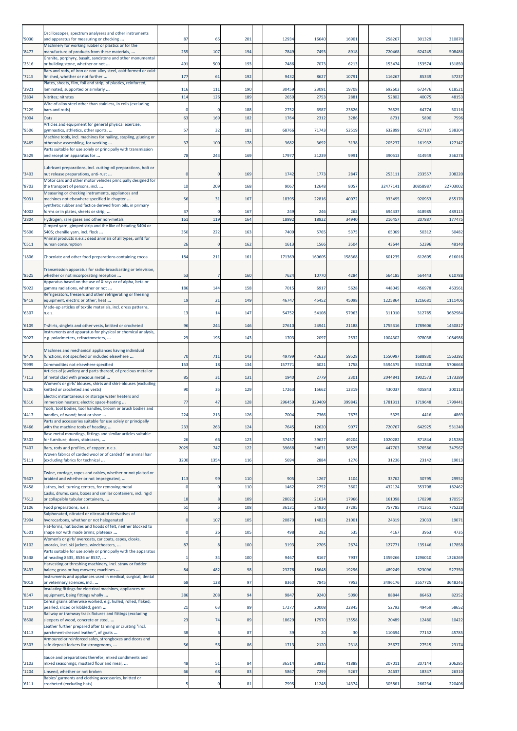| | | | | | | | | | | |
|---|---|---|---|---|---|---|---|---|---|---|
| '9030 | Oscilloscopes, spectrum analysers and other instruments and apparatus for measuring or checking ... | 87 | 65 | 201 | 12934 | 16640 | 16901 | 258267 | 301329 | 310870 |
| '8477 | Machinery for working rubber or plastics or for the manufacture of products from these materials, ... | 255 | 107 | 194 | 7849 | 7493 | 8918 | 720468 | 624245 | 508486 |
| '2516 | Granite, porphyry, basalt, sandstone and other monumental or building stone, whether or not ... | 491 | 500 | 193 | 7486 | 7073 | 6213 | 153474 | 153574 | 131850 |
| '7215 | Bars and rods, of iron or non-alloy steel, cold-formed or cold-finished, whether or not further ... | 177 | 61 | 192 | 9432 | 8627 | 10791 | 116267 | 85339 | 57237 |
| '3921 | Plates, sheets, film, foil and strip, of plastics, reinforced, laminated, supported or similarly ... | 116 | 111 | 190 | 30459 | 23091 | 19708 | 692603 | 672476 | 618521 |
| '2834 | Nitrites; nitrates | 114 | 126 | 189 | 2650 | 2753 | 2881 | 52802 | 40075 | 48153 |
| '7229 | Wire of alloy steel other than stainless, in coils (excluding bars and rods) | 0 | 0 | 188 | 2752 | 6987 | 23826 | 76525 | 64774 | 50116 |
| '1004 | Oats | 63 | 169 | 182 | 1764 | 2312 | 3286 | 8731 | 5890 | 7596 |
| '9506 | Articles and equipment for general physical exercise, gymnastics, athletics, other sports, ... | 57 | 32 | 181 | 68766 | 71743 | 52519 | 632899 | 627187 | 538304 |
| '8465 | Machine tools, incl. machines for nailing, stapling, glueing or otherwise assembling, for working ... | 37 | 100 | 178 | 3682 | 3692 | 3138 | 205237 | 161932 | 127147 |
| '8529 | Parts suitable for use solely or principally with transmission and reception apparatus for ... | 78 | 243 | 169 | 17977 | 21239 | 9991 | 390513 | 414949 | 356278 |
| '3403 | Lubricant preparations, incl. cutting-oil preparations, bolt or nut release preparations, anti-rust ... | 0 | 0 | 169 | 1742 | 1773 | 2847 | 253111 | 233557 | 208220 |
| '8703 | Motor cars and other motor vehicles principally designed for the transport of persons, incl. ... | 10 | 209 | 168 | 9067 | 12648 | 8057 | 32477141 | 30858987 | 22703002 |
| '9031 | Measuring or checking instruments, appliances and machines not elsewhere specified in chapter ... | 56 | 31 | 167 | 18395 | 22816 | 40072 | 933495 | 920953 | 855170 |
| '4002 | Synthetic rubber and factice derived from oils, in primary forms or in plates, sheets or strip; ... | 37 | 0 | 167 | 249 | 246 | 262 | 694437 | 618985 | 489115 |
| '2804 | Hydrogen, rare gases and other non-metals | 161 | 119 | 164 | 18992 | 18922 | 34940 | 216457 | 207887 | 177475 |
| '5606 | Gimped yarn, gimped strip and the like of heading 5404 or 5405; chenille yarn, incl. flock ... | 350 | 222 | 163 | 7409 | 5765 | 5375 | 65069 | 50312 | 50482 |
| '0511 | Animal products n.e.s.; dead animals of all types, unfit for human consumption | 26 | 0 | 162 | 1613 | 1566 | 3504 | 43644 | 52396 | 48140 |
| '1806 | Chocolate and other food preparations containing cocoa | 184 | 211 | 161 | 171369 | 169605 | 158368 | 601235 | 612605 | 616016 |
| '8525 | Transmission apparatus for radio-broadcasting or television, whether or not incorporating reception ... | 53 | 7 | 160 | 7624 | 10770 | 4284 | 564185 | 564443 | 610788 |
| '9022 | Apparatus based on the use of X-rays or of alpha, beta or gamma radiations, whether or not ... | 186 | 144 | 158 | 7015 | 6917 | 5628 | 448045 | 456978 | 463561 |
| '8418 | Refrigerators, freezers and other refrigerating or freezing equipment, electric or other; heat ... | 19 | 21 | 149 | 46747 | 45452 | 45098 | 1225864 | 1216681 | 1111406 |
| '6307 | Made-up articles of textile materials, incl. dress patterns, n.e.s. | 13 | 14 | 147 | 54752 | 54108 | 57963 | 311010 | 312785 | 3682984 |
| '6109 | T-shirts, singlets and other vests, knitted or crocheted | 96 | 244 | 146 | 27610 | 24941 | 21188 | 1755316 | 1789606 | 1450817 |
| '9027 | Instruments and apparatus for physical or chemical analysis, e.g. polarimeters, refractometers, ... | 29 | 195 | 143 | 1703 | 2097 | 2532 | 1004302 | 978038 | 1084986 |
| '8479 | Machines and mechanical appliances having individual functions, not specified or included elsewhere ... | 70 | 711 | 143 | 49799 | 42623 | 59528 | 1550997 | 1688830 | 1563292 |
| '9999 | Commodities not elsewhere specified | 153 | 18 | 134 | 157771 | 6021 | 1758 | 5594575 | 5532348 | 5706668 |
| '7113 | Articles of jewellery and parts thereof, of precious metal or of metal clad with precious metal ... | 85 | 31 | 131 | 1940 | 2779 | 2301 | 2044841 | 1902573 | 1173289 |
| '6206 | Women's or girls' blouses, shirts and shirt-blouses (excluding knitted or crocheted and vests) | 90 | 35 | 129 | 17263 | 15662 | 12319 | 430037 | 405843 | 300118 |
| '8516 | Electric instantaneous or storage water heaters and immersion heaters; electric space-heating ... | 77 | 47 | 128 | 296459 | 329409 | 399842 | 1781311 | 1719648 | 1799441 |
| '4417 | Tools, tool bodies, tool handles, broom or brush bodies and handles, of wood; boot or shoe ... | 224 | 213 | 126 | 7004 | 7366 | 7675 | 5325 | 4416 | 4869 |
| '8466 | Parts and accessories suitable for use solely or principally with the machine tools of heading ... | 233 | 263 | 124 | 7645 | 12620 | 9077 | 720767 | 642925 | 531240 |
| '8302 | Base metal mountings, fittings and similar articles suitable for furniture, doors, staircases, ... | 26 | 66 | 123 | 37457 | 39627 | 49204 | 1020282 | 871844 | 815280 |
| '7407 | Bars, rods and profiles, of copper, n.e.s. | 2029 | 747 | 122 | 39668 | 34631 | 38525 | 447703 | 376586 | 347567 |
| '5111 | Woven fabrics of carded wool or of carded fine animal hair (excluding fabrics for technical ... | 3200 | 1354 | 116 | 5694 | 2884 | 1276 | 31236 | 23142 | 19013 |
| '5607 | Twine, cordage, ropes and cables, whether or not plaited or braided and whether or not impregnated, ... | 113 | 99 | 110 | 905 | 1267 | 1104 | 33762 | 30795 | 29952 |
| '8458 | Lathes, incl. turning centres, for removing metal | 0 | 0 | 110 | 1462 | 2752 | 3602 | 432124 | 353708 | 182462 |
| '7612 | Casks, drums, cans, boxes and similar containers, incl. rigid or collapsible tubular containers, ... | 18 | 8 | 109 | 28022 | 21634 | 17966 | 161098 | 170298 | 170557 |
| '2106 | Food preparations, n.e.s. | 51 | 5 | 108 | 36131 | 34930 | 37295 | 757785 | 741351 | 775228 |
| '2904 | Sulphonated, nitrated or nitrosated derivatives of hydrocarbons, whether or not halogenated | 0 | 107 | 105 | 20870 | 14823 | 21001 | 24319 | 23033 | 19071 |
| '6501 | Hat-forms, hat bodies and hoods of felt, neither blocked to shape nor with made brims; plateaux ... | 0 | 26 | 105 | 498 | 282 | 535 | 4167 | 3963 | 4735 |
| '6102 | Women's or girls' overcoats, car coats, capes, cloaks, anoraks, incl. ski jackets, windcheaters, ... | 87 | 8 | 100 | 3193 | 2705 | 2674 | 127771 | 135146 | 117858 |
| '8538 | Parts suitable for use solely or principally with the apparatus of heading 8535, 8536 or 8537, ... | 1 | 34 | 100 | 9467 | 8167 | 7937 | 1359266 | 1296010 | 1326269 |
| '8433 | Harvesting or threshing machinery, incl. straw or fodder balers; grass or hay mowers; machines ... | 84 | 482 | 98 | 23278 | 18648 | 19296 | 489249 | 523096 | 527350 |
| '9018 | Instruments and appliances used in medical, surgical, dental or veterinary sciences, incl. ... | 68 | 128 | 97 | 8360 | 7845 | 7953 | 3496176 | 3557725 | 3648246 |
| '8547 | Insulating fittings for electrical machines, appliances or equipment, being fittings wholly ... | 386 | 208 | 94 | 9847 | 9240 | 5090 | 88844 | 86463 | 82352 |
| '1104 | Cereal grains otherwise worked, e.g. hulled, rolled, flaked, pearled, sliced or kibbled; germ ... | 21 | 63 | 89 | 17277 | 20008 | 22845 | 52792 | 49459 | 58652 |
| '8608 | Railway or tramway track fixtures and fittings (excluding sleepers of wood, concrete or steel, ... | 23 | 74 | 89 | 18629 | 17970 | 13558 | 20489 | 12480 | 10422 |
| '4113 | Leather further prepared after tanning or crusting "incl. parchment-dressed leather", of goats ... | 38 | 6 | 87 | 39 | 20 | 30 | 110694 | 77152 | 45785 |
| '8303 | Armoured or reinforced safes, strongboxes and doors and safe deposit lockers for strongrooms, ... | 56 | 56 | 86 | 1713 | 2120 | 2318 | 25677 | 27515 | 23174 |
| '2103 | Sauce and preparations therefor; mixed condiments and mixed seasonings; mustard flour and meal, ... | 48 | 51 | 84 | 36514 | 38815 | 41888 | 207011 | 207144 | 206285 |
| '1204 | Linseed, whether or not broken | 66 | 68 | 83 | 5867 | 7299 | 5267 | 24637 | 18347 | 26310 |
| '6111 | Babies' garments and clothing accessories, knitted or crocheted (excluding hats) | 5 | 0 | 81 | 7995 | 11248 | 14374 | 305861 | 266234 | 220406 |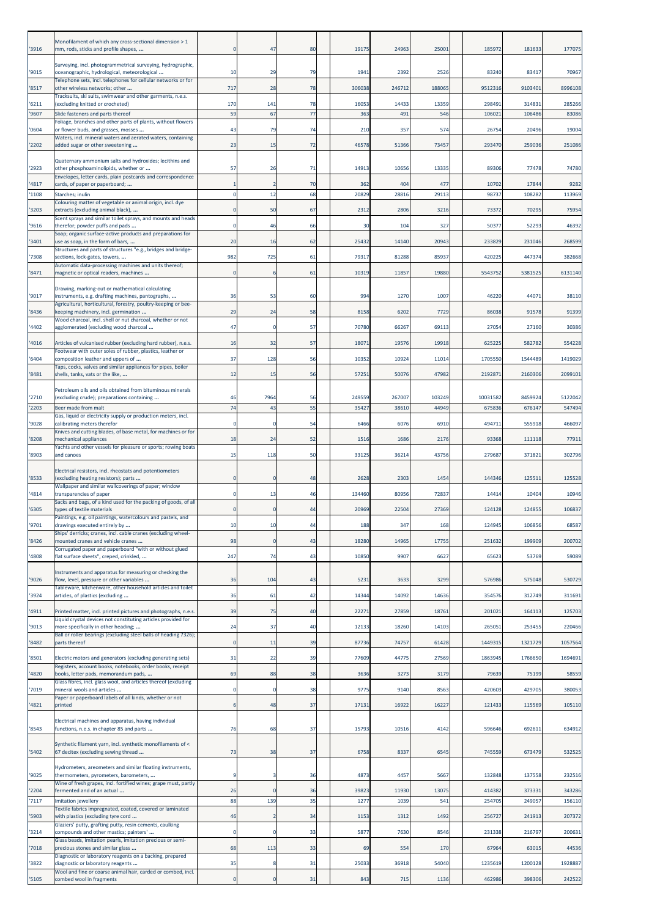| '3916 | Monofilament of which any cross-sectional dimension > 1 mm, rods, sticks and profile shapes, ... | 0 | 47 | 80 | 19175 | 24963 | 25001 | 185972 | 181633 | 177075 |
|---|---|---|---|---|---|---|---|---|---|---|
| '9015 | Surveying, incl. photogrammetrical surveying, hydrographic, oceanographic, hydrological, meteorological ... | 10 | 29 | 79 | 1941 | 2392 | 2526 | 83240 | 83417 | 70967 |
| '8517 | Telephone sets, incl. telephones for cellular networks or for other wireless networks; other ... | 717 | 28 | 78 | 306038 | 246712 | 188065 | 9512316 | 9103401 | 8996108 |
| '6211 | Tracksuits, ski suits, swimwear and other garments, n.e.s. (excluding knitted or crocheted) | 170 | 141 | 78 | 16053 | 14433 | 13359 | 298491 | 314831 | 285266 |
| '9607 | Slide fasteners and parts thereof | 59 | 67 | 77 | 363 | 491 | 546 | 106021 | 106486 | 83086 |
| '0604 | Foliage, branches and other parts of plants, without flowers or flower buds, and grasses, mosses ... | 43 | 79 | 74 | 210 | 357 | 574 | 26754 | 20496 | 19004 |
| '2202 | Waters, incl. mineral waters and aerated waters, containing added sugar or other sweetening ... | 23 | 15 | 72 | 46578 | 51366 | 73457 | 293470 | 259036 | 251086 |
| '2923 | Quaternary ammonium salts and hydroxides; lecithins and other phosphoaminolipids, whether or ... | 57 | 26 | 71 | 14913 | 10656 | 13335 | 89306 | 77478 | 74780 |
| '4817 | Envelopes, letter cards, plain postcards and correspondence cards, of paper or paperboard; ... | 1 | 2 | 70 | 362 | 404 | 477 | 10702 | 17844 | 9282 |
| '1108 | Starches; inulin | 0 | 12 | 68 | 20829 | 28816 | 29113 | 98737 | 108282 | 113969 |
| '3203 | Colouring matter of vegetable or animal origin, incl. dye extracts (excluding animal black), ... | 0 | 50 | 67 | 2312 | 2806 | 3216 | 73372 | 70295 | 75954 |
| '9616 | Scent sprays and similar toilet sprays, and mounts and heads therefor; powder puffs and pads ... | 0 | 46 | 66 | 30 | 104 | 327 | 50377 | 52293 | 46392 |
| '3401 | Soap; organic surface-active products and preparations for use as soap, in the form of bars, ... | 20 | 16 | 62 | 25432 | 14140 | 20943 | 233829 | 231046 | 268599 |
| '7308 | Structures and parts of structures "e.g., bridges and bridge-sections, lock-gates, towers, ... | 982 | 725 | 61 | 79317 | 81288 | 85937 | 420225 | 447374 | 382668 |
| '8471 | Automatic data-processing machines and units thereof; magnetic or optical readers, machines ... | 0 | 6 | 61 | 10319 | 11857 | 19880 | 5543752 | 5381525 | 6131140 |
| '9017 | Drawing, marking-out or mathematical calculating instruments, e.g. drafting machines, pantographs, ... | 36 | 53 | 60 | 994 | 1270 | 1007 | 46220 | 44071 | 38110 |
| '8436 | Agricultural, horticultural, forestry, poultry-keeping or bee-keeping machinery, incl. germination ... | 29 | 24 | 58 | 8158 | 6202 | 7729 | 86038 | 91578 | 91399 |
| '4402 | Wood charcoal, incl. shell or nut charcoal, whether or not agglomerated (excluding wood charcoal ... | 47 | 0 | 57 | 70780 | 66267 | 69113 | 27054 | 27160 | 30386 |
| '4016 | Articles of vulcanised rubber (excluding hard rubber), n.e.s. | 16 | 32 | 57 | 18071 | 19576 | 19918 | 625225 | 582782 | 554228 |
| '6404 | Footwear with outer soles of rubber, plastics, leather or composition leather and uppers of ... | 37 | 128 | 56 | 10352 | 10924 | 11014 | 1705550 | 1544489 | 1419029 |
| '8481 | Taps, cocks, valves and similar appliances for pipes, boiler shells, tanks, vats or the like, ... | 12 | 15 | 56 | 57251 | 50076 | 47982 | 2192871 | 2160306 | 2099101 |
| '2710 | Petroleum oils and oils obtained from bituminous minerals (excluding crude); preparations containing ... | 46 | 7964 | 56 | 249559 | 267007 | 103249 | 10031582 | 8459924 | 5122042 |
| '2203 | Beer made from malt | 74 | 43 | 55 | 35427 | 38610 | 44949 | 675836 | 676147 | 547494 |
| '9028 | Gas, liquid or electricity supply or production meters, incl. calibrating meters therefor | 0 | 0 | 54 | 6466 | 6076 | 6910 | 494711 | 555918 | 466097 |
| '8208 | Knives and cutting blades, of base metal, for machines or for mechanical appliances | 18 | 24 | 52 | 1516 | 1686 | 2176 | 93368 | 111118 | 77911 |
| '8903 | Yachts and other vessels for pleasure or sports; rowing boats and canoes | 15 | 118 | 50 | 33125 | 36214 | 43756 | 279687 | 371821 | 302796 |
| '8533 | Electrical resistors, incl. rheostats and potentiometers (excluding heating resistors); parts ... | 0 | 0 | 48 | 2628 | 2303 | 1454 | 144346 | 125511 | 125528 |
| '4814 | Wallpaper and similar wallcoverings of paper; window transparencies of paper | 0 | 13 | 46 | 134460 | 80956 | 72837 | 14414 | 10404 | 10946 |
| '6305 | Sacks and bags, of a kind used for the packing of goods, of all types of textile materials | 0 | 0 | 44 | 20969 | 22504 | 27369 | 124128 | 124855 | 106837 |
| '9701 | Paintings, e.g. oil paintings, watercolours and pastels, and drawings executed entirely by ... | 10 | 10 | 44 | 188 | 347 | 168 | 124945 | 106856 | 68587 |
| '8426 | Ships' derricks; cranes, incl. cable cranes (excluding wheel-mounted cranes and vehicle cranes ... | 98 | 0 | 43 | 18280 | 14965 | 17755 | 251632 | 199909 | 200702 |
| '4808 | Corrugated paper and paperboard "with or without glued flat surface sheets", creped, crinkled, ... | 247 | 74 | 43 | 10850 | 9907 | 6627 | 65623 | 53769 | 59089 |
| '9026 | Instruments and apparatus for measuring or checking the flow, level, pressure or other variables ... | 36 | 104 | 43 | 5231 | 3633 | 3299 | 576986 | 575048 | 530729 |
| '3924 | Tableware, kitchenware, other household articles and toilet articles, of plastics (excluding ... | 36 | 61 | 42 | 14344 | 14092 | 14636 | 354576 | 312749 | 311691 |
| '4911 | Printed matter, incl. printed pictures and photographs, n.e.s. | 39 | 75 | 40 | 22271 | 27859 | 18761 | 201021 | 164113 | 125703 |
| '9013 | Liquid crystal devices not constituting articles provided for more specifically in other heading; ... | 24 | 37 | 40 | 12133 | 18260 | 14103 | 265051 | 253455 | 220466 |
| '8482 | Ball or roller bearings (excluding steel balls of heading 7326); parts thereof | 0 | 11 | 39 | 87736 | 74757 | 61428 | 1449315 | 1321729 | 1057564 |
| '8501 | Electric motors and generators (excluding generating sets) | 31 | 22 | 39 | 77609 | 44775 | 27569 | 1863945 | 1766650 | 1694691 |
| '4820 | Registers, account books, notebooks, order books, receipt books, letter pads, memorandum pads, ... | 69 | 88 | 38 | 3636 | 3273 | 3179 | 79639 | 75199 | 58559 |
| '7019 | Glass fibres, incl. glass wool, and articles thereof (excluding mineral wools and articles ... | 0 | 0 | 38 | 9775 | 9140 | 8563 | 420603 | 429705 | 380053 |
| '4821 | Paper or paperboard labels of all kinds, whether or not printed | 6 | 48 | 37 | 17131 | 16922 | 16227 | 121433 | 115569 | 105110 |
| '8543 | Electrical machines and apparatus, having individual functions, n.e.s. in chapter 85 and parts ... | 76 | 68 | 37 | 15793 | 10516 | 4142 | 596646 | 692611 | 634912 |
| '5402 | Synthetic filament yarn, incl. synthetic monofilaments of < 67 decitex (excluding sewing thread ... | 73 | 38 | 37 | 6758 | 8337 | 6545 | 745559 | 673479 | 532525 |
| '9025 | Hydrometers, areometers and similar floating instruments, thermometers, pyrometers, barometers, ... | 9 | 3 | 36 | 4873 | 4457 | 5667 | 132848 | 137558 | 232516 |
| '2204 | Wine of fresh grapes, incl. fortified wines; grape must, partly fermented and of an actual ... | 26 | 0 | 36 | 39823 | 11930 | 13075 | 414382 | 373331 | 343286 |
| '7117 | Imitation jewellery | 88 | 139 | 35 | 1277 | 1039 | 541 | 254705 | 249057 | 156110 |
| '5903 | Textile fabrics impregnated, coated, covered or laminated with plastics (excluding tyre cord ... | 46 | 2 | 34 | 1153 | 1312 | 1492 | 256727 | 241913 | 207372 |
| '3214 | Glaziers' putty, grafting putty, resin cements, caulking compounds and other mastics; painters' ... | 0 | 0 | 33 | 5877 | 7630 | 8546 | 231338 | 216797 | 200631 |
| '7018 | Glass beads, imitation pearls, imitation precious or semi-precious stones and similar glass ... | 68 | 113 | 33 | 69 | 554 | 170 | 67964 | 63015 | 44536 |
| '3822 | Diagnostic or laboratory reagents on a backing, prepared diagnostic or laboratory reagents ... | 35 | 8 | 31 | 25033 | 36918 | 54040 | 1235619 | 1200128 | 1928887 |
| '5105 | Wool and fine or coarse animal hair, carded or combed, incl. combed wool in fragments | 0 | 0 | 31 | 843 | 715 | 1136 | 462986 | 398306 | 242522 |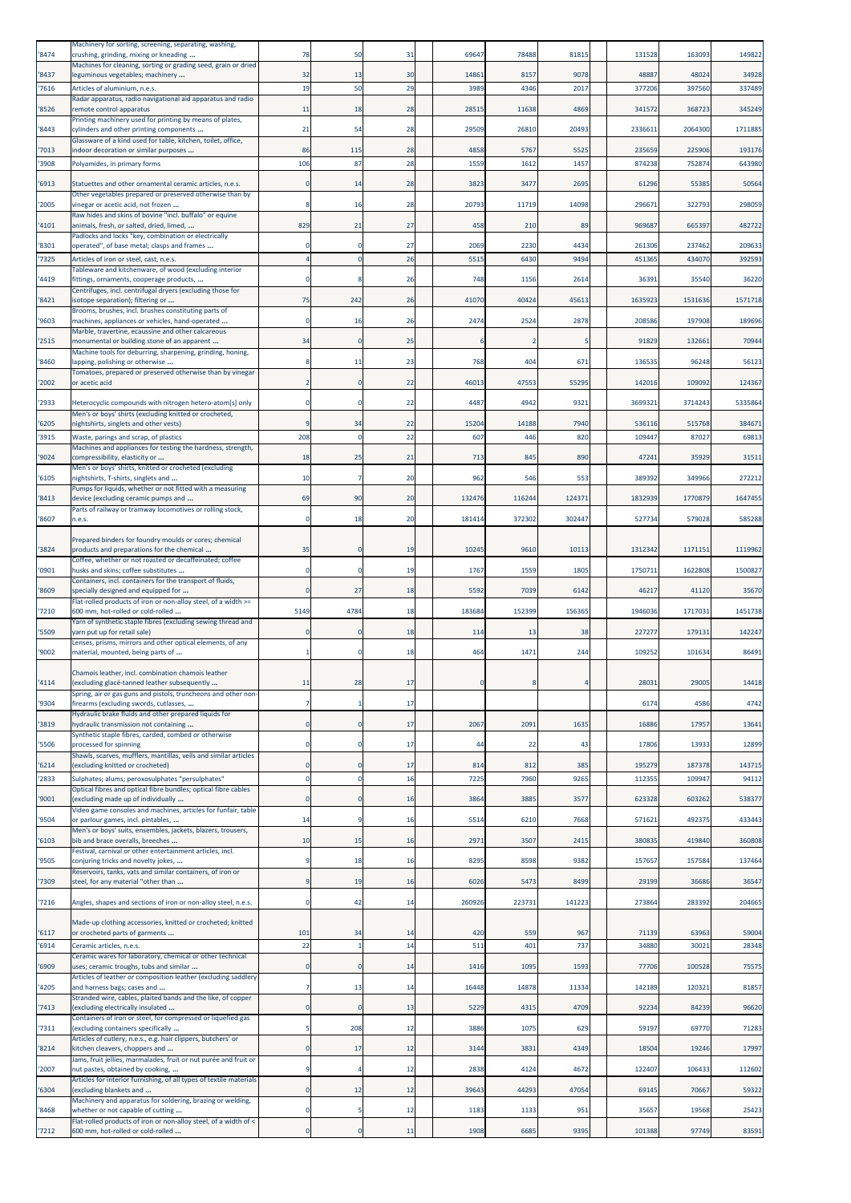| '8474 | Machinery for sorting, screening, separating, washing, crushing, grinding, mixing or kneading ... | 78 | 50 | 31 | 69647 | 78488 | 81815 | 131528 | 163093 | 149822 |
|---|---|---|---|---|---|---|---|---|---|---|
| '8437 | Machines for cleaning, sorting or grading seed, grain or dried leguminous vegetables; machinery ... | 32 | 13 | 30 | 14861 | 8157 | 9078 | 48887 | 48024 | 34928 |
| '7616 | Articles of aluminium, n.e.s. | 19 | 50 | 29 | 3989 | 4346 | 2017 | 377206 | 397560 | 337489 |
| '8526 | Radar apparatus, radio navigational aid apparatus and radio remote control apparatus | 11 | 18 | 28 | 28515 | 11638 | 4869 | 341572 | 368723 | 345249 |
| '8443 | Printing machinery used for printing by means of plates, cylinders and other printing components ... | 21 | 54 | 28 | 29509 | 26810 | 20493 | 2336611 | 2064300 | 1711885 |
| '7013 | Glassware of a kind used for table, kitchen, toilet, office, indoor decoration or similar purposes ... | 86 | 115 | 28 | 4858 | 5767 | 5525 | 235659 | 225906 | 193176 |
| '3908 | Polyamides, in primary forms | 106 | 87 | 28 | 1559 | 1612 | 1457 | 874238 | 752874 | 643980 |
| '6913 | Statuettes and other ornamental ceramic articles, n.e.s. | 0 | 14 | 28 | 3823 | 3477 | 2695 | 61296 | 55385 | 50564 |
| '2005 | Other vegetables prepared or preserved otherwise than by vinegar or acetic acid, not frozen ... | 8 | 16 | 28 | 20793 | 11719 | 14098 | 296671 | 322793 | 298059 |
| '4101 | Raw hides and skins of bovine "incl. buffalo" or equine animals, fresh, or salted, dried, limed, ... | 829 | 21 | 27 | 458 | 210 | 89 | 969687 | 665397 | 482722 |
| '8301 | Padlocks and locks "key, combination or electrically operated", of base metal; clasps and frames ... | 0 | 0 | 27 | 2069 | 2230 | 4434 | 261306 | 237462 | 209633 |
| '7325 | Articles of iron or steel, cast, n.e.s. | 4 | 0 | 26 | 5515 | 6430 | 9494 | 451365 | 434070 | 392593 |
| '4419 | Tableware and kitchenware, of wood (excluding interior fittings, ornaments, cooperage products, ... | 0 | 8 | 26 | 748 | 1156 | 2614 | 36391 | 35540 | 36220 |
| '8421 | Centrifuges, incl. centrifugal dryers (excluding those for isotope separation); filtering or ... | 75 | 242 | 26 | 41070 | 40424 | 45613 | 1635923 | 1531636 | 1571718 |
| '9603 | Brooms, brushes, incl. brushes constituting parts of machines, appliances or vehicles, hand-operated ... | 0 | 16 | 26 | 2474 | 2524 | 2878 | 208586 | 197908 | 189696 |
| '2515 | Marble, travertine, ecaussine and other calcareous monumental or building stone of an apparent ... | 34 | 0 | 25 | 6 | 2 | 5 | 91829 | 132661 | 70944 |
| '8460 | Machine tools for deburring, sharpening, grinding, honing, lapping, polishing or otherwise ... | 8 | 11 | 23 | 768 | 404 | 671 | 136535 | 96248 | 56123 |
| '2002 | Tomatoes, prepared or preserved otherwise than by vinegar or acetic acid | 2 | 0 | 22 | 46013 | 47553 | 55295 | 142016 | 109092 | 124367 |
| '2933 | Heterocyclic compounds with nitrogen hetero-atom[s] only | 0 | 0 | 22 | 4487 | 4942 | 9321 | 3699321 | 3714243 | 5335864 |
| '6205 | Men's or boys' shirts (excluding knitted or crocheted, nightshirts, singlets and other vests) | 9 | 34 | 22 | 15204 | 14188 | 7940 | 536116 | 515768 | 384671 |
| '3915 | Waste, parings and scrap, of plastics | 208 | 0 | 22 | 607 | 446 | 820 | 109447 | 87027 | 69813 |
| '9024 | Machines and appliances for testing the hardness, strength, compressibility, elasticity or ... | 18 | 25 | 21 | 713 | 845 | 890 | 47241 | 35929 | 31511 |
| '6105 | Men's or boys' shirts, knitted or crocheted (excluding nightshirts, T-shirts, singlets and ... | 10 | 7 | 20 | 962 | 546 | 553 | 389392 | 349966 | 272212 |
| '8413 | Pumps for liquids, whether or not fitted with a measuring device (excluding ceramic pumps and ... | 69 | 90 | 20 | 132476 | 116244 | 124371 | 1832939 | 1770879 | 1647455 |
| '8607 | Parts of railway or tramway locomotives or rolling stock, n.e.s. | 0 | 18 | 20 | 181414 | 372302 | 302447 | 527734 | 579028 | 585288 |
| '3824 | Prepared binders for foundry moulds or cores; chemical products and preparations for the chemical ... | 35 | 0 | 19 | 10245 | 9610 | 10113 | 1312342 | 1171151 | 1119962 |
| '0901 | Coffee, whether or not roasted or decaffeinated; coffee husks and skins; coffee substitutes ... | 0 | 0 | 19 | 1767 | 1559 | 1805 | 1750711 | 1622808 | 1500827 |
| '8609 | Containers, incl. containers for the transport of fluids, specially designed and equipped for ... | 0 | 27 | 18 | 5592 | 7039 | 6142 | 46217 | 41120 | 35670 |
| '7210 | Flat-rolled products of iron or non-alloy steel, of a width >= 600 mm, hot-rolled or cold-rolled ... | 5149 | 4784 | 18 | 183684 | 152399 | 156365 | 1946036 | 1717031 | 1451738 |
| '5509 | Yarn of synthetic staple fibres (excluding sewing thread and yarn put up for retail sale) | 0 | 0 | 18 | 114 | 13 | 38 | 227277 | 179131 | 142247 |
| '9002 | Lenses, prisms, mirrors and other optical elements, of any material, mounted, being parts of ... | 1 | 0 | 18 | 464 | 1471 | 244 | 109252 | 101634 | 86491 |
| '4114 | Chamois leather, incl. combination chamois leather (excluding glacé-tanned leather subsequently ... | 11 | 28 | 17 | 0 | 8 | 4 | 28031 | 29005 | 14418 |
| '9304 | Spring, air or gas guns and pistols, truncheons and other non-firearms (excluding swords, cutlasses, ... | 7 | 1 | 17 | | | | 6174 | 4586 | 4742 |
| '3819 | Hydraulic brake fluids and other prepared liquids for hydraulic transmission not containing ... | 0 | 0 | 17 | 2067 | 2091 | 1635 | 16886 | 17957 | 13641 |
| '5506 | Synthetic staple fibres, carded, combed or otherwise processed for spinning | 0 | 0 | 17 | 44 | 22 | 43 | 17806 | 13933 | 12899 |
| '6214 | Shawls, scarves, mufflers, mantillas, veils and similar articles (excluding knitted or crocheted) | 0 | 0 | 17 | 814 | 812 | 385 | 195279 | 187378 | 143715 |
| '2833 | Sulphates; alums; peroxosulphates "persulphates" | 0 | 0 | 16 | 7225 | 7960 | 9265 | 112355 | 109947 | 94112 |
| '9001 | Optical fibres and optical fibre bundles; optical fibre cables (excluding made up of individually ... | 0 | 0 | 16 | 3864 | 3885 | 3577 | 623328 | 603262 | 538377 |
| '9504 | Video game consoles and machines, articles for funfair, table or parlour games, incl. pintables, ... | 14 | 9 | 16 | 5514 | 6210 | 7668 | 571621 | 492375 | 433443 |
| '6103 | Men's or boys' suits, ensembles, jackets, blazers, trousers, bib and brace overalls, breeches ... | 10 | 15 | 16 | 2971 | 3507 | 2415 | 380835 | 419840 | 360808 |
| '9505 | Festival, carnival or other entertainment articles, incl. conjuring tricks and novelty jokes, ... | 9 | 18 | 16 | 8295 | 8598 | 9382 | 157657 | 157584 | 137464 |
| '7309 | Reservoirs, tanks, vats and similar containers, of iron or steel, for any material "other than ... | 9 | 19 | 16 | 6026 | 5473 | 8499 | 29199 | 36686 | 36547 |
| '7216 | Angles, shapes and sections of iron or non-alloy steel, n.e.s. | 0 | 42 | 14 | 260926 | 223731 | 141223 | 273864 | 283392 | 204665 |
| '6117 | Made-up clothing accessories, knitted or crocheted; knitted or crocheted parts of garments ... | 101 | 34 | 14 | 420 | 559 | 967 | 71139 | 63963 | 59004 |
| '6914 | Ceramic articles, n.e.s. | 22 | 1 | 14 | 511 | 401 | 737 | 34880 | 30021 | 28348 |
| '6909 | Ceramic wares for laboratory, chemical or other technical uses; ceramic troughs, tubs and similar ... | 0 | 0 | 14 | 1416 | 1095 | 1593 | 77706 | 100528 | 75575 |
| '4205 | Articles of leather or composition leather (excluding saddlery and harness bags; cases and ... | 7 | 13 | 14 | 16448 | 14878 | 11334 | 142189 | 120321 | 81857 |
| '7413 | Stranded wire, cables, plaited bands and the like, of copper (excluding electrically insulated ... | 0 | 0 | 13 | 5229 | 4315 | 4709 | 92234 | 84239 | 96620 |
| '7311 | Containers of iron or steel, for compressed or liquefied gas (excluding containers specifically ... | 5 | 208 | 12 | 3886 | 1075 | 629 | 59197 | 69770 | 71283 |
| '8214 | Articles of cutlery, n.e.s., e.g. hair clippers, butchers' or kitchen cleavers, choppers and ... | 0 | 17 | 12 | 3144 | 3831 | 4349 | 18504 | 19246 | 17997 |
| '2007 | Jams, fruit jellies, marmalades, fruit or nut purée and fruit or nut pastes, obtained by cooking, ... | 9 | 4 | 12 | 2838 | 4124 | 4672 | 122407 | 106433 | 112602 |
| '6304 | Articles for interior furnishing, of all types of textile materials (excluding blankets and ... | 0 | 12 | 12 | 39643 | 44293 | 47054 | 69145 | 70667 | 59322 |
| '8468 | Machinery and apparatus for soldering, brazing or welding, whether or not capable of cutting ... | 0 | 5 | 12 | 1183 | 1133 | 951 | 35657 | 19568 | 25423 |
| '7212 | Flat-rolled products of iron or non-alloy steel, of a width of < 600 mm, hot-rolled or cold-rolled ... | 0 | 0 | 11 | 1908 | 6685 | 9395 | 101388 | 97749 | 83591 |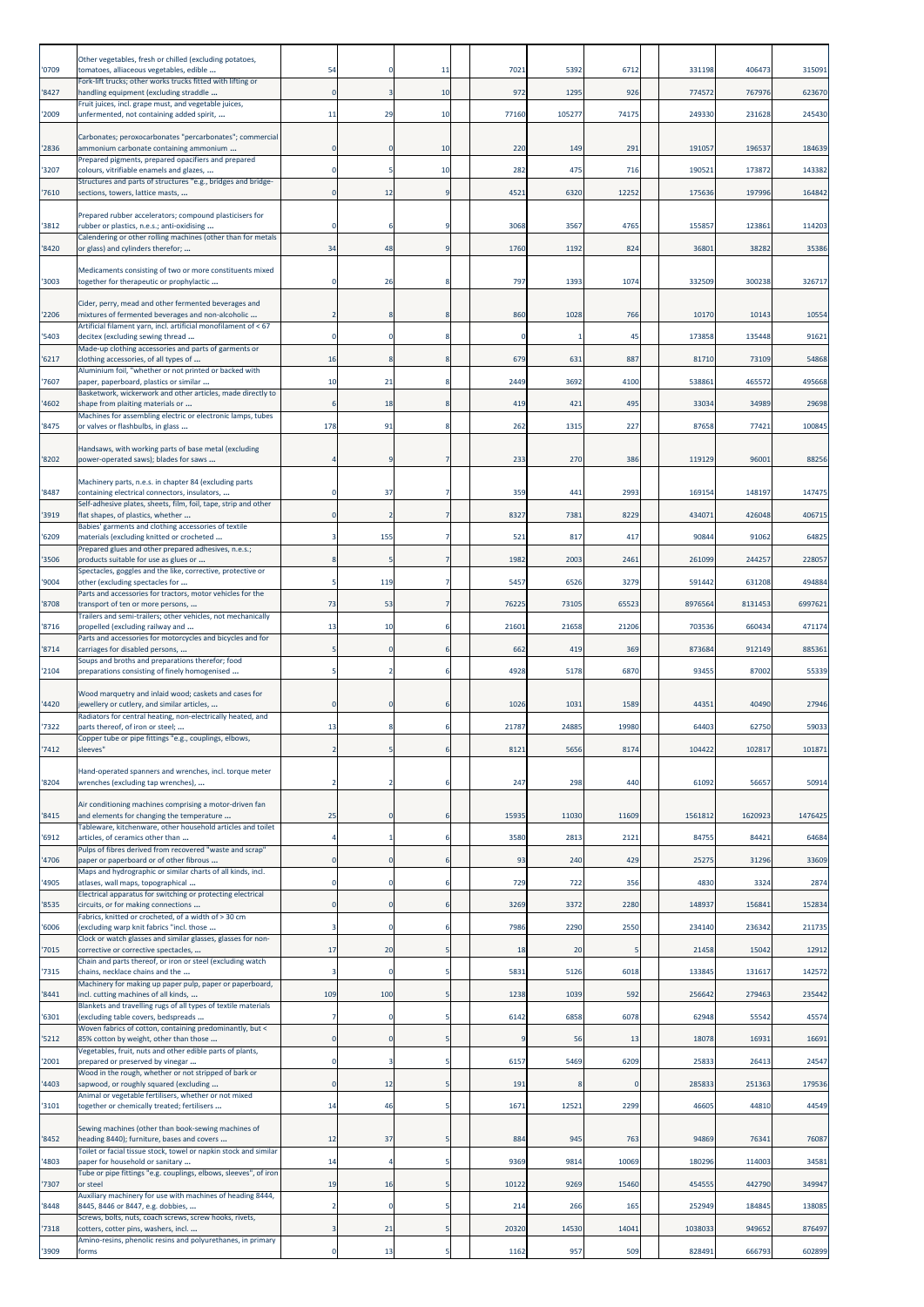| | | | | | | | | | | | | |
|---|---|---|---|---|---|---|---|---|---|---|---|---|
| '0709 | Other vegetables, fresh or chilled (excluding potatoes, tomatoes, alliaceous vegetables, edible ... | 54 | 0 | 11 | | 7021 | 5392 | 6712 | | 331198 | 406473 | 315091 |
| '8427 | Fork-lift trucks; other works trucks fitted with lifting or handling equipment (excluding straddle ... | 0 | 3 | 10 | | 972 | 1295 | 926 | | 774572 | 767976 | 623670 |
| '2009 | Fruit juices, incl. grape must, and vegetable juices, unfermented, not containing added spirit, ... | 11 | 29 | 10 | | 77160 | 105277 | 74175 | | 249330 | 231628 | 245430 |
| '2836 | Carbonates; peroxocarbonates "percarbonates"; commercial ammonium carbonate containing ammonium ... | 0 | 0 | 10 | | 220 | 149 | 291 | | 191057 | 196537 | 184639 |
| '3207 | Prepared pigments, prepared opacifiers and prepared colours, vitrifiable enamels and glazes, ... | 0 | 5 | 10 | | 282 | 475 | 716 | | 190521 | 173872 | 143382 |
| '7610 | Structures and parts of structures "e.g., bridges and bridge-sections, towers, lattice masts, ... | 0 | 12 | 9 | | 4521 | 6320 | 12252 | | 175636 | 197996 | 164842 |
| '3812 | Prepared rubber accelerators; compound plasticisers for rubber or plastics, n.e.s.; anti-oxidising ... | 0 | 6 | 9 | | 3068 | 3567 | 4765 | | 155857 | 123861 | 114203 |
| '8420 | Calendering or other rolling machines (other than for metals or glass) and cylinders therefor; ... | 34 | 48 | 9 | | 1760 | 1192 | 824 | | 36801 | 38282 | 35386 |
| '3003 | Medicaments consisting of two or more constituents mixed together for therapeutic or prophylactic ... | 0 | 26 | 8 | | 797 | 1393 | 1074 | | 332509 | 300238 | 326717 |
| '2206 | Cider, perry, mead and other fermented beverages and mixtures of fermented beverages and non-alcoholic ... | 2 | 8 | 8 | | 860 | 1028 | 766 | | 10170 | 10143 | 10554 |
| '5403 | Artificial filament yarn, incl. artificial monofilament of < 67 decitex (excluding sewing thread ... | 0 | 0 | 8 | | 0 | 1 | 45 | | 173858 | 135448 | 91621 |
| '6217 | Made-up clothing accessories and parts of garments or clothing accessories, of all types of ... | 16 | 8 | 8 | | 679 | 631 | 887 | | 81710 | 73109 | 54868 |
| '7607 | Aluminium foil, "whether or not printed or backed with paper, paperboard, plastics or similar ... | 10 | 21 | 8 | | 2449 | 3692 | 4100 | | 538861 | 465572 | 495668 |
| '4602 | Basketwork, wickerwork and other articles, made directly to shape from plaiting materials or ... | 6 | 18 | 8 | | 419 | 421 | 495 | | 33034 | 34989 | 29698 |
| '8475 | Machines for assembling electric or electronic lamps, tubes or valves or flashbulbs, in glass ... | 178 | 91 | 8 | | 262 | 1315 | 227 | | 87658 | 77421 | 100845 |
| '8202 | Handsaws, with working parts of base metal (excluding power-operated saws); blades for saws ... | 4 | 9 | 7 | | 233 | 270 | 386 | | 119129 | 96001 | 88256 |
| '8487 | Machinery parts, n.e.s. in chapter 84 (excluding parts containing electrical connectors, insulators, ... | 0 | 37 | 7 | | 359 | 441 | 2993 | | 169154 | 148197 | 147475 |
| '3919 | Self-adhesive plates, sheets, film, foil, tape, strip and other flat shapes, of plastics, whether ... | 0 | 2 | 7 | | 8327 | 7381 | 8229 | | 434071 | 426048 | 406715 |
| '6209 | Babies' garments and clothing accessories of textile materials (excluding knitted or crocheted ... | 3 | 155 | 7 | | 521 | 817 | 417 | | 90844 | 91062 | 64825 |
| '3506 | Prepared glues and other prepared adhesives, n.e.s.; products suitable for use as glues or ... | 8 | 5 | 7 | | 1982 | 2003 | 2461 | | 261099 | 244257 | 228057 |
| '9004 | Spectacles, goggles and the like, corrective, protective or other (excluding spectacles for ... | 5 | 119 | 7 | | 5457 | 6526 | 3279 | | 591442 | 631208 | 494884 |
| '8708 | Parts and accessories for tractors, motor vehicles for the transport of ten or more persons, ... | 73 | 53 | 7 | | 76225 | 73105 | 65523 | | 8976564 | 8131453 | 6997621 |
| '8716 | Trailers and semi-trailers; other vehicles, not mechanically propelled (excluding railway and ... | 13 | 10 | 6 | | 21601 | 21658 | 21206 | | 703536 | 660434 | 471174 |
| '8714 | Parts and accessories for motorcycles and bicycles and for carriages for disabled persons, ... | 5 | 0 | 6 | | 662 | 419 | 369 | | 873684 | 912149 | 885361 |
| '2104 | Soups and broths and preparations therefor; food preparations consisting of finely homogenised ... | 5 | 2 | 6 | | 4928 | 5178 | 6870 | | 93455 | 87002 | 55339 |
| '4420 | Wood marquetry and inlaid wood; caskets and cases for jewellery or cutlery, and similar articles, ... | 0 | 0 | 6 | | 1026 | 1031 | 1589 | | 44351 | 40490 | 27946 |
| '7322 | Radiators for central heating, non-electrically heated, and parts thereof, of iron or steel; ... | 13 | 8 | 6 | | 21787 | 24885 | 19980 | | 64403 | 62750 | 59033 |
| '7412 | Copper tube or pipe fittings "e.g., couplings, elbows, sleeves" | 2 | 5 | 6 | | 8121 | 5656 | 8174 | | 104422 | 102817 | 101871 |
| '8204 | Hand-operated spanners and wrenches, incl. torque meter wrenches (excluding tap wrenches), ... | 2 | 2 | 6 | | 247 | 298 | 440 | | 61092 | 56657 | 50914 |
| '8415 | Air conditioning machines comprising a motor-driven fan and elements for changing the temperature ... | 25 | 0 | 6 | | 15935 | 11030 | 11609 | | 1561812 | 1620923 | 1476425 |
| '6912 | Tableware, kitchenware, other household articles and toilet articles, of ceramics other than ... | 4 | 1 | 6 | | 3580 | 2813 | 2121 | | 84755 | 84421 | 64684 |
| '4706 | Pulps of fibres derived from recovered "waste and scrap" paper or paperboard or of other fibrous ... | 0 | 0 | 6 | | 93 | 240 | 429 | | 25275 | 31296 | 33609 |
| '4905 | Maps and hydrographic or similar charts of all kinds, incl. atlases, wall maps, topographical ... | 0 | 0 | 6 | | 729 | 722 | 356 | | 4830 | 3324 | 2874 |
| '8535 | Electrical apparatus for switching or protecting electrical circuits, or for making connections ... | 0 | 0 | 6 | | 3269 | 3372 | 2280 | | 148937 | 156841 | 152834 |
| '6006 | Fabrics, knitted or crocheted, of a width of > 30 cm (excluding warp knit fabrics "incl. those ... | 3 | 0 | 6 | | 7986 | 2290 | 2550 | | 234140 | 236342 | 211735 |
| '7015 | Clock or watch glasses and similar glasses, glasses for non-corrective or corrective spectacles, ... | 17 | 20 | 5 | | 18 | 20 | 5 | | 21458 | 15042 | 12912 |
| '7315 | Chain and parts thereof, or iron or steel (excluding watch chains, necklace chains and the ... | 3 | 0 | 5 | | 5831 | 5126 | 6018 | | 133845 | 131617 | 142572 |
| '8441 | Machinery for making up paper pulp, paper or paperboard, incl. cutting machines of all kinds, ... | 109 | 100 | 5 | | 1238 | 1039 | 592 | | 256642 | 279463 | 235442 |
| '6301 | Blankets and travelling rugs of all types of textile materials (excluding table covers, bedspreads ... | 7 | 0 | 5 | | 6142 | 6858 | 6078 | | 62948 | 55542 | 45574 |
| '5212 | Woven fabrics of cotton, containing predominantly, but < 85% cotton by weight, other than those ... | 0 | 0 | 5 | | 9 | 56 | 13 | | 18078 | 16931 | 16691 |
| '2001 | Vegetables, fruit, nuts and other edible parts of plants, prepared or preserved by vinegar ... | 0 | 3 | 5 | | 6157 | 5469 | 6209 | | 25833 | 26413 | 24547 |
| '4403 | Wood in the rough, whether or not stripped of bark or sapwood, or roughly squared (excluding ... | 0 | 12 | 5 | | 191 | 8 | 0 | | 285833 | 251363 | 179536 |
| '3101 | Animal or vegetable fertilisers, whether or not mixed together or chemically treated; fertilisers ... | 14 | 46 | 5 | | 1671 | 12521 | 2299 | | 46605 | 44810 | 44549 |
| '8452 | Sewing machines (other than book-sewing machines of heading 8440); furniture, bases and covers ... | 12 | 37 | 5 | | 884 | 945 | 763 | | 94869 | 76341 | 76087 |
| '4803 | Toilet or facial tissue stock, towel or napkin stock and similar paper for household or sanitary ... | 14 | 4 | 5 | | 9369 | 9814 | 10069 | | 180296 | 114003 | 34581 |
| '7307 | Tube or pipe fittings "e.g. couplings, elbows, sleeves", of iron or steel | 19 | 16 | 5 | | 10122 | 9269 | 15460 | | 454555 | 442790 | 349947 |
| '8448 | Auxiliary machinery for use with machines of heading 8444, 8445, 8446 or 8447, e.g. dobbies, ... | 2 | 0 | 5 | | 214 | 266 | 165 | | 252949 | 184845 | 138085 |
| '7318 | Screws, bolts, nuts, coach screws, screw hooks, rivets, cotters, cotter pins, washers, incl. ... | 3 | 21 | 5 | | 20320 | 14530 | 14041 | | 1038033 | 949652 | 876497 |
| '3909 | Amino-resins, phenolic resins and polyurethanes, in primary forms | 0 | 13 | 5 | | 1162 | 957 | 509 | | 828491 | 666793 | 602899 |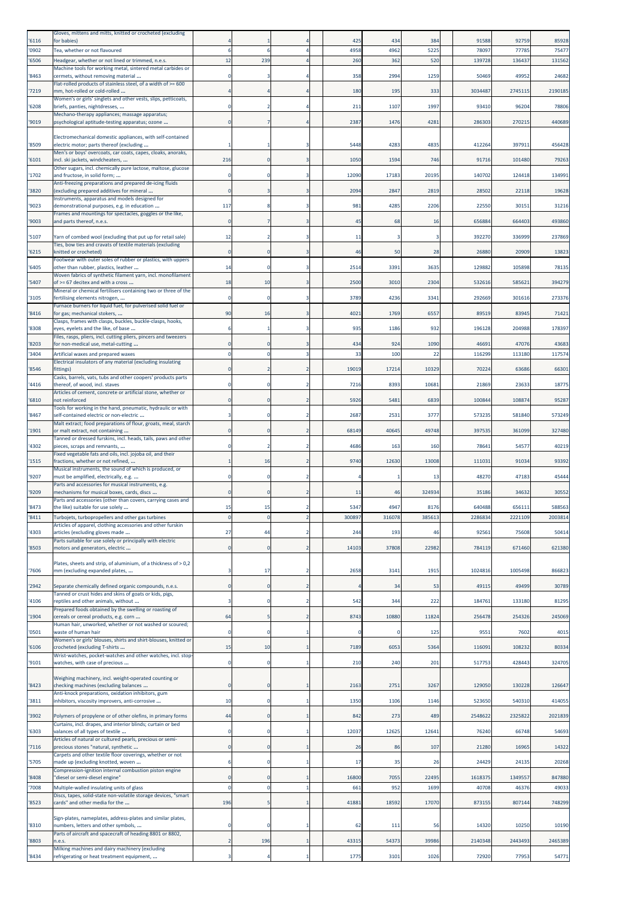| | | | | | | | | | | |
|---|---|---|---|---|---|---|---|---|---|---|
| '6116 | Gloves, mittens and mitts, knitted or crocheted (excluding for babies) | 4 | 1 | 4 | 425 | 434 | 384 | 91588 | 92759 | 85928 |
| '0902 | Tea, whether or not flavoured | 6 | 6 | 4 | 4958 | 4962 | 5225 | 78097 | 77785 | 75477 |
| '6506 | Headgear, whether or not lined or trimmed, n.e.s. | 12 | 239 | 4 | 260 | 362 | 520 | 139728 | 136437 | 131562 |
| '8463 | Machine tools for working metal, sintered metal carbides or cermets, without removing material ... | 0 | 3 | 4 | 358 | 2994 | 1259 | 50469 | 49952 | 24682 |
| '7219 | Flat-rolled products of stainless steel, of a width of >= 600 mm, hot-rolled or cold-rolled ... | 4 | 4 | 4 | 180 | 195 | 333 | 3034487 | 2745115 | 2190185 |
| '6208 | Women's or girls' singlets and other vests, slips, petticoats, briefs, panties, nightdresses, ... | 0 | 2 | 4 | 211 | 1107 | 1997 | 93410 | 96204 | 78806 |
| '9019 | Mechano-therapy appliances; massage apparatus; psychological aptitude-testing apparatus; ozone ... | 0 | 7 | 4 | 2387 | 1476 | 4281 | 286303 | 270215 | 440689 |
| '8509 | Electromechanical domestic appliances, with self-contained electric motor; parts thereof (excluding ... | 1 | 1 | 3 | 5448 | 4283 | 4835 | 412264 | 397911 | 456428 |
| '6101 | Men's or boys' overcoats, car coats, capes, cloaks, anoraks, incl. ski jackets, windcheaters, ... | 216 | 0 | 3 | 1050 | 1594 | 746 | 91716 | 101480 | 79263 |
| '1702 | Other sugars, incl. chemically pure lactose, maltose, glucose and fructose, in solid form; ... | 0 | 0 | 3 | 12090 | 17183 | 20195 | 140702 | 124418 | 134991 |
| '3820 | Anti-freezing preparations and prepared de-icing fluids (excluding prepared additives for mineral ... | 0 | 3 | 3 | 2094 | 2847 | 2819 | 28502 | 22118 | 19628 |
| '9023 | Instruments, apparatus and models designed for demonstrational purposes, e.g. in education ... | 117 | 8 | 3 | 981 | 4285 | 2206 | 22550 | 30151 | 31216 |
| '9003 | Frames and mountings for spectacles, goggles or the like, and parts thereof, n.e.s. | 0 | 7 | 3 | 45 | 68 | 16 | 656884 | 664403 | 493860 |
| '5107 | Yarn of combed wool (excluding that put up for retail sale) | 12 | 2 | 3 | 11 | 3 | 3 | 392270 | 336999 | 237869 |
| '6215 | Ties, bow ties and cravats of textile materials (excluding knitted or crocheted) | 0 | 0 | 3 | 46 | 50 | 28 | 26880 | 20909 | 13823 |
| '6405 | Footwear with outer soles of rubber or plastics, with uppers other than rubber, plastics, leather ... | 14 | 0 | 3 | 2514 | 3391 | 3635 | 129882 | 105898 | 78135 |
| '5407 | Woven fabrics of synthetic filament yarn, incl. monofilament of >= 67 decitex and with a cross ... | 18 | 10 | 3 | 2500 | 3010 | 2304 | 532616 | 585621 | 394279 |
| '3105 | Mineral or chemical fertilisers containing two or three of the fertilising elements nitrogen, ... | 0 | 0 | 3 | 3789 | 4236 | 3341 | 292669 | 301616 | 273376 |
| '8416 | Furnace burners for liquid fuel, for pulverised solid fuel or for gas; mechanical stokers, ... | 90 | 16 | 3 | 4021 | 1769 | 6557 | 89519 | 83945 | 71421 |
| '8308 | Clasps, frames with clasps, buckles, buckle-clasps, hooks, eyes, eyelets and the like, of base ... | 6 | 1 | 3 | 935 | 1186 | 932 | 196128 | 204988 | 178397 |
| '8203 | Files, rasps, pliers, incl. cutting pliers, pincers and tweezers for non-medical use, metal-cutting ... | 0 | 0 | 3 | 434 | 924 | 1090 | 46691 | 47076 | 43683 |
| '3404 | Artificial waxes and prepared waxes | 0 | 0 | 3 | 33 | 100 | 22 | 116299 | 113180 | 117574 |
| '8546 | Electrical insulators of any material (excluding insulating fittings) | 0 | 2 | 2 | 19019 | 17214 | 10329 | 70224 | 63686 | 66301 |
| '4416 | Casks, barrels, vats, tubs and other coopers' products parts thereof, of wood, incl. staves | 0 | 0 | 2 | 7216 | 8393 | 10681 | 21869 | 23633 | 18775 |
| '6810 | Articles of cement, concrete or artificial stone, whether or not reinforced | 0 | 0 | 2 | 5926 | 5481 | 6839 | 100844 | 108874 | 95287 |
| '8467 | Tools for working in the hand, pneumatic, hydraulic or with self-contained electric or non-electric ... | 3 | 0 | 2 | 2687 | 2531 | 3777 | 573235 | 581840 | 573249 |
| '1901 | Malt extract; food preparations of flour, groats, meal, starch or malt extract, not containing ... | 0 | 0 | 2 | 68149 | 40645 | 49748 | 397535 | 361099 | 327480 |
| '4302 | Tanned or dressed furskins, incl. heads, tails, paws and other pieces, scraps and remnants, ... | 0 | 2 | 2 | 4686 | 163 | 160 | 78641 | 54577 | 40219 |
| '1515 | Fixed vegetable fats and oils, incl. jojoba oil, and their fractions, whether or not refined, ... | 1 | 16 | 2 | 9740 | 12630 | 13008 | 111031 | 91034 | 93392 |
| '9207 | Musical instruments, the sound of which is produced, or must be amplified, electrically, e.g. ... | 0 | 0 | 2 | 4 | 1 | 13 | 48270 | 47183 | 45444 |
| '9209 | Parts and accessories for musical instruments, e.g. mechanisms for musical boxes, cards, discs ... | 0 | 0 | 2 | 11 | 46 | 324934 | 35186 | 34632 | 30552 |
| '8473 | Parts and accessories (other than covers, carrying cases and the like) suitable for use solely ... | 15 | 15 | 2 | 5347 | 4947 | 8176 | 640488 | 656111 | 588563 |
| '8411 | Turbojets, turbopropellers and other gas turbines | 0 | 0 | 2 | 300897 | 316078 | 385613 | 2286834 | 2221109 | 2003814 |
| '4303 | Articles of apparel, clothing accessories and other furskin articles (excluding gloves made ... | 27 | 44 | 2 | 244 | 193 | 46 | 92561 | 75608 | 50414 |
| '8503 | Parts suitable for use solely or principally with electric motors and generators, electric ... | 0 | 0 | 2 | 14103 | 37808 | 22982 | 784119 | 671460 | 621380 |
| '7606 | Plates, sheets and strip, of aluminium, of a thickness of > 0,2 mm (excluding expanded plates, ... | 3 | 17 | 2 | 2658 | 3141 | 1915 | 1024816 | 1005498 | 866823 |
| '2942 | Separate chemically defined organic compounds, n.e.s. | 0 | 0 | 2 | 4 | 34 | 53 | 49115 | 49499 | 30789 |
| '4106 | Tanned or crust hides and skins of goats or kids, pigs, reptiles and other animals, without ... | 3 | 0 | 2 | 542 | 344 | 222 | 184761 | 133180 | 81295 |
| '1904 | Prepared foods obtained by the swelling or roasting of cereals or cereal products, e.g. corn ... | 64 | 5 | 2 | 8743 | 10880 | 11824 | 256478 | 254326 | 245069 |
| '0501 | Human hair, unworked, whether or not washed or scoured; waste of human hair | 0 | 0 | 1 | 0 | 0 | 125 | 9551 | 7602 | 4015 |
| '6106 | Women's or girls' blouses, shirts and shirt-blouses, knitted or crocheted (excluding T-shirts ... | 15 | 10 | 1 | 7189 | 6053 | 5364 | 116091 | 108232 | 80334 |
| '9101 | Wrist-watches, pocket-watches and other watches, incl. stop-watches, with case of precious ... | 0 | 0 | 1 | 210 | 240 | 201 | 517753 | 428443 | 324705 |
| '8423 | Weighing machinery, incl. weight-operated counting or checking machines (excluding balances ... | 0 | 0 | 1 | 2163 | 2751 | 3267 | 129050 | 130228 | 126647 |
| '3811 | Anti-knock preparations, oxidation inhibitors, gum inhibitors, viscosity improvers, anti-corrosive ... | 10 | 0 | 1 | 1350 | 1106 | 1146 | 523650 | 540310 | 414055 |
| '3902 | Polymers of propylene or of other olefins, in primary forms | 44 | 0 | 1 | 842 | 273 | 489 | 2548622 | 2325822 | 2021839 |
| '6303 | Curtains, incl. drapes, and interior blinds; curtain or bed valances of all types of textile ... | 0 | 0 | 1 | 12037 | 12625 | 12641 | 76240 | 66748 | 54693 |
| '7116 | Articles of natural or cultured pearls, precious or semi-precious stones "natural, synthetic ... | 0 | 0 | 1 | 26 | 86 | 107 | 21280 | 16965 | 14322 |
| '5705 | Carpets and other textile floor coverings, whether or not made up (excluding knotted, woven ... | 6 | 0 | 1 | 17 | 35 | 26 | 24429 | 24135 | 20268 |
| '8408 | Compression-ignition internal combustion piston engine "diesel or semi-diesel engine" | 0 | 0 | 1 | 16800 | 7055 | 22495 | 1618375 | 1349557 | 847880 |
| '7008 | Multiple-walled insulating units of glass | 0 | 0 | 1 | 661 | 952 | 1699 | 40708 | 46376 | 49033 |
| '8523 | Discs, tapes, solid-state non-volatile storage devices, "smart cards" and other media for the ... | 196 | 5 | 1 | 41881 | 18592 | 17070 | 873155 | 807144 | 748299 |
| '8310 | Sign-plates, nameplates, address-plates and similar plates, numbers, letters and other symbols, ... | 0 | 0 | 1 | 62 | 111 | 56 | 14320 | 10250 | 10190 |
| '8803 | Parts of aircraft and spacecraft of heading 8801 or 8802, n.e.s. | 2 | 196 | 1 | 43315 | 54373 | 39986 | 2140348 | 2443493 | 2465389 |
| '8434 | Milking machines and dairy machinery (excluding refrigerating or heat treatment equipment, ... | 3 | 4 | 1 | 1775 | 3101 | 1026 | 72920 | 77953 | 54771 |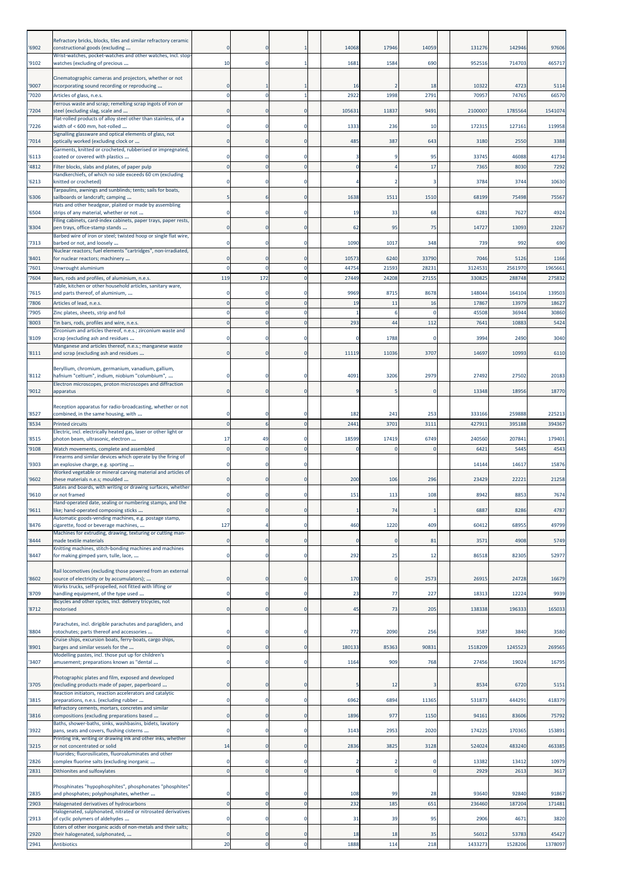| | | | | | | | | | | |
|---|---|---|---|---|---|---|---|---|---|---|
| '6902 | Refractory bricks, blocks, tiles and similar refractory ceramic constructional goods (excluding ... | 0 | 0 | 1 | 14068 | 17946 | 14059 | 131276 | 142946 | 97606 |
| '9102 | Wrist-watches, pocket-watches and other watches, incl. stop-watches (excluding of precious ... | 10 | 0 | 1 | 1681 | 1584 | 690 | 952516 | 714703 | 465717 |
| '9007 | Cinematographic cameras and projectors, whether or not incorporating sound recording or reproducing ... | 0 | 1 | 1 | 16 | 2 | 18 | 10322 | 4723 | 5114 |
| '7020 | Articles of glass, n.e.s. | 0 | 0 | 1 | 2922 | 1998 | 2791 | 70957 | 74765 | 66570 |
| '7204 | Ferrous waste and scrap; remelting scrap ingots of iron or steel (excluding slag, scale and ... | 0 | 0 | 0 | 105631 | 11837 | 9491 | 2100007 | 1785564 | 1541074 |
| '7226 | Flat-rolled products of alloy steel other than stainless, of a width of < 600 mm, hot-rolled ... | 0 | 0 | 0 | 1333 | 236 | 10 | 172315 | 127161 | 119958 |
| '7014 | Signalling glassware and optical elements of glass, not optically worked (excluding clock or ... | 0 | 0 | 0 | 485 | 387 | 643 | 3180 | 2550 | 3388 |
| '6113 | Garments, knitted or crocheted, rubberised or impregnated, coated or covered with plastics ... | 0 | 0 | 0 | 3 | 9 | 95 | 33745 | 46088 | 41734 |
| '4812 | Filter blocks, slabs and plates, of paper pulp | 0 | 0 | 0 | 0 | 4 | 17 | 7365 | 8030 | 7292 |
| '6213 | Handkerchiefs, of which no side exceeds 60 cm (excluding knitted or crocheted) | 0 | 0 | 0 | 4 | 2 | 3 | 3784 | 3744 | 10630 |
| '6306 | Tarpaulins, awnings and sunblinds; tents; sails for boats, sailboards or landcraft; camping ... | 5 | 6 | 0 | 1638 | 1511 | 1510 | 68199 | 75498 | 75567 |
| '6504 | Hats and other headgear, plaited or made by assembling strips of any material, whether or not ... | 0 | 0 | 0 | 19 | 33 | 68 | 6281 | 7627 | 4924 |
| '8304 | Filing cabinets, card-index cabinets, paper trays, paper rests, pen trays, office-stamp stands ... | 0 | 0 | 0 | 62 | 95 | 75 | 14727 | 13093 | 23267 |
| '7313 | Barbed wire of iron or steel; twisted hoop or single flat wire, barbed or not, and loosely ... | 0 | 0 | 0 | 1090 | 1017 | 348 | 739 | 992 | 690 |
| '8401 | Nuclear reactors; fuel elements "cartridges", non-irradiated, for nuclear reactors; machinery ... | 0 | 0 | 0 | 10573 | 6240 | 33790 | 7046 | 5126 | 1166 |
| '7601 | Unwrought aluminium | 0 | 0 | 0 | 44754 | 21593 | 28231 | 3124531 | 2561970 | 1965661 |
| '7604 | Bars, rods and profiles, of aluminium, n.e.s. | 119 | 172 | 0 | 27449 | 24208 | 27155 | 330825 | 288748 | 275832 |
| '7615 | Table, kitchen or other household articles, sanitary ware, and parts thereof, of aluminium, ... | 0 | 0 | 0 | 9969 | 8715 | 8678 | 148044 | 164104 | 139503 |
| '7806 | Articles of lead, n.e.s. | 0 | 0 | 0 | 19 | 11 | 16 | 17867 | 13979 | 18627 |
| '7905 | Zinc plates, sheets, strip and foil | 0 | 0 | 0 | 1 | 6 | 0 | 45508 | 36944 | 30860 |
| '8003 | Tin bars, rods, profiles and wire, n.e.s. | 0 | 0 | 0 | 293 | 44 | 112 | 7641 | 10883 | 5424 |
| '8109 | Zirconium and articles thereof, n.e.s.; zirconium waste and scrap (excluding ash and residues ... | 0 | 0 | 0 | 0 | 1788 | 0 | 3994 | 2490 | 3040 |
| '8111 | Manganese and articles thereof, n.e.s.; manganese waste and scrap (excluding ash and residues ... | 0 | 0 | 0 | 11119 | 11036 | 3707 | 14697 | 10993 | 6110 |
| '8112 | Beryllium, chromium, germanium, vanadium, gallium, hafnium "celtium", indium, niobium "columbium", ... | 0 | 0 | 0 | 4091 | 3206 | 2979 | 27492 | 27502 | 20183 |
| '9012 | Electron microscopes, proton microscopes and diffraction apparatus | 0 | 0 | 0 | 9 | 5 | 0 | 13348 | 18956 | 18770 |
| '8527 | Reception apparatus for radio-broadcasting, whether or not combined, in the same housing, with ... | 0 | 0 | 0 | 182 | 241 | 253 | 333166 | 259888 | 225213 |
| '8534 | Printed circuits | 0 | 6 | 0 | 2441 | 3701 | 3111 | 427911 | 395188 | 394367 |
| '8515 | Electric, incl. electrically heated gas, laser or other light or photon beam, ultrasonic, electron ... | 17 | 49 | 0 | 18599 | 17419 | 6749 | 240560 | 207841 | 179401 |
| '9108 | Watch movements, complete and assembled | 0 | 0 | 0 | 0 | 0 | 0 | 6421 | 5445 | 4543 |
| '9303 | Firearms and similar devices which operate by the firing of an explosive charge, e.g. sporting ... | 0 | 0 | 0 | | | | 14144 | 14617 | 15876 |
| '9602 | Worked vegetable or mineral carving material and articles of these materials n.e.s; moulded ... | 0 | 0 | 0 | 200 | 106 | 296 | 23429 | 22221 | 21258 |
| '9610 | Slates and boards, with writing or drawing surfaces, whether or not framed | 0 | 0 | 0 | 151 | 113 | 108 | 8942 | 8853 | 7674 |
| '9611 | Hand-operated date, sealing or numbering stamps, and the like; hand-operated composing sticks ... | 0 | 0 | 0 | 1 | 74 | 1 | 6887 | 8286 | 4787 |
| '8476 | Automatic goods-vending machines, e.g. postage stamp, cigarette, food or beverage machines, ... | 127 | 4 | 0 | 460 | 1220 | 409 | 60412 | 68955 | 49799 |
| '8444 | Machines for extruding, drawing, texturing or cutting man-made textile materials | 0 | 0 | 0 | 0 | 0 | 81 | 3571 | 4908 | 5749 |
| '8447 | Knitting machines, stitch-bonding machines and machines for making gimped yarn, tulle, lace, ... | 0 | 0 | 0 | 292 | 25 | 12 | 86518 | 82305 | 52977 |
| '8602 | Rail locomotives (excluding those powered from an external source of electricity or by accumulators); ... | 0 | 0 | 0 | 170 | 0 | 2573 | 26915 | 24728 | 16679 |
| '8709 | Works trucks, self-propelled, not fitted with lifting or handling equipment, of the type used ... | 0 | 0 | 0 | 23 | 77 | 227 | 18313 | 12224 | 9939 |
| '8712 | Bicycles and other cycles, incl. delivery tricycles, not motorised | 0 | 0 | 0 | 45 | 73 | 205 | 138338 | 196333 | 165033 |
| '8804 | Parachutes, incl. dirigible parachutes and paragliders, and rotochutes; parts thereof and accessories ... | 0 | 0 | 0 | 772 | 2090 | 256 | 3587 | 3840 | 3580 |
| '8901 | Cruise ships, excursion boats, ferry-boats, cargo ships, barges and similar vessels for the ... | 0 | 0 | 0 | 180133 | 85363 | 90831 | 1518209 | 1245523 | 269565 |
| '3407 | Modelling pastes, incl. those put up for children's amusement; preparations known as "dental ... | 0 | 0 | 0 | 1164 | 909 | 768 | 27456 | 19024 | 16795 |
| '3705 | Photographic plates and film, exposed and developed (excluding products made of paper, paperboard ... | 0 | 0 | 0 | 5 | 12 | 3 | 8534 | 6720 | 5151 |
| '3815 | Reaction initiators, reaction accelerators and catalytic preparations, n.e.s. (excluding rubber ... | 0 | 0 | 0 | 6962 | 6894 | 11365 | 531873 | 444291 | 418379 |
| '3816 | Refractory cements, mortars, concretes and similar compositions (excluding preparations based ... | 0 | 0 | 0 | 1896 | 977 | 1150 | 94161 | 83606 | 75792 |
| '3922 | Baths, shower-baths, sinks, washbasins, bidets, lavatory pans, seats and covers, flushing cisterns ... | 0 | 0 | 0 | 3143 | 2953 | 2020 | 174225 | 170365 | 153891 |
| '3215 | Printing ink, writing or drawing ink and other inks, whether or not concentrated or solid | 14 | 0 | 0 | 2836 | 3825 | 3128 | 524024 | 483240 | 463385 |
| '2826 | Fluorides; fluorosilicates, fluoroaluminates and other complex fluorine salts (excluding inorganic ... | 0 | 0 | 0 | 2 | 2 | 0 | 13382 | 13412 | 10979 |
| '2831 | Dithionites and sulfoxylates | 0 | 0 | 0 | 0 | 0 | 0 | 2929 | 2613 | 3617 |
| '2835 | Phosphinates "hypophosphites", phosphonates "phosphites" and phosphates; polyphosphates, whether ... | 0 | 0 | 0 | 108 | 99 | 28 | 93640 | 92840 | 91867 |
| '2903 | Halogenated derivatives of hydrocarbons | 0 | 0 | 0 | 232 | 185 | 651 | 236460 | 187204 | 171481 |
| '2913 | Halogenated, sulphonated, nitrated or nitrosated derivatives of cyclic polymers of aldehydes ... | 0 | 0 | 0 | 31 | 39 | 95 | 2906 | 4671 | 3820 |
| '2920 | Esters of other inorganic acids of non-metals and their salts; their halogenated, sulphonated, ... | 0 | 0 | 0 | 18 | 18 | 35 | 56012 | 53783 | 45427 |
| '2941 | Antibiotics | 20 | 0 | 0 | 1888 | 114 | 218 | 1433273 | 1528206 | 1378097 |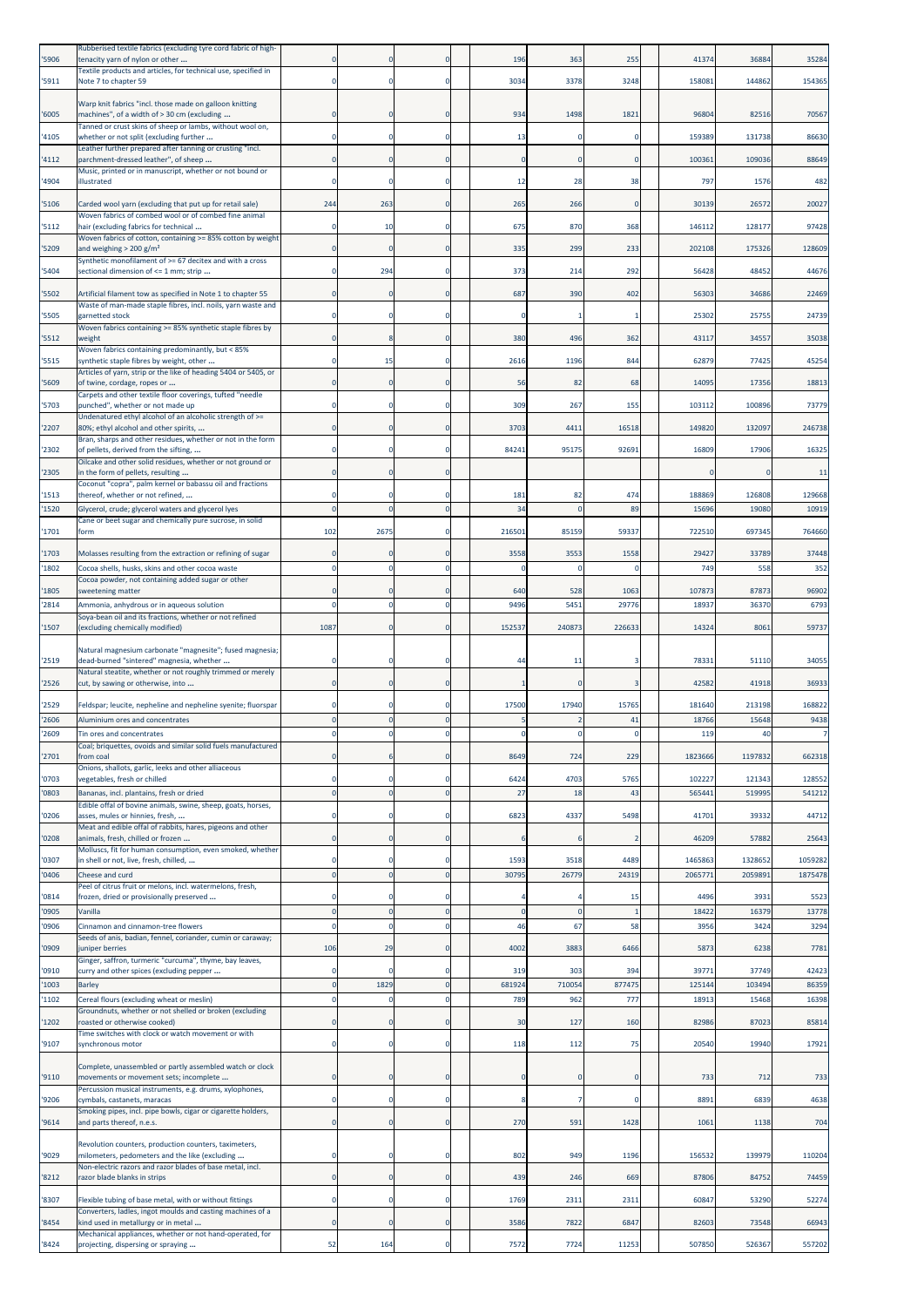| | | | | | | | | | | |
|---|---|---|---|---|---|---|---|---|---|---|
| '5906 | Rubberised textile fabrics (excluding tyre cord fabric of high-tenacity yarn of nylon or other ... | 0 | 0 | 0 | 196 | 363 | 255 | 41374 | 36884 | 35284 |
| '5911 | Textile products and articles, for technical use, specified in Note 7 to chapter 59 | 0 | 0 | 0 | 3034 | 3378 | 3248 | 158081 | 144862 | 154365 |
| '6005 | Warp knit fabrics "incl. those made on galloon knitting machines", of a width of > 30 cm (excluding ... | 0 | 0 | 0 | 934 | 1498 | 1821 | 96804 | 82516 | 70567 |
| '4105 | Tanned or crust skins of sheep or lambs, without wool on, whether or not split (excluding further ... | 0 | 0 | 0 | 13 | 0 | 0 | 159389 | 131738 | 86630 |
| '4112 | Leather further prepared after tanning or crusting "incl. parchment-dressed leather", of sheep ... | 0 | 0 | 0 | 0 | 0 | 0 | 100361 | 109036 | 88649 |
| '4904 | Music, printed or in manuscript, whether or not bound or illustrated | 0 | 0 | 0 | 12 | 28 | 38 | 797 | 1576 | 482 |
| '5106 | Carded wool yarn (excluding that put up for retail sale) | 244 | 263 | 0 | 265 | 266 | 0 | 30139 | 26572 | 20027 |
| '5112 | Woven fabrics of combed wool or of combed fine animal hair (excluding fabrics for technical ... | 0 | 10 | 0 | 675 | 870 | 368 | 146112 | 128177 | 97428 |
| '5209 | Woven fabrics of cotton, containing >= 85% cotton by weight and weighing > 200 g/m² | 0 | 0 | 0 | 335 | 299 | 233 | 202108 | 175326 | 128609 |
| '5404 | Synthetic monofilament of >= 67 decitex and with a cross sectional dimension of <= 1 mm; strip ... | 0 | 294 | 0 | 373 | 214 | 292 | 56428 | 48452 | 44676 |
| '5502 | Artificial filament tow as specified in Note 1 to chapter 55 | 0 | 0 | 0 | 687 | 390 | 402 | 56303 | 34686 | 22469 |
| '5505 | Waste of man-made staple fibres, incl. noils, yarn waste and garnetted stock | 0 | 0 | 0 | 0 | 1 | 1 | 25302 | 25755 | 24739 |
| '5512 | Woven fabrics containing >= 85% synthetic staple fibres by weight | 0 | 8 | 0 | 380 | 496 | 362 | 43117 | 34557 | 35038 |
| '5515 | Woven fabrics containing predominantly, but < 85% synthetic staple fibres by weight, other ... | 0 | 15 | 0 | 2616 | 1196 | 844 | 62879 | 77425 | 45254 |
| '5609 | Articles of yarn, strip or the like of heading 5404 or 5405, or of twine, cordage, ropes or ... | 0 | 0 | 0 | 56 | 82 | 68 | 14095 | 17356 | 18813 |
| '5703 | Carpets and other textile floor coverings, tufted "needle punched", whether or not made up | 0 | 0 | 0 | 309 | 267 | 155 | 103112 | 100896 | 73779 |
| '2207 | Undenatured ethyl alcohol of an alcoholic strength of >= 80%; ethyl alcohol and other spirits, ... | 0 | 0 | 0 | 3703 | 4411 | 16518 | 149820 | 132097 | 246738 |
| '2302 | Bran, sharps and other residues, whether or not in the form of pellets, derived from the sifting, ... | 0 | 0 | 0 | 84241 | 95175 | 92691 | 16809 | 17906 | 16325 |
| '2305 | Oilcake and other solid residues, whether or not ground or in the form of pellets, resulting ... | 0 | 0 | 0 | | | | 0 | 0 | 11 |
| '1513 | Coconut "copra", palm kernel or babassu oil and fractions thereof, whether or not refined, ... | 0 | 0 | 0 | 181 | 82 | 474 | 188869 | 126808 | 129668 |
| '1520 | Glycerol, crude; glycerol waters and glycerol lyes | 0 | 0 | 0 | 34 | 0 | 89 | 15696 | 19080 | 10919 |
| '1701 | Cane or beet sugar and chemically pure sucrose, in solid form | 102 | 2675 | 0 | 216501 | 85159 | 59337 | 722510 | 697345 | 764660 |
| '1703 | Molasses resulting from the extraction or refining of sugar | 0 | 0 | 0 | 3558 | 3553 | 1558 | 29427 | 33789 | 37448 |
| '1802 | Cocoa shells, husks, skins and other cocoa waste | 0 | 0 | 0 | 0 | 0 | 0 | 749 | 558 | 352 |
| '1805 | Cocoa powder, not containing added sugar or other sweetening matter | 0 | 0 | 0 | 640 | 528 | 1063 | 107873 | 87873 | 96902 |
| '2814 | Ammonia, anhydrous or in aqueous solution | 0 | 0 | 0 | 9496 | 5451 | 29776 | 18937 | 36370 | 6793 |
| '1507 | Soya-bean oil and its fractions, whether or not refined (excluding chemically modified) | 1087 | 0 | 0 | 152537 | 240873 | 226633 | 14324 | 8061 | 59737 |
| '2519 | Natural magnesium carbonate "magnesite"; fused magnesia; dead-burned "sintered" magnesia, whether ... | 0 | 0 | 0 | 44 | 11 | 3 | 78331 | 51110 | 34055 |
| '2526 | Natural steatite, whether or not roughly trimmed or merely cut, by sawing or otherwise, into ... | 0 | 0 | 0 | 1 | 0 | 3 | 42582 | 41918 | 36933 |
| '2529 | Feldspar; leucite, nepheline and nepheline syenite; fluorspar | 0 | 0 | 0 | 17500 | 17940 | 15765 | 181640 | 213198 | 168822 |
| '2606 | Aluminium ores and concentrates | 0 | 0 | 0 | 5 | 2 | 41 | 18766 | 15648 | 9438 |
| '2609 | Tin ores and concentrates | 0 | 0 | 0 | 0 | 0 | 0 | 119 | 40 | 7 |
| '2701 | Coal; briquettes, ovoids and similar solid fuels manufactured from coal | 0 | 6 | 0 | 8649 | 724 | 229 | 1823666 | 1197832 | 662318 |
| '0703 | Onions, shallots, garlic, leeks and other alliaceous vegetables, fresh or chilled | 0 | 0 | 0 | 6424 | 4703 | 5765 | 102227 | 121343 | 128552 |
| '0803 | Bananas, incl. plantains, fresh or dried | 0 | 0 | 0 | 27 | 18 | 43 | 565441 | 519995 | 541212 |
| '0206 | Edible offal of bovine animals, swine, sheep, goats, horses, asses, mules or hinnies, fresh, ... | 0 | 0 | 0 | 6823 | 4337 | 5498 | 41701 | 39332 | 44712 |
| '0208 | Meat and edible offal of rabbits, hares, pigeons and other animals, fresh, chilled or frozen ... | 0 | 0 | 0 | 6 | 6 | 2 | 46209 | 57882 | 25643 |
| '0307 | Molluscs, fit for human consumption, even smoked, whether in shell or not, live, fresh, chilled, ... | 0 | 0 | 0 | 1593 | 3518 | 4489 | 1465863 | 1328652 | 1059282 |
| '0406 | Cheese and curd | 0 | 0 | 0 | 30795 | 26779 | 24319 | 2065771 | 2059891 | 1875478 |
| '0814 | Peel of citrus fruit or melons, incl. watermelons, fresh, frozen, dried or provisionally preserved ... | 0 | 0 | 0 | 4 | 4 | 15 | 4496 | 3931 | 5523 |
| '0905 | Vanilla | 0 | 0 | 0 | 0 | 0 | 1 | 18422 | 16379 | 13778 |
| '0906 | Cinnamon and cinnamon-tree flowers | 0 | 0 | 0 | 46 | 67 | 58 | 3956 | 3424 | 3294 |
| '0909 | Seeds of anis, badian, fennel, coriander, cumin or caraway; juniper berries | 106 | 29 | 0 | 4002 | 3883 | 6466 | 5873 | 6238 | 7781 |
| '0910 | Ginger, saffron, turmeric "curcuma", thyme, bay leaves, curry and other spices (excluding pepper ... | 0 | 0 | 0 | 319 | 303 | 394 | 39771 | 37749 | 42423 |
| '1003 | Barley | 0 | 1829 | 0 | 681924 | 710054 | 877475 | 125144 | 103494 | 86359 |
| '1102 | Cereal flours (excluding wheat or meslin) | 0 | 0 | 0 | 789 | 962 | 777 | 18913 | 15468 | 16398 |
| '1202 | Groundnuts, whether or not shelled or broken (excluding roasted or otherwise cooked) | 0 | 0 | 0 | 30 | 127 | 160 | 82986 | 87023 | 85814 |
| '9107 | Time switches with clock or watch movement or with synchronous motor | 0 | 0 | 0 | 118 | 112 | 75 | 20540 | 19940 | 17921 |
| '9110 | Complete, unassembled or partly assembled watch or clock movements or movement sets; incomplete ... | 0 | 0 | 0 | 0 | 0 | 0 | 733 | 712 | 733 |
| '9206 | Percussion musical instruments, e.g. drums, xylophones, cymbals, castanets, maracas | 0 | 0 | 0 | 8 | 7 | 0 | 8891 | 6839 | 4638 |
| '9614 | Smoking pipes, incl. pipe bowls, cigar or cigarette holders, and parts thereof, n.e.s. | 0 | 0 | 0 | 270 | 591 | 1428 | 1061 | 1138 | 704 |
| '9029 | Revolution counters, production counters, taximeters, milometers, pedometers and the like (excluding ... | 0 | 0 | 0 | 802 | 949 | 1196 | 156532 | 139979 | 110204 |
| '8212 | Non-electric razors and razor blades of base metal, incl. razor blade blanks in strips | 0 | 0 | 0 | 439 | 246 | 669 | 87806 | 84752 | 74459 |
| '8307 | Flexible tubing of base metal, with or without fittings | 0 | 0 | 0 | 1769 | 2311 | 2311 | 60847 | 53290 | 52274 |
| '8454 | Converters, ladles, ingot moulds and casting machines of a kind used in metallurgy or in metal ... | 0 | 0 | 0 | 3586 | 7822 | 6847 | 82603 | 73548 | 66943 |
| '8424 | Mechanical appliances, whether or not hand-operated, for projecting, dispersing or spraying ... | 52 | 164 | 0 | 7572 | 7724 | 11253 | 507850 | 526367 | 557202 |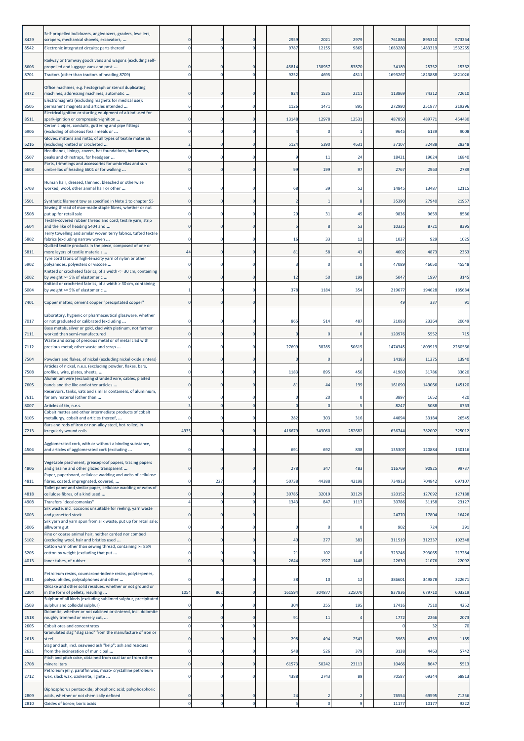| | | | | | | | | | | |
|---|---|---|---|---|---|---|---|---|---|---|
| '8429 | Self-propelled bulldozers, angledozers, graders, levellers, scrapers, mechanical shovels, excavators, ... | 0 | 0 | 0 | 2959 | 2021 | 2979 | 761886 | 895310 | 973264 |
| '8542 | Electronic integrated circuits; parts thereof | 0 | 0 | 0 | 9787 | 12155 | 9865 | 1683280 | 1483319 | 1532265 |
| '8606 | Railway or tramway goods vans and wagons (excluding self-propelled and luggage vans and post ... | 0 | 0 | 0 | 45814 | 138957 | 83870 | 34189 | 25752 | 15362 |
| '8701 | Tractors (other than tractors of heading 8709) | 0 | 0 | 0 | 9252 | 4695 | 4811 | 1693267 | 1823888 | 1821026 |
| '8472 | Office machines, e.g. hectograph or stencil duplicating machines, addressing machines, automatic ... | 0 | 0 | 0 | 824 | 1525 | 2211 | 113869 | 74312 | 72610 |
| '8505 | Electromagnets (excluding magnets for medical use); permanent magnets and articles intended ... | 6 | 0 | 0 | 1126 | 1471 | 895 | 272980 | 251877 | 219296 |
| '8511 | Electrical ignition or starting equipment of a kind used for spark-ignition or compression-ignition ... | 0 | 0 | 0 | 13148 | 12978 | 12531 | 487850 | 489771 | 454430 |
| '6906 | Ceramic pipes, conduits, guttering and pipe fittings (excluding of siliceous fossil meals or ... | 0 | 0 | 0 | 4 | 0 | 1 | 9645 | 6139 | 9008 |
| '6216 | Gloves, mittens and mitts, of all types of textile materials (excluding knitted or crocheted ... | 2 | 0 | 0 | 5124 | 5390 | 4631 | 37107 | 32488 | 28348 |
| '6507 | Headbands, linings, covers, hat foundations, hat frames, peaks and chinstraps, for headgear ... | 0 | 0 | 0 | 9 | 11 | 24 | 18421 | 19024 | 16840 |
| '6603 | Parts, trimmings and accessories for umbrellas and sun umbrellas of heading 6601 or for walking ... | 0 | 0 | 0 | 99 | 199 | 97 | 2767 | 2963 | 2789 |
| '6703 | Human hair, dressed, thinned, bleached or otherwise worked; wool, other animal hair or other ... | 0 | 0 | 0 | 68 | 39 | 52 | 14845 | 13487 | 12115 |
| '5501 | Synthetic filament tow as specified in Note 1 to chapter 55 | 0 | 0 | 0 | 2 | 1 | 8 | 35390 | 27940 | 21957 |
| '5508 | Sewing thread of man-made staple fibres, whether or not put up for retail sale | 0 | 0 | 0 | 29 | 31 | 45 | 9836 | 9659 | 8586 |
| '5604 | Textile-covered rubber thread and cord; textile yarn, strip and the like of heading 5404 and ... | 0 | 0 | 0 | 5 | 8 | 53 | 10335 | 8721 | 8395 |
| '5802 | Terry towelling and similar woven terry fabrics, tufted textile fabrics (excluding narrow woven ... | 0 | 0 | 0 | 16 | 33 | 12 | 1037 | 929 | 1025 |
| '5811 | Quilted textile products in the piece, composed of one or more layers of textile materials ... | 44 | 0 | 0 | 81 | 58 | 43 | 4602 | 4873 | 2363 |
| '5902 | Tyre cord fabric of high-tenacity yarn of nylon or other polyamides, polyesters or viscose ... | 0 | 0 | 0 | 3 | 0 | 0 | 47089 | 46050 | 45548 |
| '6002 | Knitted or crocheted fabrics, of a width <= 30 cm, containing by weight >= 5% of elastomeric ... | 0 | 0 | 0 | 12 | 50 | 199 | 5047 | 1997 | 3145 |
| '6004 | Knitted or crocheted fabrics, of a width > 30 cm, containing by weight >= 5% of elastomeric ... | 1 | 0 | 0 | 378 | 1184 | 354 | 219677 | 194628 | 185684 |
| '7401 | Copper mattes; cement copper "precipitated copper" | 0 | 0 | 0 | | | | 49 | 337 | 91 |
| '7017 | Laboratory, hygienic or pharmaceutical glassware, whether or not graduated or calibrated (excluding ... | 0 | 0 | 0 | 865 | 514 | 487 | 21093 | 23364 | 20649 |
| '7111 | Base metals, silver or gold, clad with platinum, not further worked than semi-manufactured | 0 | 0 | 0 | 0 | 0 | 0 | 120976 | 5552 | 715 |
| '7112 | Waste and scrap of precious metal or of metal clad with precious metal; other waste and scrap ... | 0 | 0 | 0 | 27699 | 38285 | 50615 | 1474345 | 1809919 | 2280566 |
| '7504 | Powders and flakes, of nickel (excluding nickel oxide sinters) | 0 | 0 | 0 | 0 | 0 | 3 | 14183 | 11375 | 13940 |
| '7508 | Articles of nickel, n.e.s. (excluding powder, flakes, bars, profiles, wire, plates, sheets, ... | 0 | 0 | 0 | 1183 | 895 | 456 | 41960 | 31786 | 33620 |
| '7605 | Aluminium wire (excluding stranded wire, cables, plaited bands and the like and other articles ... | 0 | 0 | 0 | 81 | 44 | 199 | 161090 | 149066 | 145120 |
| '7611 | Reservoirs, tanks, vats and similar containers, of aluminium, for any material (other than ... | 0 | 0 | 0 | 0 | 20 | 0 | 3897 | 1652 | 420 |
| '8007 | Articles of tin, n.e.s. | 3 | 0 | 0 | 0 | 0 | 5 | 8247 | 5088 | 6763 |
| '8105 | Cobalt mattes and other intermediate products of cobalt metallurgy; cobalt and articles thereof, ... | 0 | 0 | 0 | 282 | 303 | 316 | 44094 | 33184 | 26545 |
| '7213 | Bars and rods of iron or non-alloy steel, hot-rolled, in irregularly wound coils | 4935 | 0 | 0 | 416679 | 343060 | 282682 | 636744 | 382002 | 325012 |
| '4504 | Agglomerated cork, with or without a binding substance, and articles of agglomerated cork (excluding ... | 0 | 0 | 0 | 691 | 692 | 838 | 135307 | 120884 | 130116 |
| '4806 | Vegetable parchment, greaseproof papers, tracing papers and glassine and other glazed transparent ... | 0 | 0 | 0 | 278 | 347 | 483 | 116769 | 90925 | 99737 |
| '4811 | Paper, paperboard, cellulose wadding and webs of cellulose fibres, coated, impregnated, covered, ... | 0 | 227 | 0 | 50738 | 44388 | 42198 | 734913 | 704842 | 697107 |
| '4818 | Toilet paper and similar paper, cellulose wadding or webs of cellulose fibres, of a kind used ... | 0 | 0 | 0 | 30785 | 32019 | 33129 | 120152 | 127092 | 127188 |
| '4908 | Transfers "decalcomanias" | 4 | 0 | 0 | 1343 | 847 | 1117 | 30786 | 31158 | 23127 |
| '5003 | Silk waste, incl. cocoons unsuitable for reeling, yarn waste and garnetted stock | 0 | 0 | 0 | | | | 24770 | 17804 | 16426 |
| '5006 | Silk yarn and yarn spun from silk waste, put up for retail sale; silkworm gut | 0 | 0 | 0 | 0 | 0 | 0 | 902 | 724 | 391 |
| '5102 | Fine or coarse animal hair, neither carded nor combed (excluding wool, hair and bristles used ... | 0 | 0 | 0 | 40 | 277 | 383 | 311519 | 312337 | 192348 |
| '5205 | Cotton yarn other than sewing thread, containing >= 85% cotton by weight (excluding that put ... | 0 | 0 | 0 | 21 | 102 | 0 | 323246 | 293065 | 217284 |
| '4013 | Inner tubes, of rubber | 0 | 0 | 0 | 2644 | 1927 | 1448 | 22630 | 21076 | 22092 |
| '3911 | Petroleum resins, coumarone-indene resins, polyterpenes, polysulphides, polysulphones and other ... | 0 | 0 | 0 | 38 | 10 | 12 | 386601 | 349878 | 322671 |
| '2304 | Oilcake and other solid residues, whether or not ground or in the form of pellets, resulting ... | 1054 | 862 | 0 | 161594 | 304877 | 225070 | 837836 | 679710 | 603219 |
| '2503 | Sulphur of all kinds (excluding sublimed sulphur, precipitated sulphur and colloidal sulphur) | 0 | 0 | 0 | 304 | 255 | 195 | 17416 | 7510 | 4252 |
| '2518 | Dolomite, whether or not calcined or sintered, incl. dolomite roughly trimmed or merely cut, ... | 0 | 0 | 0 | 91 | 11 | 4 | 1772 | 2266 | 2073 |
| '2605 | Cobalt ores and concentrates | 0 | 0 | 0 | | | | 0 | 32 | 70 |
| '2618 | Granulated slag "slag sand" from the manufacture of iron or steel | 0 | 0 | 0 | 298 | 494 | 2543 | 3963 | 4759 | 1185 |
| '2621 | Slag and ash, incl. seaweed ash "kelp"; ash and residues from the incineration of municipal ... | 0 | 0 | 0 | 548 | 526 | 379 | 3138 | 4463 | 5742 |
| '2708 | Pitch and pitch coke, obtained from coal tar or from other mineral tars | 0 | 0 | 0 | 61573 | 50242 | 23113 | 10466 | 8647 | 5513 |
| '2712 | Petroleum jelly, paraffin wax, micro- crystalline petroleum wax, slack wax, ozokerite, lignite ... | 0 | 0 | 0 | 4388 | 2743 | 89 | 70587 | 69344 | 68813 |
| '2809 | Diphosphorus pentaoxide; phosphoric acid; polyphosphoric acids, whether or not chemically defined | 0 | 0 | 0 | 24 | 2 | 2 | 76554 | 69595 | 71256 |
| '2810 | Oxides of boron; boric acids | 0 | 0 | 0 | 5 | 0 | 9 | 11177 | 10177 | 9222 |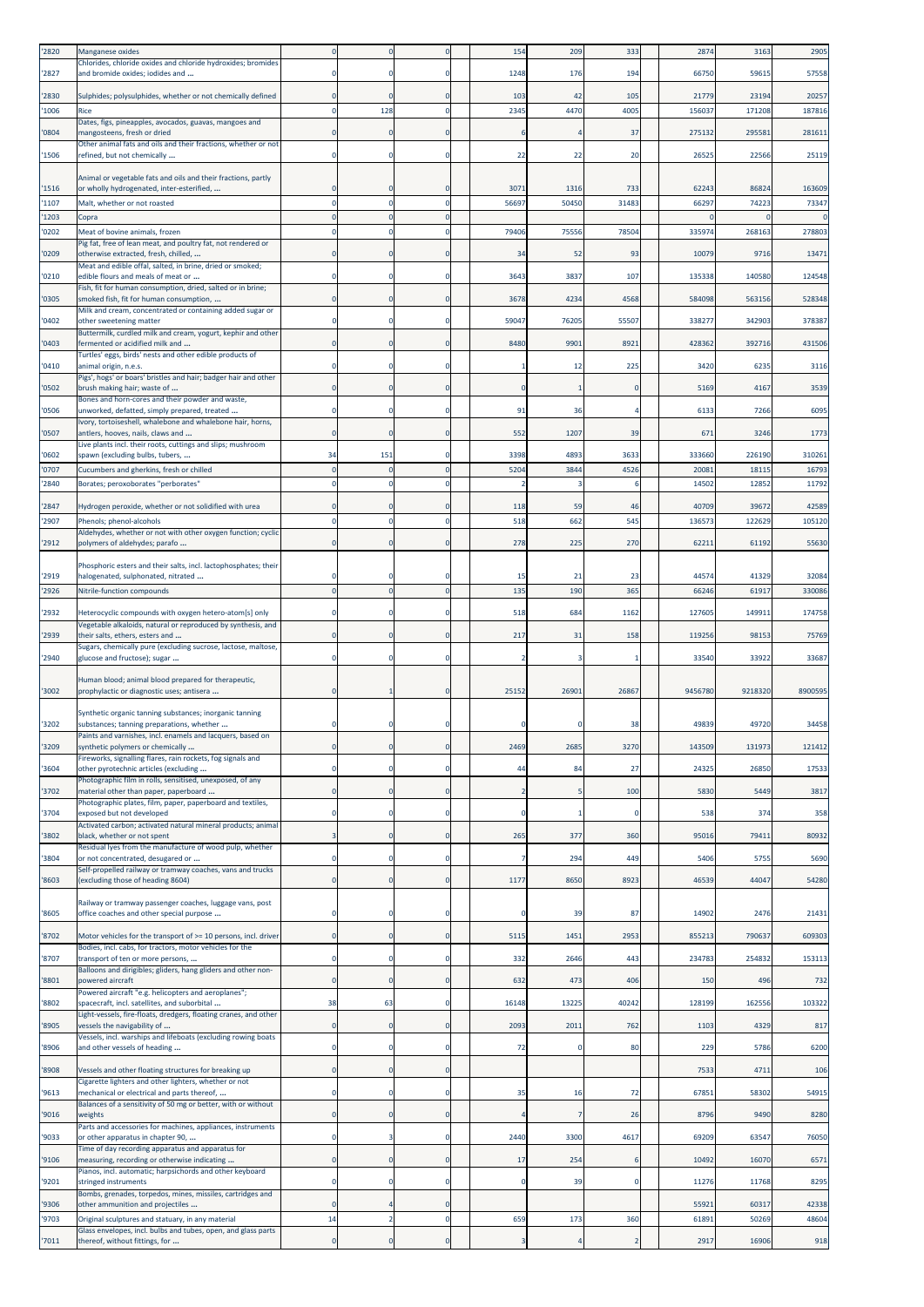| '2820 | Manganese oxides | 0 | 0 | 0 | 154 | 209 | 333 | 2874 | 3163 | 2905 |
|---|---|---|---|---|---|---|---|---|---|---|
| '2827 | Chlorides, chloride oxides and chloride hydroxides; bromides and bromide oxides; iodides and ... | 0 | 0 | 0 | 1248 | 176 | 194 | 66750 | 59615 | 57558 |
| '2830 | Sulphides; polysulphides, whether or not chemically defined | 0 | 0 | 0 | 103 | 42 | 105 | 21779 | 23194 | 20257 |
| '1006 | Rice | 0 | 128 | 0 | 2345 | 4470 | 4005 | 156037 | 171208 | 187816 |
| '0804 | Dates, figs, pineapples, avocados, guavas, mangoes and mangosteens, fresh or dried | 0 | 0 | 0 | 6 | 4 | 37 | 275132 | 295581 | 281611 |
| '1506 | Other animal fats and oils and their fractions, whether or not refined, but not chemically ... | 0 | 0 | 0 | 22 | 22 | 20 | 26525 | 22566 | 25119 |
| '1516 | Animal or vegetable fats and oils and their fractions, partly or wholly hydrogenated, inter-esterified, ... | 0 | 0 | 0 | 3071 | 1316 | 733 | 62243 | 86824 | 163609 |
| '1107 | Malt, whether or not roasted | 0 | 0 | 0 | 56697 | 50450 | 31483 | 66297 | 74223 | 73347 |
| '1203 | Copra | 0 | 0 | 0 | | | | 0 | 0 | 0 |
| '0202 | Meat of bovine animals, frozen | 0 | 0 | 0 | 79406 | 75556 | 78504 | 335974 | 268163 | 278803 |
| '0209 | Pig fat, free of lean meat, and poultry fat, not rendered or otherwise extracted, fresh, chilled, ... | 0 | 0 | 0 | 34 | 52 | 93 | 10079 | 9716 | 13471 |
| '0210 | Meat and edible offal, salted, in brine, dried or smoked; edible flours and meals of meat or ... | 0 | 0 | 0 | 3643 | 3837 | 107 | 135338 | 140580 | 124548 |
| '0305 | Fish, fit for human consumption, dried, salted or in brine; smoked fish, fit for human consumption, ... | 0 | 0 | 0 | 3678 | 4234 | 4568 | 584098 | 563156 | 528348 |
| '0402 | Milk and cream, concentrated or containing added sugar or other sweetening matter | 0 | 0 | 0 | 59047 | 76205 | 55507 | 338277 | 342903 | 378387 |
| '0403 | Buttermilk, curdled milk and cream, yogurt, kephir and other fermented or acidified milk and ... | 0 | 0 | 0 | 8480 | 9901 | 8921 | 428362 | 392716 | 431506 |
| '0410 | Turtles' eggs, birds' nests and other edible products of animal origin, n.e.s. | 0 | 0 | 0 | 1 | 12 | 225 | 3420 | 6235 | 3116 |
| '0502 | Pigs', hogs' or boars' bristles and hair; badger hair and other brush making hair; waste of ... | 0 | 0 | 0 | 0 | 1 | 0 | 5169 | 4167 | 3539 |
| '0506 | Bones and horn-cores and their powder and waste, unworked, defatted, simply prepared, treated ... | 0 | 0 | 0 | 91 | 36 | 4 | 6133 | 7266 | 6095 |
| '0507 | Ivory, tortoiseshell, whalebone and whalebone hair, horns, antlers, hooves, nails, claws and ... | 0 | 0 | 0 | 552 | 1207 | 39 | 671 | 3246 | 1773 |
| '0602 | Live plants incl. their roots, cuttings and slips; mushroom spawn (excluding bulbs, tubers, ... | 34 | 151 | 0 | 3398 | 4893 | 3633 | 333660 | 226190 | 310261 |
| '0707 | Cucumbers and gherkins, fresh or chilled | 0 | 0 | 0 | 5204 | 3844 | 4526 | 20081 | 18115 | 16793 |
| '2840 | Borates; peroxoborates "perborates" | 0 | 0 | 0 | 2 | 3 | 6 | 14502 | 12852 | 11792 |
| '2847 | Hydrogen peroxide, whether or not solidified with urea | 0 | 0 | 0 | 118 | 59 | 46 | 40709 | 39672 | 42589 |
| '2907 | Phenols; phenol-alcohols | 0 | 0 | 0 | 518 | 662 | 545 | 136573 | 122629 | 105120 |
| '2912 | Aldehydes, whether or not with other oxygen function; cyclic polymers of aldehydes; parafo ... | 0 | 0 | 0 | 278 | 225 | 270 | 62211 | 61192 | 55630 |
| '2919 | Phosphoric esters and their salts, incl. lactophosphates; their halogenated, sulphonated, nitrated ... | 0 | 0 | 0 | 15 | 21 | 23 | 44574 | 41329 | 32084 |
| '2926 | Nitrile-function compounds | 0 | 0 | 0 | 135 | 190 | 365 | 66246 | 61917 | 330086 |
| '2932 | Heterocyclic compounds with oxygen hetero-atom[s] only | 0 | 0 | 0 | 518 | 684 | 1162 | 127605 | 149911 | 174758 |
| '2939 | Vegetable alkaloids, natural or reproduced by synthesis, and their salts, ethers, esters and ... | 0 | 0 | 0 | 217 | 31 | 158 | 119256 | 98153 | 75769 |
| '2940 | Sugars, chemically pure (excluding sucrose, lactose, maltose, glucose and fructose); sugar ... | 0 | 0 | 0 | 2 | 3 | 1 | 33540 | 33922 | 33687 |
| '3002 | Human blood; animal blood prepared for therapeutic, prophylactic or diagnostic uses; antisera ... | 0 | 1 | 0 | 25152 | 26901 | 26867 | 9456780 | 9218320 | 8900595 |
| '3202 | Synthetic organic tanning substances; inorganic tanning substances; tanning preparations, whether ... | 0 | 0 | 0 | 0 | 0 | 38 | 49839 | 49720 | 34458 |
| '3209 | Paints and varnishes, incl. enamels and lacquers, based on synthetic polymers or chemically ... | 0 | 0 | 0 | 2469 | 2685 | 3270 | 143509 | 131973 | 121412 |
| '3604 | Fireworks, signalling flares, rain rockets, fog signals and other pyrotechnic articles (excluding ... | 0 | 0 | 0 | 44 | 84 | 27 | 24325 | 26850 | 17533 |
| '3702 | Photographic film in rolls, sensitised, unexposed, of any material other than paper, paperboard ... | 0 | 0 | 0 | 2 | 5 | 100 | 5830 | 5449 | 3817 |
| '3704 | Photographic plates, film, paper, paperboard and textiles, exposed but not developed | 0 | 0 | 0 | 0 | 1 | 0 | 538 | 374 | 358 |
| '3802 | Activated carbon; activated natural mineral products; animal black, whether or not spent | 3 | 0 | 0 | 265 | 377 | 360 | 95016 | 79411 | 80932 |
| '3804 | Residual lyes from the manufacture of wood pulp, whether or not concentrated, desugared or ... | 0 | 0 | 0 | 7 | 294 | 449 | 5406 | 5755 | 5690 |
| '8603 | Self-propelled railway or tramway coaches, vans and trucks (excluding those of heading 8604) | 0 | 0 | 0 | 1177 | 8650 | 8923 | 46539 | 44047 | 54280 |
| '8605 | Railway or tramway passenger coaches, luggage vans, post office coaches and other special purpose ... | 0 | 0 | 0 | 0 | 39 | 87 | 14902 | 2476 | 21431 |
| '8702 | Motor vehicles for the transport of >= 10 persons, incl. driver | 0 | 0 | 0 | 5115 | 1451 | 2953 | 855213 | 790637 | 609303 |
| '8707 | Bodies, incl. cabs, for tractors, motor vehicles for the transport of ten or more persons, ... | 0 | 0 | 0 | 332 | 2646 | 443 | 234783 | 254832 | 153113 |
| '8801 | Balloons and dirigibles; gliders, hang gliders and other non-powered aircraft | 0 | 0 | 0 | 632 | 473 | 406 | 150 | 496 | 732 |
| '8802 | Powered aircraft "e.g. helicopters and aeroplanes"; spacecraft, incl. satellites, and suborbital ... | 38 | 63 | 0 | 16148 | 13225 | 40242 | 128199 | 162556 | 103322 |
| '8905 | Light-vessels, fire-floats, dredgers, floating cranes, and other vessels the navigability of ... | 0 | 0 | 0 | 2093 | 2011 | 762 | 1103 | 4329 | 817 |
| '8906 | Vessels, incl. warships and lifeboats (excluding rowing boats and other vessels of heading ... | 0 | 0 | 0 | 72 | 0 | 80 | 229 | 5786 | 6200 |
| '8908 | Vessels and other floating structures for breaking up | 0 | 0 | 0 | | | | 7533 | 4711 | 106 |
| '9613 | Cigarette lighters and other lighters, whether or not mechanical or electrical and parts thereof, ... | 0 | 0 | 0 | 35 | 16 | 72 | 67851 | 58302 | 54915 |
| '9016 | Balances of a sensitivity of 50 mg or better, with or without weights | 0 | 0 | 0 | 4 | 7 | 26 | 8796 | 9490 | 8280 |
| '9033 | Parts and accessories for machines, appliances, instruments or other apparatus in chapter 90, ... | 0 | 3 | 0 | 2440 | 3300 | 4617 | 69209 | 63547 | 76050 |
| '9106 | Time of day recording apparatus and apparatus for measuring, recording or otherwise indicating ... | 0 | 0 | 0 | 17 | 254 | 6 | 10492 | 16070 | 6571 |
| '9201 | Pianos, incl. automatic; harpsichords and other keyboard stringed instruments | 0 | 0 | 0 | 0 | 39 | 0 | 11276 | 11768 | 8295 |
| '9306 | Bombs, grenades, torpedos, mines, missiles, cartridges and other ammunition and projectiles ... | 0 | 4 | 0 | | | | 55921 | 60317 | 42338 |
| '9703 | Original sculptures and statuary, in any material | 14 | 2 | 0 | 659 | 173 | 360 | 61891 | 50269 | 48604 |
| '7011 | Glass envelopes, incl. bulbs and tubes, open, and glass parts thereof, without fittings, for ... | 0 | 0 | 0 | 3 | 4 | 2 | 2917 | 16906 | 918 |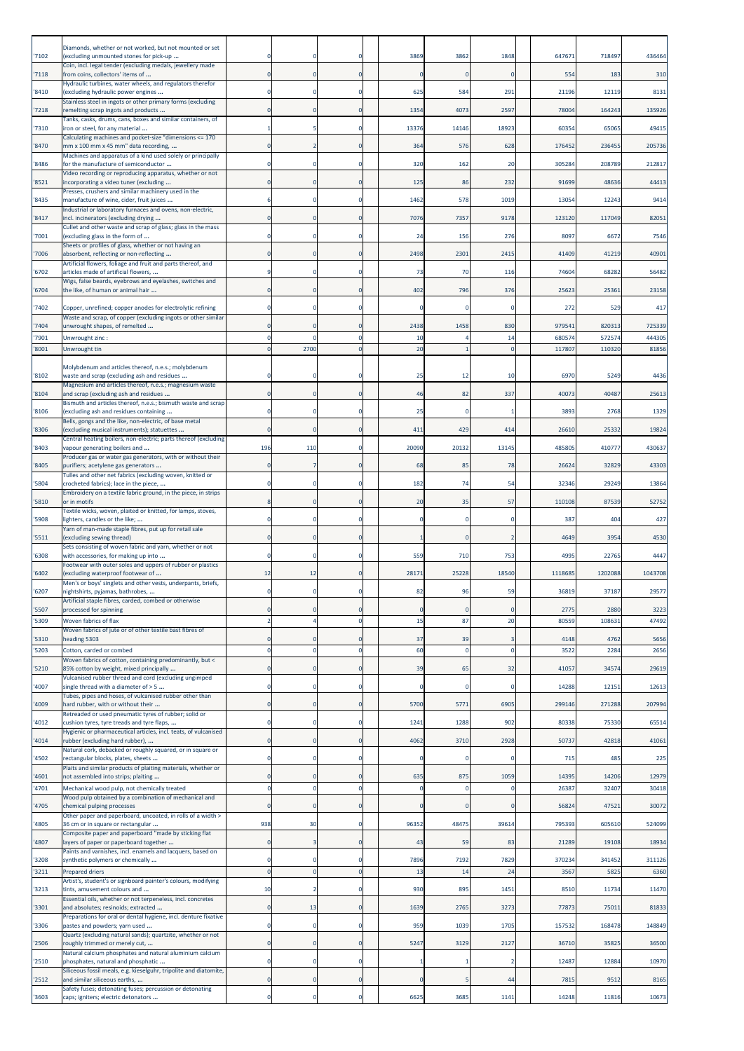| | | | | | | | | | | |
|---|---|---|---|---|---|---|---|---|---|---|
| '7102 | Diamonds, whether or not worked, but not mounted or set (excluding unmounted stones for pick-up ... | 0 | 0 | 0 | 3869 | 3862 | 1848 | 647671 | 718497 | 436464 |
| '7118 | Coin, incl. legal tender (excluding medals, jewellery made from coins, collectors' items of ... | 0 | 0 | 0 | 0 | 0 | 0 | 554 | 183 | 310 |
| '8410 | Hydraulic turbines, water wheels, and regulators therefor (excluding hydraulic power engines ... | 0 | 0 | 0 | 625 | 584 | 291 | 21196 | 12119 | 8131 |
| '7218 | Stainless steel in ingots or other primary forms (excluding remelting scrap ingots and products ... | 0 | 0 | 0 | 1354 | 4073 | 2597 | 78004 | 164243 | 135926 |
| '7310 | Tanks, casks, drums, cans, boxes and similar containers, of iron or steel, for any material ... | 1 | 5 | 0 | 13376 | 14146 | 18923 | 60354 | 65065 | 49415 |
| '8470 | Calculating machines and pocket-size "dimensions <= 170 mm x 100 mm x 45 mm" data recording, ... | 0 | 2 | 0 | 364 | 576 | 628 | 176452 | 236455 | 205736 |
| '8486 | Machines and apparatus of a kind used solely or principally for the manufacture of semiconductor ... | 0 | 0 | 0 | 320 | 162 | 20 | 305284 | 208789 | 212817 |
| '8521 | Video recording or reproducing apparatus, whether or not incorporating a video tuner (excluding ... | 0 | 0 | 0 | 125 | 86 | 232 | 91699 | 48636 | 44413 |
| '8435 | Presses, crushers and similar machinery used in the manufacture of wine, cider, fruit juices ... | 6 | 0 | 0 | 1462 | 578 | 1019 | 13054 | 12243 | 9414 |
| '8417 | Industrial or laboratory furnaces and ovens, non-electric, incl. incinerators (excluding drying ... | 0 | 0 | 0 | 7076 | 7357 | 9178 | 123120 | 117049 | 82051 |
| '7001 | Cullet and other waste and scrap of glass; glass in the mass (excluding glass in the form of ... | 0 | 0 | 0 | 24 | 156 | 276 | 8097 | 6672 | 7546 |
| '7006 | Sheets or profiles of glass, whether or not having an absorbent, reflecting or non-reflecting ... | 0 | 0 | 0 | 2498 | 2301 | 2415 | 41409 | 41219 | 40901 |
| '6702 | Artificial flowers, foliage and fruit and parts thereof, and articles made of artificial flowers, ... | 9 | 0 | 0 | 73 | 70 | 116 | 74604 | 68282 | 56482 |
| '6704 | Wigs, false beards, eyebrows and eyelashes, switches and the like, of human or animal hair ... | 0 | 0 | 0 | 402 | 796 | 376 | 25623 | 25361 | 23158 |
| '7402 | Copper, unrefined; copper anodes for electrolytic refining | 0 | 0 | 0 | 0 | 0 | 0 | 272 | 529 | 417 |
| '7404 | Waste and scrap, of copper (excluding ingots or other similar unwrought shapes, of remelted ... | 0 | 0 | 0 | 2438 | 1458 | 830 | 979541 | 820313 | 725339 |
| '7901 | Unwrought zinc : | 0 | 0 | 0 | 10 | 4 | 14 | 680574 | 572574 | 444305 |
| '8001 | Unwrought tin | 0 | 2700 | 0 | 20 | 1 | 0 | 117807 | 110320 | 81856 |
| '8102 | Molybdenum and articles thereof, n.e.s.; molybdenum waste and scrap (excluding ash and residues ... | 0 | 0 | 0 | 25 | 12 | 10 | 6970 | 5249 | 4436 |
| '8104 | Magnesium and articles thereof, n.e.s.; magnesium waste and scrap (excluding ash and residues ... | 0 | 0 | 0 | 46 | 82 | 337 | 40073 | 40487 | 25613 |
| '8106 | Bismuth and articles thereof, n.e.s.; bismuth waste and scrap (excluding ash and residues containing ... | 0 | 0 | 0 | 25 | 0 | 1 | 3893 | 2768 | 1329 |
| '8306 | Bells, gongs and the like, non-electric, of base metal (excluding musical instruments); statuettes ... | 0 | 0 | 0 | 411 | 429 | 414 | 26610 | 25332 | 19824 |
| '8403 | Central heating boilers, non-electric; parts thereof (excluding vapour generating boilers and ... | 196 | 110 | 0 | 20090 | 20132 | 13145 | 485805 | 410777 | 430637 |
| '8405 | Producer gas or water gas generators, with or without their purifiers; acetylene gas generators ... | 0 | 7 | 0 | 68 | 85 | 78 | 26624 | 32829 | 43303 |
| '5804 | Tulles and other net fabrics (excluding woven, knitted or crocheted fabrics); lace in the piece, ... | 0 | 0 | 0 | 182 | 74 | 54 | 32346 | 29249 | 13864 |
| '5810 | Embroidery on a textile fabric ground, in the piece, in strips or in motifs | 8 | 0 | 0 | 20 | 35 | 57 | 110108 | 87539 | 52752 |
| '5908 | Textile wicks, woven, plaited or knitted, for lamps, stoves, lighters, candles or the like; ... | 0 | 0 | 0 | 0 | 0 | 0 | 387 | 404 | 427 |
| '5511 | Yarn of man-made staple fibres, put up for retail sale (excluding sewing thread) | 0 | 0 | 0 | 1 | 0 | 2 | 4649 | 3954 | 4530 |
| '6308 | Sets consisting of woven fabric and yarn, whether or not with accessories, for making up into ... | 0 | 0 | 0 | 559 | 710 | 753 | 4995 | 22765 | 4447 |
| '6402 | Footwear with outer soles and uppers of rubber or plastics (excluding waterproof footwear of ... | 12 | 12 | 0 | 28171 | 25228 | 18540 | 1118685 | 1202088 | 1043708 |
| '6207 | Men's or boys' singlets and other vests, underpants, briefs, nightshirts, pyjamas, bathrobes, ... | 0 | 0 | 0 | 82 | 96 | 59 | 36819 | 37187 | 29577 |
| '5507 | Artificial staple fibres, carded, combed or otherwise processed for spinning | 0 | 0 | 0 | 0 | 0 | 0 | 2775 | 2880 | 3223 |
| '5309 | Woven fabrics of flax | 2 | 4 | 0 | 15 | 87 | 20 | 80559 | 108631 | 47492 |
| '5310 | Woven fabrics of jute or of other textile bast fibres of heading 5303 | 0 | 0 | 0 | 37 | 39 | 3 | 4148 | 4762 | 5656 |
| '5203 | Cotton, carded or combed | 0 | 0 | 0 | 60 | 0 | 0 | 3522 | 2284 | 2656 |
| '5210 | Woven fabrics of cotton, containing predominantly, but < 85% cotton by weight, mixed principally ... | 0 | 0 | 0 | 39 | 65 | 32 | 41057 | 34574 | 29619 |
| '4007 | Vulcanised rubber thread and cord (excluding ungimped single thread with a diameter of > 5 ... | 0 | 0 | 0 | 0 | 0 | 0 | 14288 | 12151 | 12613 |
| '4009 | Tubes, pipes and hoses, of vulcanised rubber other than hard rubber, with or without their ... | 0 | 0 | 0 | 5700 | 5771 | 6905 | 299146 | 271288 | 207994 |
| '4012 | Retreaded or used pneumatic tyres of rubber; solid or cushion tyres, tyre treads and tyre flaps, ... | 0 | 0 | 0 | 1241 | 1288 | 902 | 80338 | 75330 | 65514 |
| '4014 | Hygienic or pharmaceutical articles, incl. teats, of vulcanised rubber (excluding hard rubber), ... | 0 | 0 | 0 | 4062 | 3710 | 2928 | 50737 | 42818 | 41061 |
| '4502 | Natural cork, debacked or roughly squared, or in square or rectangular blocks, plates, sheets ... | 0 | 0 | 0 | 0 | 0 | 0 | 715 | 485 | 225 |
| '4601 | Plaits and similar products of plaiting materials, whether or not assembled into strips; plaiting ... | 0 | 0 | 0 | 635 | 875 | 1059 | 14395 | 14206 | 12979 |
| '4701 | Mechanical wood pulp, not chemically treated | 0 | 0 | 0 | 0 | 0 | 0 | 26387 | 32407 | 30418 |
| '4705 | Wood pulp obtained by a combination of mechanical and chemical pulping processes | 0 | 0 | 0 | 0 | 0 | 0 | 56824 | 47521 | 30072 |
| '4805 | Other paper and paperboard, uncoated, in rolls of a width > 36 cm or in square or rectangular ... | 938 | 30 | 0 | 96352 | 48475 | 39614 | 795393 | 605610 | 524099 |
| '4807 | Composite paper and paperboard "made by sticking flat layers of paper or paperboard together ... | 0 | 3 | 0 | 43 | 59 | 83 | 21289 | 19108 | 18934 |
| '3208 | Paints and varnishes, incl. enamels and lacquers, based on synthetic polymers or chemically ... | 0 | 0 | 0 | 7896 | 7192 | 7829 | 370234 | 341452 | 311126 |
| '3211 | Prepared driers | 0 | 0 | 0 | 13 | 14 | 24 | 3567 | 5825 | 6360 |
| '3213 | Artist's, student's or signboard painter's colours, modifying tints, amusement colours and ... | 10 | 2 | 0 | 930 | 895 | 1451 | 8510 | 11734 | 11470 |
| '3301 | Essential oils, whether or not terpeneless, incl. concretes and absolutes; resinoids; extracted ... | 0 | 13 | 0 | 1639 | 2765 | 3273 | 77873 | 75011 | 81833 |
| '3306 | Preparations for oral or dental hygiene, incl. denture fixative pastes and powders; yarn used ... | 0 | 0 | 0 | 959 | 1039 | 1705 | 157532 | 168478 | 148849 |
| '2506 | Quartz (excluding natural sands); quartzite, whether or not roughly trimmed or merely cut, ... | 0 | 0 | 0 | 5247 | 3129 | 2127 | 36710 | 35825 | 36500 |
| '2510 | Natural calcium phosphates and natural aluminium calcium phosphates, natural and phosphatic ... | 0 | 0 | 0 | 1 | 1 | 2 | 12487 | 12884 | 10970 |
| '2512 | Siliceous fossil meals, e.g. kieselguhr, tripolite and diatomite, and similar siliceous earths, ... | 0 | 0 | 0 | 0 | 5 | 44 | 7815 | 9512 | 8165 |
| '3603 | Safety fuses; detonating fuses; percussion or detonating caps; igniters; electric detonators ... | 0 | 0 | 0 | 6625 | 3685 | 1141 | 14248 | 11816 | 10673 |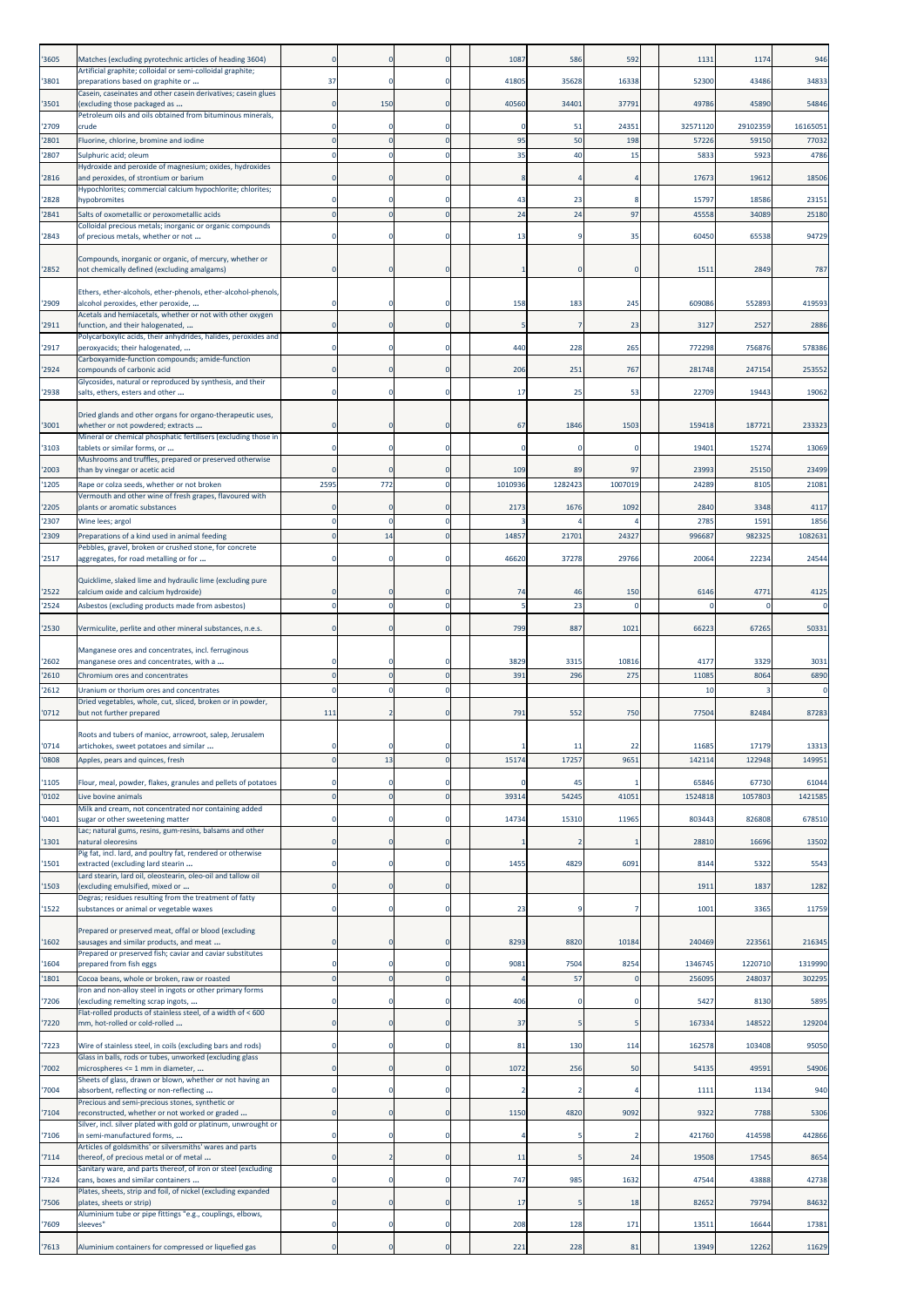| | | | | | | | | | | | |
|---|---|---|---|---|---|---|---|---|---|---|---|
| '3605 | Matches (excluding pyrotechnic articles of heading 3604) | 0 | 0 | 0 | 1087 | 586 | 592 | | 1131 | 1174 | 946 |
| '3801 | Artificial graphite; colloidal or semi-colloidal graphite; preparations based on graphite or ... | 37 | 0 | 0 | 41805 | 35628 | 16338 | | 52300 | 43486 | 34833 |
| '3501 | Casein, caseinates and other casein derivatives; casein glues (excluding those packaged as ... | 0 | 150 | 0 | 40560 | 34401 | 37791 | | 49786 | 45890 | 54846 |
| '2709 | Petroleum oils and oils obtained from bituminous minerals, crude | 0 | 0 | 0 | 0 | 51 | 24351 | | 32571120 | 29102359 | 16165051 |
| '2801 | Fluorine, chlorine, bromine and iodine | 0 | 0 | 0 | 95 | 50 | 198 | | 57226 | 59150 | 77032 |
| '2807 | Sulphuric acid; oleum | 0 | 0 | 0 | 35 | 40 | 15 | | 5833 | 5923 | 4786 |
| '2816 | Hydroxide and peroxide of magnesium; oxides, hydroxides and peroxides, of strontium or barium | 0 | 0 | 0 | 8 | 4 | 4 | | 17673 | 19612 | 18506 |
| '2828 | Hypochlorites; commercial calcium hypochlorite; chlorites; hypobromites | 0 | 0 | 0 | 43 | 23 | 8 | | 15797 | 18586 | 23151 |
| '2841 | Salts of oxometallic or peroxometallic acids | 0 | 0 | 0 | 24 | 24 | 97 | | 45558 | 34089 | 25180 |
| '2843 | Colloidal precious metals; inorganic or organic compounds of precious metals, whether or not ... | 0 | 0 | 0 | 13 | 9 | 35 | | 60450 | 65538 | 94729 |
| '2852 | Compounds, inorganic or organic, of mercury, whether or not chemically defined (excluding amalgams) | 0 | 0 | 0 | 1 | 0 | 0 | | 1511 | 2849 | 787 |
| '2909 | Ethers, ether-alcohols, ether-phenols, ether-alcohol-phenols, alcohol peroxides, ether peroxide, ... | 0 | 0 | 0 | 158 | 183 | 245 | | 609086 | 552893 | 419593 |
| '2911 | Acetals and hemiacetals, whether or not with other oxygen function, and their halogenated, ... | 0 | 0 | 0 | 5 | 7 | 23 | | 3127 | 2527 | 2886 |
| '2917 | Polycarboxylic acids, their anhydrides, halides, peroxides and peroxyacids; their halogenated, ... | 0 | 0 | 0 | 440 | 228 | 265 | | 772298 | 756876 | 578386 |
| '2924 | Carboxyamide-function compounds; amide-function compounds of carbonic acid | 0 | 0 | 0 | 206 | 251 | 767 | | 281748 | 247154 | 253552 |
| '2938 | Glycosides, natural or reproduced by synthesis, and their salts, ethers, esters and other ... | 0 | 0 | 0 | 17 | 25 | 53 | | 22709 | 19443 | 19062 |
| '3001 | Dried glands and other organs for organo-therapeutic uses, whether or not powdered; extracts ... | 0 | 0 | 0 | 67 | 1846 | 1503 | | 159418 | 187721 | 233323 |
| '3103 | Mineral or chemical phosphatic fertilisers (excluding those in tablets or similar forms, or ... | 0 | 0 | 0 | 0 | 0 | 0 | | 19401 | 15274 | 13069 |
| '2003 | Mushrooms and truffles, prepared or preserved otherwise than by vinegar or acetic acid | 0 | 0 | 0 | 109 | 89 | 97 | | 23993 | 25150 | 23499 |
| '1205 | Rape or colza seeds, whether or not broken | 2595 | 772 | 0 | 1010936 | 1282423 | 1007019 | | 24289 | 8105 | 21081 |
| '2205 | Vermouth and other wine of fresh grapes, flavoured with plants or aromatic substances | 0 | 0 | 0 | 2173 | 1676 | 1092 | | 2840 | 3348 | 4117 |
| '2307 | Wine lees; argol | 0 | 0 | 0 | 3 | 4 | 4 | | 2785 | 1591 | 1856 |
| '2309 | Preparations of a kind used in animal feeding | 0 | 14 | 0 | 14857 | 21701 | 24327 | | 996687 | 982325 | 1082631 |
| '2517 | Pebbles, gravel, broken or crushed stone, for concrete aggregates, for road metalling or for ... | 0 | 0 | 0 | 46620 | 37278 | 29766 | | 20064 | 22234 | 24544 |
| '2522 | Quicklime, slaked lime and hydraulic lime (excluding pure calcium oxide and calcium hydroxide) | 0 | 0 | 0 | 74 | 46 | 150 | | 6146 | 4771 | 4125 |
| '2524 | Asbestos (excluding products made from asbestos) | 0 | 0 | 0 | 5 | 23 | 0 | | 0 | 0 | 0 |
| '2530 | Vermiculite, perlite and other mineral substances, n.e.s. | 0 | 0 | 0 | 799 | 887 | 1021 | | 66223 | 67265 | 50331 |
| '2602 | Manganese ores and concentrates, incl. ferruginous manganese ores and concentrates, with a ... | 0 | 0 | 0 | 3829 | 3315 | 10816 | | 4177 | 3329 | 3031 |
| '2610 | Chromium ores and concentrates | 0 | 0 | 0 | 391 | 296 | 275 | | 11085 | 8064 | 6890 |
| '2612 | Uranium or thorium ores and concentrates | 0 | 0 | 0 | | | | | 10 | 3 | 0 |
| '0712 | Dried vegetables, whole, cut, sliced, broken or in powder, but not further prepared | 111 | 2 | 0 | 791 | 552 | 750 | | 77504 | 82484 | 87283 |
| '0714 | Roots and tubers of manioc, arrowroot, salep, Jerusalem artichokes, sweet potatoes and similar ... | 0 | 0 | 0 | 1 | 11 | 22 | | 11685 | 17179 | 13313 |
| '0808 | Apples, pears and quinces, fresh | 0 | 13 | 0 | 15174 | 17257 | 9651 | | 142114 | 122948 | 149951 |
| '1105 | Flour, meal, powder, flakes, granules and pellets of potatoes | 0 | 0 | 0 | 0 | 45 | 1 | | 65846 | 67730 | 61044 |
| '0102 | Live bovine animals | 0 | 0 | 0 | 39314 | 54245 | 41051 | | 1524818 | 1057803 | 1421585 |
| '0401 | Milk and cream, not concentrated nor containing added sugar or other sweetening matter | 0 | 0 | 0 | 14734 | 15310 | 11965 | | 803443 | 826808 | 678510 |
| '1301 | Lac; natural gums, resins, gum-resins, balsams and other natural oleoresins | 0 | 0 | 0 | 1 | 2 | 1 | | 28810 | 16696 | 13502 |
| '1501 | Pig fat, incl. lard, and poultry fat, rendered or otherwise extracted (excluding lard stearin ... | 0 | 0 | 0 | 1455 | 4829 | 6091 | | 8144 | 5322 | 5543 |
| '1503 | Lard stearin, lard oil, oleostearin, oleo-oil and tallow oil (excluding emulsified, mixed or ... | 0 | 0 | 0 | | | | | 1911 | 1837 | 1282 |
| '1522 | Degras; residues resulting from the treatment of fatty substances or animal or vegetable waxes | 0 | 0 | 0 | 23 | 9 | 7 | | 1001 | 3365 | 11759 |
| '1602 | Prepared or preserved meat, offal or blood (excluding sausages and similar products, and meat ... | 0 | 0 | 0 | 8293 | 8820 | 10184 | | 240469 | 223561 | 216345 |
| '1604 | Prepared or preserved fish; caviar and caviar substitutes prepared from fish eggs | 0 | 0 | 0 | 9081 | 7504 | 8254 | | 1346745 | 1220710 | 1319990 |
| '1801 | Cocoa beans, whole or broken, raw or roasted | 0 | 0 | 0 | 4 | 57 | 0 | | 256095 | 248037 | 302295 |
| '7206 | Iron and non-alloy steel in ingots or other primary forms (excluding remelting scrap ingots, ... | 0 | 0 | 0 | 406 | 0 | 0 | | 5427 | 8130 | 5895 |
| '7220 | Flat-rolled products of stainless steel, of a width of < 600 mm, hot-rolled or cold-rolled ... | 0 | 0 | 0 | 37 | 5 | 5 | | 167334 | 148522 | 129204 |
| '7223 | Wire of stainless steel, in coils (excluding bars and rods) | 0 | 0 | 0 | 81 | 130 | 114 | | 162578 | 103408 | 95050 |
| '7002 | Glass in balls, rods or tubes, unworked (excluding glass microspheres <= 1 mm in diameter, ... | 0 | 0 | 0 | 1072 | 256 | 50 | | 54135 | 49591 | 54906 |
| '7004 | Sheets of glass, drawn or blown, whether or not having an absorbent, reflecting or non-reflecting ... | 0 | 0 | 0 | 2 | 2 | 4 | | 1111 | 1134 | 940 |
| '7104 | Precious and semi-precious stones, synthetic or reconstructed, whether or not worked or graded ... | 0 | 0 | 0 | 1150 | 4820 | 9092 | | 9322 | 7788 | 5306 |
| '7106 | Silver, incl. silver plated with gold or platinum, unwrought or in semi-manufactured forms, ... | 0 | 0 | 0 | 4 | 5 | 2 | | 421760 | 414598 | 442866 |
| '7114 | Articles of goldsmiths' or silversmiths' wares and parts thereof, of precious metal or of metal ... | 0 | 2 | 0 | 11 | 5 | 24 | | 19508 | 17545 | 8654 |
| '7324 | Sanitary ware, and parts thereof, of iron or steel (excluding cans, boxes and similar containers ... | 0 | 0 | 0 | 747 | 985 | 1632 | | 47544 | 43888 | 42738 |
| '7506 | Plates, sheets, strip and foil, of nickel (excluding expanded plates, sheets or strip) | 0 | 0 | 0 | 17 | 5 | 18 | | 82652 | 79794 | 84632 |
| '7609 | Aluminium tube or pipe fittings "e.g., couplings, elbows, sleeves" | 0 | 0 | 0 | 208 | 128 | 171 | | 13511 | 16644 | 17381 |
| '7613 | Aluminium containers for compressed or liquefied gas | 0 | 0 | 0 | 221 | 228 | 81 | | 13949 | 12262 | 11629 |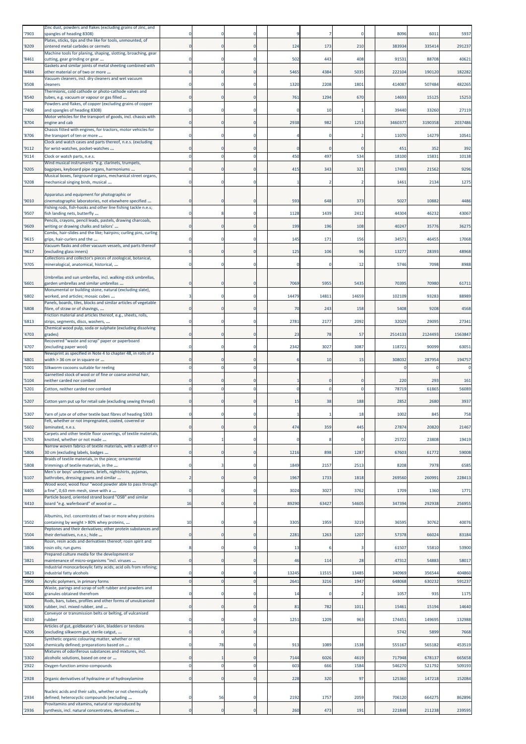| | | | | | | | | | | |
|---|---|---|---|---|---|---|---|---|---|---|
| '7903 | Zinc dust, powders and flakes (excluding grains of zinc, and spangles of heading 8308) | 0 | 0 | 0 | 9 | 7 | 0 | 8096 | 6011 | 5937 |
| '8209 | Plates, sticks, tips and the like for tools, unmounted, of sintered metal carbides or cermets | 0 | 0 | 0 | 124 | 173 | 210 | 383934 | 335414 | 291237 |
| '8461 | Machine tools for planing, shaping, slotting, broaching, gear cutting, gear grinding or gear ... | 0 | 0 | 0 | 502 | 443 | 408 | 91531 | 88708 | 40621 |
| '8484 | Gaskets and similar joints of metal sheeting combined with other material or of two or more ... | 0 | 0 | 0 | 5465 | 4384 | 5035 | 222104 | 190120 | 182282 |
| '8508 | Vacuum cleaners, incl. dry cleaners and wet vacuum cleaners | 0 | 0 | 0 | 1320 | 2208 | 1801 | 414087 | 507484 | 482265 |
| '8540 | Thermionic, cold cathode or photo-cathode valves and tubes, e.g. vacuum or vapour or gas filled ... | 0 | 0 | 0 | 761 | 1294 | 670 | 14693 | 15125 | 15253 |
| '7406 | Powders and flakes, of copper (excluding grains of copper and spangles of heading 8308) | 0 | 0 | 0 | 0 | 10 | 1 | 39440 | 33260 | 27119 |
| '8704 | Motor vehicles for the transport of goods, incl. chassis with engine and cab | 0 | 0 | 0 | 2938 | 982 | 1253 | 3460377 | 3190358 | 2037486 |
| '8706 | Chassis fitted with engines, for tractors, motor vehicles for the transport of ten or more ... | 0 | 0 | 0 | 4 | 0 | 2 | 11070 | 14279 | 10541 |
| '9112 | Clock and watch cases and parts thereof, n.e.s. (excluding for wrist-watches, pocket-watches ... | 0 | 0 | 0 | 0 | 0 | 0 | 451 | 352 | 392 |
| '9114 | Clock or watch parts, n.e.s. | 0 | 0 | 0 | 450 | 497 | 534 | 18100 | 15831 | 10138 |
| '9205 | Wind musical instruments "e.g. clarinets, trumpets, bagpipes, keyboard pipe organs, harmoniums ... | 0 | 0 | 0 | 415 | 343 | 321 | 17493 | 21562 | 9296 |
| '9208 | Musical boxes, fairground organs, mechanical street organs, mechanical singing birds, musical ... | 0 | 0 | 0 | 1 | 2 | 2 | 1461 | 2134 | 1275 |
| '9010 | Apparatus and equipment for photographic or cinematographic laboratories, not elsewhere specified ... | 0 | 0 | 0 | 593 | 648 | 373 | 5027 | 10882 | 4486 |
| '9507 | Fishing rods, fish-hooks and other line fishing tackle n.e.s; fish landing nets, butterfly ... | 0 | 8 | 0 | 1128 | 1439 | 2412 | 44304 | 46232 | 43067 |
| '9609 | Pencils, crayons, pencil leads, pastels, drawing charcoals, writing or drawing chalks and tailors' ... | 0 | 0 | 0 | 199 | 196 | 108 | 40247 | 35776 | 36275 |
| '9615 | Combs, hair-slides and the like; hairpins; curling pins, curling grips, hair-curlers and the ... | 0 | 0 | 0 | 145 | 171 | 156 | 34571 | 46455 | 17068 |
| '9617 | Vacuum flasks and other vacuum vessels, and parts thereof (excluding glass inners) | 0 | 0 | 0 | 125 | 106 | 96 | 13277 | 28393 | 48968 |
| '9705 | Collections and collector's pieces of zoological, botanical, mineralogical, anatomical, historical, ... | 0 | 0 | 0 | 0 | 0 | 12 | 5746 | 7098 | 8988 |
| '6601 | Umbrellas and sun umbrellas, incl. walking-stick umbrellas, garden umbrellas and similar umbrellas ... | 0 | 0 | 0 | 7069 | 5955 | 5435 | 70395 | 70980 | 61711 |
| '6802 | Monumental or building stone, natural (excluding slate), worked, and articles; mosaic cubes ... | 3 | 0 | 0 | 14479 | 14811 | 14659 | 102109 | 93283 | 88989 |
| '6808 | Panels, boards, tiles, blocks and similar articles of vegetable fibre, of straw or of shavings, ... | 0 | 0 | 0 | 70 | 243 | 158 | 5408 | 9208 | 4568 |
| '6813 | Friction material and articles thereof, e.g., sheets, rolls, strips, segments, discs, washers, ... | 0 | 0 | 0 | 2781 | 2177 | 2092 | 32029 | 29095 | 27341 |
| '4703 | Chemical wood pulp, soda or sulphate (excluding dissolving grades) | 0 | 0 | 0 | 23 | 78 | 57 | 2514133 | 2124493 | 1563847 |
| '4707 | Recovered "waste and scrap" paper or paperboard (excluding paper wool) | 0 | 0 | 0 | 2342 | 3027 | 3087 | 118721 | 90099 | 63051 |
| '4801 | Newsprint as specified in Note 4 to chapter 48, in rolls of a width > 36 cm or in square or ... | 0 | 0 | 0 | 6 | 10 | 15 | 308032 | 287954 | 194757 |
| '5001 | Silkworm cocoons suitable for reeling | 0 | 0 | 0 | | | | 0 | 0 | 0 |
| '5104 | Garnetted stock of wool or of fine or coarse animal hair, neither carded nor combed | 0 | 0 | 0 | 1 | 0 | 0 | 220 | 293 | 161 |
| '5201 | Cotton, neither carded nor combed | 0 | 0 | 0 | 0 | 0 | 0 | 78719 | 61865 | 56089 |
| '5207 | Cotton yarn put up for retail sale (excluding sewing thread) | 0 | 0 | 0 | 15 | 38 | 188 | 2852 | 2680 | 3937 |
| '5307 | Yarn of jute or of other textile bast fibres of heading 5303 | 0 | 0 | 0 | 1 | 1 | 18 | 1002 | 845 | 758 |
| '5602 | Felt, whether or not impregnated, coated, covered or laminated, n.e.s. | 0 | 0 | 0 | 474 | 359 | 445 | 27874 | 20820 | 21467 |
| '5701 | Carpets and other textile floor coverings, of textile materials, knotted, whether or not made ... | 0 | 1 | 0 | 0 | 8 | 0 | 25722 | 23808 | 19419 |
| '5806 | Narrow woven fabrics of textile materials, with a width of <= 30 cm (excluding labels, badges ... | 0 | 0 | 0 | 1216 | 898 | 1287 | 67603 | 61772 | 59008 |
| '5808 | Braids of textile materials, in the piece; ornamental trimmings of textile materials, in the ... | 0 | 3 | 0 | 1849 | 2157 | 2513 | 8208 | 7978 | 6585 |
| '6107 | Men's or boys' underpants, briefs, nightshirts, pyjamas, bathrobes, dressing gowns and similar ... | 2 | 0 | 0 | 1967 | 1733 | 1818 | 269560 | 260991 | 228413 |
| '4405 | Wood wool; wood flour "wood powder able to pass through a fine", 0,63 mm mesh, sieve with a ... | 0 | 0 | 0 | 3024 | 3027 | 3762 | 1709 | 1360 | 1771 |
| '4410 | Particle board, oriented strand board "OSB" and similar board "e.g. waferboard" of wood or ... | 16 | 0 | 0 | 89290 | 63427 | 54605 | 347394 | 292938 | 256955 |
| '3502 | Albumins, incl. concentrates of two or more whey proteins containing by weight > 80% whey proteins, ... | 10 | 0 | 0 | 3305 | 1959 | 3219 | 36595 | 30762 | 40076 |
| '3504 | Peptones and their derivatives; other protein substances and their derivatives, n.e.s.; hide ... | 0 | 0 | 0 | 2281 | 1263 | 1207 | 57378 | 66024 | 83184 |
| '3806 | Rosin, resin acids and derivatives thereof; rosin spirit and rosin oils; run gums | 8 | 0 | 0 | 13 | 6 | 3 | 61507 | 55810 | 53900 |
| '3821 | Prepared culture media for the development or maintenance of micro-organisms "incl. viruses ... | 0 | 0 | 0 | 46 | 114 | 28 | 47312 | 54883 | 58017 |
| '3823 | Industrial monocarboxylic fatty acids; acid oils from refining; industrial fatty alcohols | 0 | 0 | 0 | 13245 | 11515 | 13485 | 340969 | 356544 | 404860 |
| '3906 | Acrylic polymers, in primary forms | 0 | 0 | 0 | 2641 | 3216 | 1947 | 648068 | 630232 | 591237 |
| '4004 | Waste, parings and scrap of soft rubber and powders and granules obtained therefrom | 0 | 0 | 0 | 14 | 0 | 2 | 1057 | 935 | 1175 |
| '4006 | Rods, bars, tubes, profiles and other forms of unvulcanised rubber, incl. mixed rubber, and ... | 0 | 0 | 0 | 81 | 782 | 1011 | 15461 | 15194 | 14640 |
| '4010 | Conveyor or transmission belts or belting, of vulcanised rubber | 0 | 0 | 0 | 1251 | 1209 | 963 | 174451 | 149695 | 132988 |
| '4206 | Articles of gut, goldbeater's skin, bladders or tendons (excluding silkworm gut, sterile catgut, ... | 0 | 0 | 0 | | | | 5742 | 5899 | 7668 |
| '3204 | Synthetic organic colouring matter, whether or not chemically defined; preparations based on ... | 0 | 78 | 0 | 913 | 1089 | 1538 | 555167 | 565182 | 453519 |
| '3302 | Mixtures of odoriferous substances and mixtures, incl. alcoholic solutions, based on one or ... | 0 | 1 | 0 | 7144 | 6026 | 4619 | 717948 | 678137 | 665658 |
| '2922 | Oxygen-function amino-compounds | 0 | 0 | 0 | 603 | 666 | 1584 | 546270 | 521792 | 509193 |
| '2928 | Organic derivatives of hydrazine or of hydroxylamine | 0 | 0 | 0 | 228 | 320 | 97 | 125360 | 147218 | 152084 |
| '2934 | Nucleic acids and their salts, whether or not chemically defined; heterocyclic compounds (excluding ... | 0 | 56 | 0 | 2192 | 1757 | 2059 | 706120 | 664275 | 862896 |
| '2936 | Provitamins and vitamins, natural or reproduced by synthesis, incl. natural concentrates, derivatives ... | 0 | 0 | 0 | 260 | 473 | 191 | 221848 | 211238 | 239595 |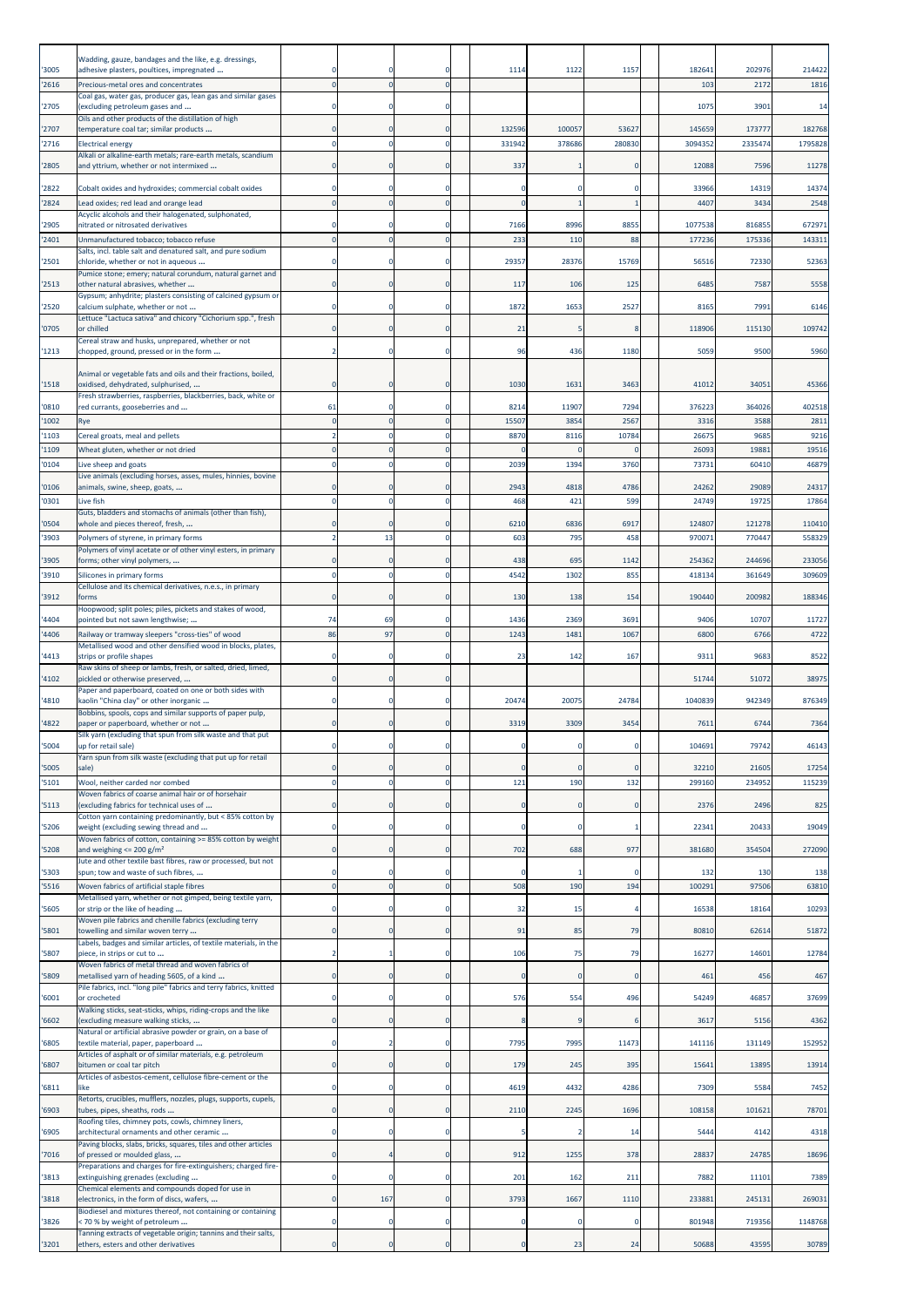| | | | | | | | | | | | |
|---|---|---|---|---|---|---|---|---|---|---|---|
| '3005 | Wadding, gauze, bandages and the like, e.g. dressings, adhesive plasters, poultices, impregnated ... | 0 | 0 | 0 | 1114 | 1122 | 1157 | | 182641 | 202976 | 214422 |
| '2616 | Precious-metal ores and concentrates | 0 | 0 | 0 | | | | | 103 | 2172 | 1816 |
| '2705 | Coal gas, water gas, producer gas, lean gas and similar gases (excluding petroleum gases and ... | 0 | 0 | 0 | | | | | 1075 | 3901 | 14 |
| '2707 | Oils and other products of the distillation of high temperature coal tar; similar products ... | 0 | 0 | 0 | 132596 | 100057 | 53627 | | 145659 | 173777 | 182768 |
| '2716 | Electrical energy | 0 | 0 | 0 | 331942 | 378686 | 280830 | | 3094352 | 2335474 | 1795828 |
| '2805 | Alkali or alkaline-earth metals; rare-earth metals, scandium and yttrium, whether or not intermixed ... | 0 | 0 | 0 | 337 | 1 | 0 | | 12088 | 7596 | 11278 |
| '2822 | Cobalt oxides and hydroxides; commercial cobalt oxides | 0 | 0 | 0 | 0 | 0 | 0 | | 33966 | 14319 | 14374 |
| '2824 | Lead oxides; red lead and orange lead | 0 | 0 | 0 | 0 | 1 | 1 | | 4407 | 3434 | 2548 |
| '2905 | Acyclic alcohols and their halogenated, sulphonated, nitrated or nitrosated derivatives | 0 | 0 | 0 | 7166 | 8996 | 8855 | | 1077538 | 816855 | 672971 |
| '2401 | Unmanufactured tobacco; tobacco refuse | 0 | 0 | 0 | 233 | 110 | 88 | | 177236 | 175336 | 143311 |
| '2501 | Salts, incl. table salt and denatured salt, and pure sodium chloride, whether or not in aqueous ... | 0 | 0 | 0 | 29357 | 28376 | 15769 | | 56516 | 72330 | 52363 |
| '2513 | Pumice stone; emery; natural corundum, natural garnet and other natural abrasives, whether ... | 0 | 0 | 0 | 117 | 106 | 125 | | 6485 | 7587 | 5558 |
| '2520 | Gypsum; anhydrite; plasters consisting of calcined gypsum or calcium sulphate, whether or not ... | 0 | 0 | 0 | 1872 | 1653 | 2527 | | 8165 | 7991 | 6146 |
| '0705 | Lettuce "Lactuca sativa" and chicory "Cichorium spp.", fresh or chilled | 0 | 0 | 0 | 21 | 5 | 8 | | 118906 | 115130 | 109742 |
| '1213 | Cereal straw and husks, unprepared, whether or not chopped, ground, pressed or in the form ... | 2 | 0 | 0 | 96 | 436 | 1180 | | 5059 | 9500 | 5960 |
| '1518 | Animal or vegetable fats and oils and their fractions, boiled, oxidised, dehydrated, sulphurised, ... | 0 | 0 | 0 | 1030 | 1631 | 3463 | | 41012 | 34051 | 45366 |
| '0810 | Fresh strawberries, raspberries, blackberries, back, white or red currants, gooseberries and ... | 61 | 0 | 0 | 8214 | 11907 | 7294 | | 376223 | 364026 | 402518 |
| '1002 | Rye | 0 | 0 | 0 | 15507 | 3854 | 2567 | | 3316 | 3588 | 2811 |
| '1103 | Cereal groats, meal and pellets | 2 | 0 | 0 | 8870 | 8116 | 10784 | | 26675 | 9685 | 9216 |
| '1109 | Wheat gluten, whether or not dried | 0 | 0 | 0 | 0 | 0 | 0 | | 26093 | 19881 | 19516 |
| '0104 | Live sheep and goats | 0 | 0 | 0 | 2039 | 1394 | 3760 | | 73731 | 60410 | 46879 |
| '0106 | Live animals (excluding horses, asses, mules, hinnies, bovine animals, swine, sheep, goats, ... | 0 | 0 | 0 | 2943 | 4818 | 4786 | | 24262 | 29089 | 24317 |
| '0301 | Live fish | 0 | 0 | 0 | 468 | 421 | 599 | | 24749 | 19725 | 17864 |
| '0504 | Guts, bladders and stomachs of animals (other than fish), whole and pieces thereof, fresh, ... | 0 | 0 | 0 | 6210 | 6836 | 6917 | | 124807 | 121278 | 110410 |
| '3903 | Polymers of styrene, in primary forms | 2 | 13 | 0 | 603 | 795 | 458 | | 970071 | 770447 | 558329 |
| '3905 | Polymers of vinyl acetate or of other vinyl esters, in primary forms; other vinyl polymers, ... | 0 | 0 | 0 | 438 | 695 | 1142 | | 254362 | 244696 | 233056 |
| '3910 | Silicones in primary forms | 0 | 0 | 0 | 4542 | 1302 | 855 | | 418134 | 361649 | 309609 |
| '3912 | Cellulose and its chemical derivatives, n.e.s., in primary forms | 0 | 0 | 0 | 130 | 138 | 154 | | 190440 | 200982 | 188346 |
| '4404 | Hoopwood; split poles; piles, pickets and stakes of wood, pointed but not sawn lengthwise; ... | 74 | 69 | 0 | 1436 | 2369 | 3691 | | 9406 | 10707 | 11727 |
| '4406 | Railway or tramway sleepers "cross-ties" of wood | 86 | 97 | 0 | 1243 | 1481 | 1067 | | 6800 | 6766 | 4722 |
| '4413 | Metallised wood and other densified wood in blocks, plates, strips or profile shapes | 0 | 0 | 0 | 23 | 142 | 167 | | 9311 | 9683 | 8522 |
| '4102 | Raw skins of sheep or lambs, fresh, or salted, dried, limed, pickled or otherwise preserved, ... | 0 | 0 | 0 | | | | | 51744 | 51072 | 38975 |
| '4810 | Paper and paperboard, coated on one or both sides with kaolin "China clay" or other inorganic ... | 0 | 0 | 0 | 20474 | 20075 | 24784 | | 1040839 | 942349 | 876349 |
| '4822 | Bobbins, spools, cops and similar supports of paper pulp, paper or paperboard, whether or not ... | 0 | 0 | 0 | 3319 | 3309 | 3454 | | 7611 | 6744 | 7364 |
| '5004 | Silk yarn (excluding that spun from silk waste and that put up for retail sale) | 0 | 0 | 0 | 0 | 0 | 0 | | 104691 | 79742 | 46143 |
| '5005 | Yarn spun from silk waste (excluding that put up for retail sale) | 0 | 0 | 0 | 0 | 0 | 0 | | 32210 | 21605 | 17254 |
| '5101 | Wool, neither carded nor combed | 0 | 0 | 0 | 121 | 190 | 132 | | 299160 | 234952 | 115239 |
| '5113 | Woven fabrics of coarse animal hair or of horsehair (excluding fabrics for technical uses of ... | 0 | 0 | 0 | 0 | 0 | 0 | | 2376 | 2496 | 825 |
| '5206 | Cotton yarn containing predominantly, but < 85% cotton by weight (excluding sewing thread and ... | 0 | 0 | 0 | 0 | 0 | 1 | | 22341 | 20433 | 19049 |
| '5208 | Woven fabrics of cotton, containing >= 85% cotton by weight and weighing <= 200 g/m² | 0 | 0 | 0 | 702 | 688 | 977 | | 381680 | 354504 | 272090 |
| '5303 | Jute and other textile bast fibres, raw or processed, but not spun; tow and waste of such fibres, ... | 0 | 0 | 0 | 0 | 1 | 0 | | 132 | 130 | 138 |
| '5516 | Woven fabrics of artificial staple fibres | 0 | 0 | 0 | 508 | 190 | 194 | | 100291 | 97506 | 63810 |
| '5605 | Metallised yarn, whether or not gimped, being textile yarn, or strip or the like of heading ... | 0 | 0 | 0 | 32 | 15 | 4 | | 16538 | 18164 | 10293 |
| '5801 | Woven pile fabrics and chenille fabrics (excluding terry towelling and similar woven terry ... | 0 | 0 | 0 | 91 | 85 | 79 | | 80810 | 62614 | 51872 |
| '5807 | Labels, badges and similar articles, of textile materials, in the piece, in strips or cut to ... | 2 | 1 | 0 | 106 | 75 | 79 | | 16277 | 14601 | 12784 |
| '5809 | Woven fabrics of metal thread and woven fabrics of metallised yarn of heading 5605, of a kind ... | 0 | 0 | 0 | 0 | 0 | 0 | | 461 | 456 | 467 |
| '6001 | Pile fabrics, incl. "long pile" fabrics and terry fabrics, knitted or crocheted | 0 | 0 | 0 | 576 | 554 | 496 | | 54249 | 46857 | 37699 |
| '6602 | Walking sticks, seat-sticks, whips, riding-crops and the like (excluding measure walking sticks, ... | 0 | 0 | 0 | 8 | 9 | 6 | | 3617 | 5156 | 4362 |
| '6805 | Natural or artificial abrasive powder or grain, on a base of textile material, paper, paperboard ... | 0 | 2 | 0 | 7795 | 7995 | 11473 | | 141116 | 131149 | 152952 |
| '6807 | Articles of asphalt or of similar materials, e.g. petroleum bitumen or coal tar pitch | 0 | 0 | 0 | 179 | 245 | 395 | | 15641 | 13895 | 13914 |
| '6811 | Articles of asbestos-cement, cellulose fibre-cement or the like | 0 | 0 | 0 | 4619 | 4432 | 4286 | | 7309 | 5584 | 7452 |
| '6903 | Retorts, crucibles, mufflers, nozzles, plugs, supports, cupels, tubes, pipes, sheaths, rods ... | 0 | 0 | 0 | 2110 | 2245 | 1696 | | 108158 | 101621 | 78701 |
| '6905 | Roofing tiles, chimney pots, cowls, chimney liners, architectural ornaments and other ceramic ... | 0 | 0 | 0 | 5 | 2 | 14 | | 5444 | 4142 | 4318 |
| '7016 | Paving blocks, slabs, bricks, squares, tiles and other articles of pressed or moulded glass, ... | 0 | 4 | 0 | 912 | 1255 | 378 | | 28837 | 24785 | 18696 |
| '3813 | Preparations and charges for fire-extinguishers; charged fire-extinguishing grenades (excluding ... | 0 | 0 | 0 | 201 | 162 | 211 | | 7882 | 11101 | 7389 |
| '3818 | Chemical elements and compounds doped for use in electronics, in the form of discs, wafers, ... | 0 | 167 | 0 | 3793 | 1667 | 1110 | | 233881 | 245131 | 269031 |
| '3826 | Biodiesel and mixtures thereof, not containing or containing < 70 % by weight of petroleum ... | 0 | 0 | 0 | 0 | 0 | 0 | | 801948 | 719356 | 1148768 |
| '3201 | Tanning extracts of vegetable origin; tannins and their salts, ethers, esters and other derivatives | 0 | 0 | 0 | 0 | 23 | 24 | | 50688 | 43595 | 30789 |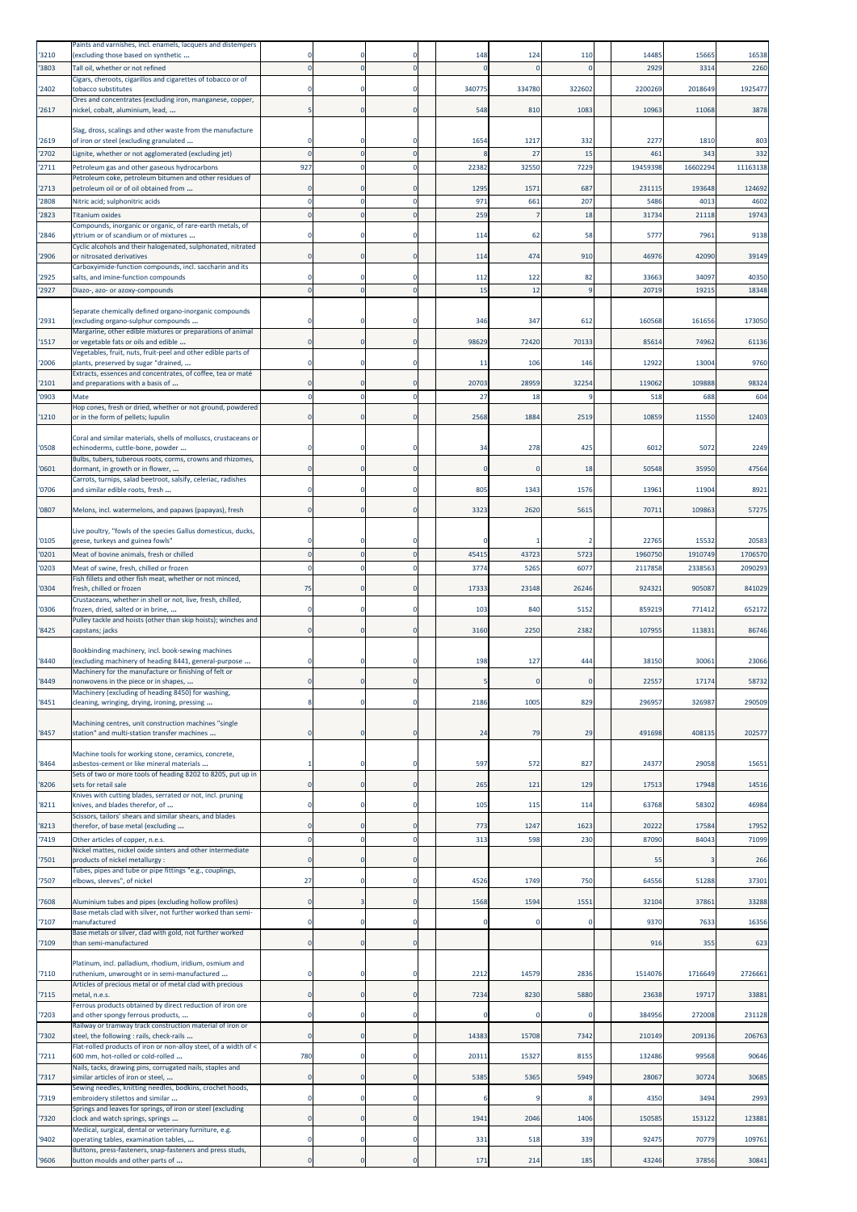| | | | | | | | | | | | |
|---|---|---|---|---|---|---|---|---|---|---|---|
| '3210 | Paints and varnishes, incl. enamels, lacquers and distempers (excluding those based on synthetic ... | 0 | 0 | 0 | 148 | 124 | 110 | 14485 | 15665 | 16538 |
| '3803 | Tall oil, whether or not refined | 0 | 0 | 0 | 0 | 0 | 0 | 2929 | 3314 | 2260 |
| '2402 | Cigars, cheroots, cigarillos and cigarettes of tobacco or of tobacco substitutes | 0 | 0 | 0 | 340775 | 334780 | 322602 | 2200269 | 2018649 | 1925477 |
| '2617 | Ores and concentrates (excluding iron, manganese, copper, nickel, cobalt, aluminium, lead, ... | 5 | 0 | 0 | 548 | 810 | 1083 | 10963 | 11068 | 3878 |
| '2619 | Slag, dross, scalings and other waste from the manufacture of iron or steel (excluding granulated ... | 0 | 0 | 0 | 1654 | 1217 | 332 | 2277 | 1810 | 803 |
| '2702 | Lignite, whether or not agglomerated (excluding jet) | 0 | 0 | 0 | 8 | 27 | 15 | 461 | 343 | 332 |
| '2711 | Petroleum gas and other gaseous hydrocarbons | 927 | 0 | 0 | 22382 | 32550 | 7229 | 19459398 | 16602294 | 11163138 |
| '2713 | Petroleum coke, petroleum bitumen and other residues of petroleum oil or of oil obtained from ... | 0 | 0 | 0 | 1295 | 1571 | 687 | 231115 | 193648 | 124692 |
| '2808 | Nitric acid; sulphonitric acids | 0 | 0 | 0 | 971 | 661 | 207 | 5486 | 4013 | 4602 |
| '2823 | Titanium oxides | 0 | 0 | 0 | 259 | 7 | 18 | 31734 | 21118 | 19743 |
| '2846 | Compounds, inorganic or organic, of rare-earth metals, of yttrium or of scandium or of mixtures ... | 0 | 0 | 0 | 114 | 62 | 58 | 5777 | 7961 | 9138 |
| '2906 | Cyclic alcohols and their halogenated, sulphonated, nitrated or nitrosated derivatives | 0 | 0 | 0 | 114 | 474 | 910 | 46976 | 42090 | 39149 |
| '2925 | Carboxyimide-function compounds, incl. saccharin and its salts, and imine-function compounds | 0 | 0 | 0 | 112 | 122 | 82 | 33663 | 34097 | 40350 |
| '2927 | Diazo-, azo- or azoxy-compounds | 0 | 0 | 0 | 15 | 12 | 9 | 20719 | 19215 | 18348 |
| '2931 | Separate chemically defined organo-inorganic compounds (excluding organo-sulphur compounds ... | 0 | 0 | 0 | 346 | 347 | 612 | 160568 | 161656 | 173050 |
| '1517 | Margarine, other edible mixtures or preparations of animal or vegetable fats or oils and edible ... | 0 | 0 | 0 | 98629 | 72420 | 70133 | 85614 | 74962 | 61136 |
| '2006 | Vegetables, fruit, nuts, fruit-peel and other edible parts of plants, preserved by sugar "drained, ... | 0 | 0 | 0 | 11 | 106 | 146 | 12922 | 13004 | 9760 |
| '2101 | Extracts, essences and concentrates, of coffee, tea or maté and preparations with a basis of ... | 0 | 0 | 0 | 20703 | 28959 | 32254 | 119062 | 109888 | 98324 |
| '0903 | Mate | 0 | 0 | 0 | 27 | 18 | 9 | 518 | 688 | 604 |
| '1210 | Hop cones, fresh or dried, whether or not ground, powdered or in the form of pellets; lupulin | 0 | 0 | 0 | 2568 | 1884 | 2519 | 10859 | 11550 | 12403 |
| '0508 | Coral and similar materials, shells of molluscs, crustaceans or echinoderms, cuttle-bone, powder ... | 0 | 0 | 0 | 34 | 278 | 425 | 6012 | 5072 | 2249 |
| '0601 | Bulbs, tubers, tuberous roots, corms, crowns and rhizomes, dormant, in growth or in flower, ... | 0 | 0 | 0 | 0 | 0 | 18 | 50548 | 35950 | 47564 |
| '0706 | Carrots, turnips, salad beetroot, salsify, celeriac, radishes and similar edible roots, fresh ... | 0 | 0 | 0 | 805 | 1343 | 1576 | 13961 | 11904 | 8921 |
| '0807 | Melons, incl. watermelons, and papaws (papayas), fresh | 0 | 0 | 0 | 3323 | 2620 | 5615 | 70711 | 109863 | 57275 |
| '0105 | Live poultry, "fowls of the species Gallus domesticus, ducks, geese, turkeys and guinea fowls" | 0 | 0 | 0 | 0 | 1 | 2 | 22765 | 15532 | 20583 |
| '0201 | Meat of bovine animals, fresh or chilled | 0 | 0 | 0 | 45415 | 43723 | 5723 | 1960750 | 1910749 | 1706570 |
| '0203 | Meat of swine, fresh, chilled or frozen | 0 | 0 | 0 | 3774 | 5265 | 6077 | 2117858 | 2338563 | 2090293 |
| '0304 | Fish fillets and other fish meat, whether or not minced, fresh, chilled or frozen | 75 | 0 | 0 | 17333 | 23148 | 26246 | 924321 | 905087 | 841029 |
| '0306 | Crustaceans, whether in shell or not, live, fresh, chilled, frozen, dried, salted or in brine, ... | 0 | 0 | 0 | 103 | 840 | 5152 | 859219 | 771412 | 652172 |
| '8425 | Pulley tackle and hoists (other than skip hoists); winches and capstans; jacks | 0 | 0 | 0 | 3160 | 2250 | 2382 | 107955 | 113831 | 86746 |
| '8440 | Bookbinding machinery, incl. book-sewing machines (excluding machinery of heading 8441, general-purpose ... | 0 | 0 | 0 | 198 | 127 | 444 | 38150 | 30061 | 23066 |
| '8449 | Machinery for the manufacture or finishing of felt or nonwovens in the piece or in shapes, ... | 0 | 0 | 0 | 5 | 0 | 0 | 22557 | 17174 | 58732 |
| '8451 | Machinery (excluding of heading 8450) for washing, cleaning, wringing, drying, ironing, pressing ... | 8 | 0 | 0 | 2186 | 1005 | 829 | 296957 | 326987 | 290509 |
| '8457 | Machining centres, unit construction machines "single station" and multi-station transfer machines ... | 0 | 0 | 0 | 24 | 79 | 29 | 491698 | 408135 | 202577 |
| '8464 | Machine tools for working stone, ceramics, concrete, asbestos-cement or like mineral materials ... | 1 | 0 | 0 | 597 | 572 | 827 | 24377 | 29058 | 15651 |
| '8206 | Sets of two or more tools of heading 8202 to 8205, put up in sets for retail sale | 0 | 0 | 0 | 265 | 121 | 129 | 17513 | 17948 | 14516 |
| '8211 | Knives with cutting blades, serrated or not, incl. pruning knives, and blades therefor, of ... | 0 | 0 | 0 | 105 | 115 | 114 | 63768 | 58302 | 46984 |
| '8213 | Scissors, tailors' shears and similar shears, and blades therefor, of base metal (excluding ... | 0 | 0 | 0 | 773 | 1247 | 1623 | 20222 | 17584 | 17952 |
| '7419 | Other articles of copper, n.e.s. | 0 | 0 | 0 | 313 | 598 | 230 | 87090 | 84043 | 71099 |
| '7501 | Nickel mattes, nickel oxide sinters and other intermediate products of nickel metallurgy : | 0 | 0 | 0 | | | | 55 | 3 | 266 |
| '7507 | Tubes, pipes and tube or pipe fittings "e.g., couplings, elbows, sleeves", of nickel | 27 | 0 | 0 | 4526 | 1749 | 750 | 64556 | 51288 | 37301 |
| '7608 | Aluminium tubes and pipes (excluding hollow profiles) | 0 | 3 | 0 | 1568 | 1594 | 1551 | 32104 | 37861 | 33288 |
| '7107 | Base metals clad with silver, not further worked than semi-manufactured | 0 | 0 | 0 | 0 | 0 | 0 | 9370 | 7633 | 16356 |
| '7109 | Base metals or silver, clad with gold, not further worked than semi-manufactured | 0 | 0 | 0 | | | | 916 | 355 | 623 |
| '7110 | Platinum, incl. palladium, rhodium, iridium, osmium and ruthenium, unwrought or in semi-manufactured ... | 0 | 0 | 0 | 2212 | 14579 | 2836 | 1514076 | 1716649 | 2726661 |
| '7115 | Articles of precious metal or of metal clad with precious metal, n.e.s. | 0 | 0 | 0 | 7234 | 8230 | 5880 | 23638 | 19717 | 33881 |
| '7203 | Ferrous products obtained by direct reduction of iron ore and other spongy ferrous products, ... | 0 | 0 | 0 | 0 | 0 | 0 | 384956 | 272008 | 231128 |
| '7302 | Railway or tramway track construction material of iron or steel, the following : rails, check-rails ... | 0 | 0 | 0 | 14383 | 15708 | 7342 | 210149 | 209136 | 206763 |
| '7211 | Flat-rolled products of iron or non-alloy steel, of a width of < 600 mm, hot-rolled or cold-rolled ... | 780 | 0 | 0 | 20311 | 15327 | 8155 | 132486 | 99568 | 90646 |
| '7317 | Nails, tacks, drawing pins, corrugated nails, staples and similar articles of iron or steel, ... | 0 | 0 | 0 | 5385 | 5365 | 5949 | 28067 | 30724 | 30685 |
| '7319 | Sewing needles, knitting needles, bodkins, crochet hoods, embroidery stilettos and similar ... | 0 | 0 | 0 | 6 | 9 | 8 | 4350 | 3494 | 2993 |
| '7320 | Springs and leaves for springs, of iron or steel (excluding clock and watch springs, springs ... | 0 | 0 | 0 | 1941 | 2046 | 1406 | 150585 | 153122 | 123881 |
| '9402 | Medical, surgical, dental or veterinary furniture, e.g. operating tables, examination tables, ... | 0 | 0 | 0 | 331 | 518 | 339 | 92475 | 70779 | 109761 |
| '9606 | Buttons, press-fasteners, snap-fasteners and press studs, button moulds and other parts of ... | 0 | 0 | 0 | 171 | 214 | 185 | 43246 | 37856 | 30841 |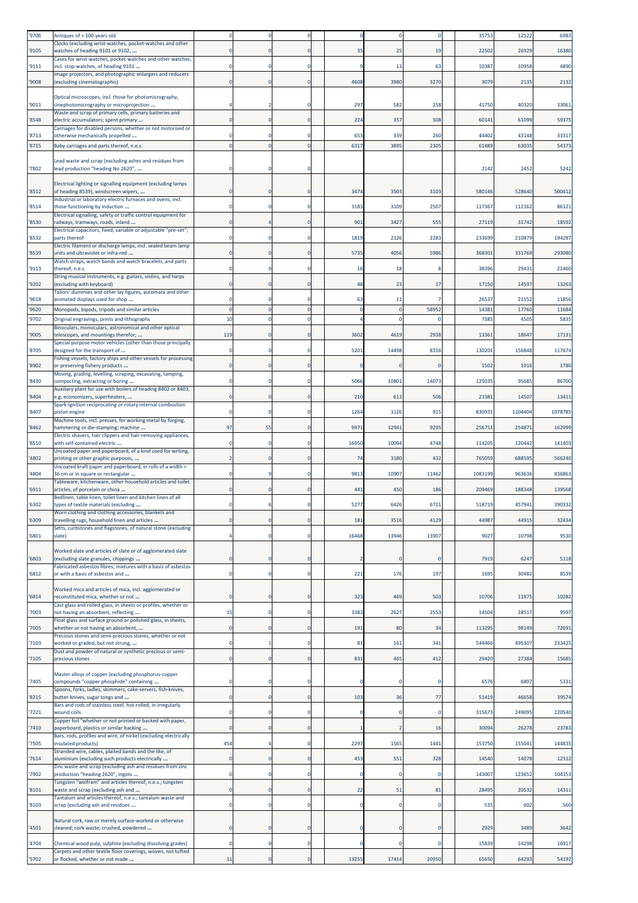| '9706 | Antiques of > 100 years old | 0 | 0 | 0 | 0 | 0 | 0 | 35753 | 12522 | 6983 |
|---|---|---|---|---|---|---|---|---|---|---|
| '9105 | Clocks (excluding wrist-watches, pocket-watches and other watches of heading 9101 or 9102, ... | 0 | 0 | 0 | 35 | 25 | 19 | 22502 | 26929 | 16380 |
| '9111 | Cases for wrist-watches, pocket-watches and other watches, incl. stop-watches, of heading 9101 ... | 0 | 0 | 0 | 9 | 13 | 63 | 10387 | 10958 | 4890 |
| '9008 | Image projectors, and photographic enlargers and reducers (excluding cinematographic) | 0 | 0 | 0 | 4608 | 3980 | 3270 | 3079 | 2135 | 2132 |
| '9011 | Optical microscopes, incl. those for photomicrography, cinephotomicrography or microprojection ... | 4 | 2 | 0 | 297 | 582 | 258 | 41750 | 40320 | 33061 |
| '8548 | Waste and scrap of primary cells, primary batteries and electric accumulators; spent primary ... | 0 | 0 | 0 | 224 | 357 | 308 | 60141 | 61099 | 59375 |
| '8713 | Carriages for disabled persons, whether or not motorised or otherwise mechanically propelled ... | 0 | 0 | 0 | 653 | 339 | 260 | 44402 | 43148 | 33317 |
| '8715 | Baby carriages and parts thereof, n.e.s. | 0 | 0 | 0 | 6317 | 3895 | 2305 | 61489 | 63035 | 54373 |
| '7802 | Lead waste and scrap (excluding ashes and residues from lead production "heading No 2620", ... | 0 | 0 | 0 | | | | 2142 | 2452 | 5242 |
| '8512 | Electrical lighting or signalling equipment (excluding lamps of heading 8539), windscreen wipers, ... | 0 | 0 | 0 | 3474 | 3503 | 3103 | 580146 | 528640 | 500412 |
| '8514 | Industrial or laboratory electric furnaces and ovens, incl. those functioning by induction ... | 0 | 0 | 0 | 3183 | 3109 | 2507 | 117367 | 112162 | 86121 |
| '8530 | Electrical signalling, safety or traffic control equipment for railways, tramways, roads, inland ... | 0 | 4 | 0 | 901 | 3427 | 555 | 27119 | 31742 | 18592 |
| '8532 | Electrical capacitors, fixed, variable or adjustable "pre-set"; parts thereof | 0 | 0 | 0 | 1819 | 2126 | 2283 | 233699 | 210879 | 194287 |
| '8539 | Electric filament or discharge lamps, incl. sealed beam lamp units and ultraviolet or infra-red ... | 0 | 0 | 0 | 5735 | 4056 | 5986 | 368301 | 331769 | 293080 |
| '9113 | Watch straps, watch bands and watch bracelets, and parts thereof, n.e.s. | 0 | 0 | 0 | 16 | 18 | 8 | 38396 | 29431 | 21460 |
| '9202 | String musical instruments, e.g. guitars, violins, and harps (excluding with keyboard) | 0 | 0 | 0 | 46 | 23 | 17 | 17150 | 14597 | 13263 |
| '9618 | Tailors' dummies and other lay figures, automata and other animated displays used for shop ... | 0 | 0 | 0 | 63 | 11 | 7 | 26537 | 21552 | 11856 |
| '9620 | Monopods, bipods, tripods and similar articles | 0 | 0 | 0 | 0 | 0 | 58952 | 14381 | 17760 | 11684 |
| '9702 | Original engravings, prints and lithographs | 10 | 0 | 0 | 4 | 0 | 0 | 7385 | 4505 | 5835 |
| '9005 | Binoculars, monoculars, astronomical and other optical telescopes, and mountings therefor; ... | 119 | 0 | 0 | 3602 | 4619 | 2938 | 13361 | 18647 | 17131 |
| '8705 | Special purpose motor vehicles (other than those principally designed for the transport of ... | 0 | 0 | 0 | 5201 | 14498 | 8316 | 130201 | 156848 | 117674 |
| '8902 | Fishing vessels; factory ships and other vessels for processing or preserving fishery products ... | 0 | 0 | 0 | 0 | 0 | 0 | 1502 | 1016 | 1780 |
| '8430 | Moving, grading, levelling, scraping, excavating, tamping, compacting, extracting or boring ... | 0 | 0 | 0 | 5066 | 10801 | 14073 | 125035 | 95685 | 86700 |
| '8404 | Auxiliary plant for use with boilers of heading 8402 or 8403, e.g. economizers, superheaters, ... | 0 | 0 | 0 | 210 | 613 | 506 | 23381 | 14507 | 13411 |
| '8407 | Spark-ignition reciprocating or rotary internal combustion piston engine | 0 | 0 | 0 | 1264 | 1126 | 915 | 830931 | 1104404 | 1078785 |
| '8462 | Machine tools, incl. presses, for working metal by forging, hammering or die-stamping; machine ... | 97 | 55 | 0 | 9971 | 12941 | 9295 | 256751 | 254871 | 162999 |
| '8510 | Electric shavers, hair clippers and hair-removing appliances, with self-contained electric ... | 0 | 0 | 0 | 16950 | 10094 | 4748 | 114205 | 120442 | 141403 |
| '4802 | Uncoated paper and paperboard, of a kind used for writing, printing or other graphic purposes, ... | 2 | 0 | 0 | 74 | 3180 | 432 | 765059 | 688595 | 566240 |
| '4804 | Uncoated kraft paper and paperboard, in rolls of a width > 36 cm or in square or rectangular ... | 0 | 9 | 0 | 9813 | 10907 | 11462 | 1083199 | 963636 | 836863 |
| '6911 | Tableware, kitchenware, other household articles and toilet articles, of porcelain or china ... | 0 | 0 | 0 | 441 | 450 | 186 | 209469 | 188348 | 139568 |
| '6302 | Bedlinen, table linen, toilet linen and kitchen linen of all types of textile materials (excluding ... | 0 | 6 | 0 | 5277 | 6426 | 6711 | 518719 | 457941 | 390332 |
| '6309 | Worn clothing and clothing accessories, blankets and travelling rugs, household linen and articles ... | 0 | 0 | 0 | 181 | 3516 | 4129 | 44987 | 44915 | 32434 |
| '6801 | Setts, curbstones and flagstones, of natural stone (excluding slate) | 4 | 0 | 0 | 16468 | 13946 | 13907 | 9027 | 10798 | 9530 |
| '6803 | Worked slate and articles of slate or of agglomerated slate (excluding slate granules, chippings ... | 0 | 0 | 0 | 2 | 0 | 0 | 7919 | 6247 | 5118 |
| '6812 | Fabricated asbestos fibres; mixtures with a basis of asbestos or with a basis of asbestos and ... | 0 | 0 | 0 | 221 | 176 | 197 | 1695 | 30482 | 8539 |
| '6814 | Worked mica and articles of mica, incl. agglomerated or reconstituted mica, whether or not ... | 0 | 0 | 0 | 323 | 469 | 503 | 10706 | 11875 | 10282 |
| '7003 | Cast glass and rolled glass, in sheets or profiles, whether or not having an absorbent, reflecting ... | 15 | 0 | 0 | 3383 | 2627 | 2553 | 14504 | 18517 | 9597 |
| '7005 | Float glass and surface ground or polished glass, in sheets, whether or not having an absorbent, ... | 0 | 0 | 0 | 191 | 80 | 34 | 113295 | 98149 | 72691 |
| '7103 | Precious stones and semi-precious stones, whether or not worked or graded, but not strung, ... | 0 | 1 | 0 | 81 | 161 | 341 | 544466 | 495307 | 233425 |
| '7105 | Dust and powder of natural or synthetic precious or semi-precious stones | 0 | 0 | 0 | 831 | 465 | 412 | 29420 | 27384 | 15685 |
| '7405 | Master alloys of copper (excluding phosphorus-copper compounds "copper phosphide" containing ... | 0 | 0 | 0 | 0 | 0 | 0 | 6576 | 6807 | 5331 |
| '8215 | Spoons, forks, ladles, skimmers, cake-servers, fish-knives, butter-knives, sugar tongs and ... | 0 | 0 | 0 | 103 | 36 | 77 | 51419 | 46658 | 39574 |
| '7221 | Bars and rods of stainless steel, hot-rolled, in irregularly wound coils | 0 | 0 | 0 | 0 | 0 | 0 | 315673 | 249095 | 220540 |
| '7410 | Copper foil "whether or not printed or backed with paper, paperboard, plastics or similar backing ... | 0 | 0 | 0 | 1 | 2 | 16 | 30094 | 26278 | 23783 |
| '7505 | Bars, rods, profiles and wire, of nickel (excluding electrically insulated products) | 454 | 4 | 0 | 2297 | 1565 | 1441 | 153750 | 155041 | 144835 |
| '7614 | Stranded wire, cables, plaited bands and the like, of aluminium (excluding such products electrically ... | 0 | 0 | 0 | 453 | 551 | 328 | 14540 | 14078 | 12312 |
| '7902 | Zinc waste and scrap (excluding ash and residues from zinc production "heading 2620", ingots ... | 0 | 0 | 0 | 0 | 0 | 0 | 143007 | 123652 | 104353 |
| '8101 | Tungsten "wolfram" and articles thereof, n.e.s.; tungsten waste and scrap (excluding ash and ... | 0 | 0 | 0 | 22 | 51 | 81 | 28495 | 20532 | 14311 |
| '8103 | Tantalum and articles thereof, n.e.s.; tantalum waste and scrap (excluding ash and residues ... | 0 | 0 | 0 | 0 | 0 | 0 | 535 | 602 | 560 |
| '4501 | Natural cork, raw or merely surface-worked or otherwise cleaned; cork waste; crushed, powdered ... | 0 | 0 | 0 | 0 | 0 | 0 | 2929 | 3489 | 3642 |
| '4704 | Chemical wood pulp, sulphite (excluding dissolving grades) | 0 | 0 | 0 | 0 | 0 | 0 | 15839 | 14298 | 16917 |
| '5702 | Carpets and other textile floor coverings, woven, not tufted or flocked, whether or not made ... | 11 | 0 | 0 | 13255 | 17414 | 20950 | 65650 | 64293 | 54192 |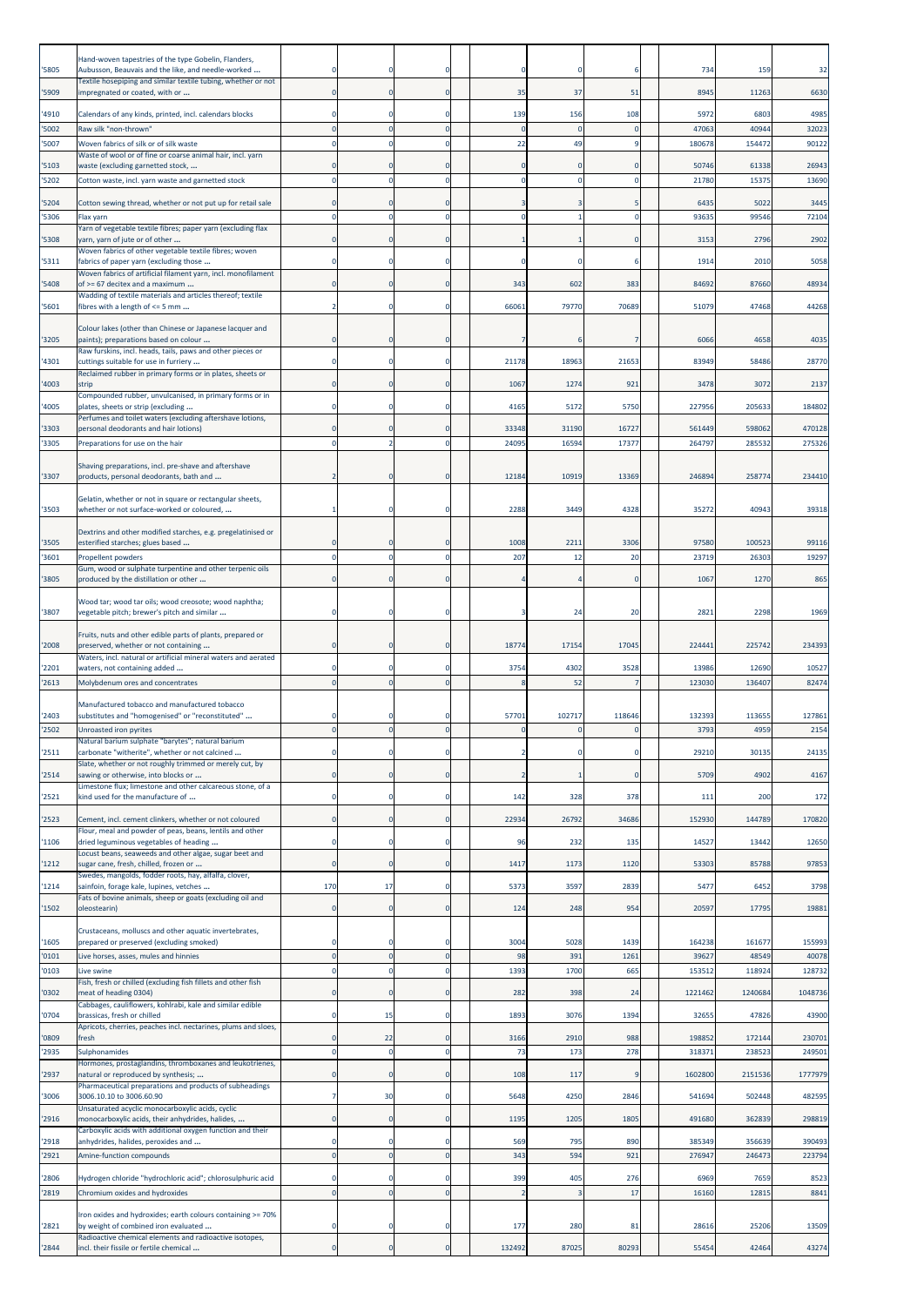| | | | | | | | | | | | | |
|---|---|---|---|---|---|---|---|---|---|---|---|---|
| '5805 | Hand-woven tapestries of the type Gobelin, Flanders, Aubusson, Beauvais and the like, and needle-worked ... | 0 | 0 | 0 | | 0 | 0 | 6 | | 734 | 159 | 32 |
| '5909 | Textile hosepiping and similar textile tubing, whether or not impregnated or coated, with or ... | 0 | 0 | 0 | | 35 | 37 | 51 | | 8945 | 11263 | 6630 |
| '4910 | Calendars of any kinds, printed, incl. calendars blocks | 0 | 0 | 0 | | 139 | 156 | 108 | | 5972 | 6803 | 4985 |
| '5002 | Raw silk "non-thrown" | 0 | 0 | 0 | | 0 | 0 | 0 | | 47063 | 40944 | 32023 |
| '5007 | Woven fabrics of silk or of silk waste | 0 | 0 | 0 | | 22 | 49 | 9 | | 180678 | 154472 | 90122 |
| '5103 | Waste of wool or of fine or coarse animal hair, incl. yarn waste (excluding garnetted stock, ... | 0 | 0 | 0 | | 0 | 0 | 0 | | 50746 | 61338 | 26943 |
| '5202 | Cotton waste, incl. yarn waste and garnetted stock | 0 | 0 | 0 | | 0 | 0 | 0 | | 21780 | 15375 | 13690 |
| '5204 | Cotton sewing thread, whether or not put up for retail sale | 0 | 0 | 0 | | 3 | 3 | 5 | | 6435 | 5022 | 3445 |
| '5306 | Flax yarn | 0 | 0 | 0 | | 0 | 1 | 0 | | 93635 | 99546 | 72104 |
| '5308 | Yarn of vegetable textile fibres; paper yarn (excluding flax yarn, yarn of jute or of other ... | 0 | 0 | 0 | | 1 | 1 | 0 | | 3153 | 2796 | 2902 |
| '5311 | Woven fabrics of other vegetable textile fibres; woven fabrics of paper yarn (excluding those ... | 0 | 0 | 0 | | 0 | 0 | 6 | | 1914 | 2010 | 5058 |
| '5408 | Woven fabrics of artificial filament yarn, incl. monofilament of >= 67 decitex and a maximum ... | 0 | 0 | 0 | | 343 | 602 | 383 | | 84692 | 87660 | 48934 |
| '5601 | Wadding of textile materials and articles thereof; textile fibres with a length of <= 5 mm ... | 2 | 0 | 0 | | 66061 | 79770 | 70689 | | 51079 | 47468 | 44268 |
| '3205 | Colour lakes (other than Chinese or Japanese lacquer and paints); preparations based on colour ... | 0 | 0 | 0 | | 7 | 6 | 7 | | 6066 | 4658 | 4035 |
| '4301 | Raw furskins, incl. heads, tails, paws and other pieces or cuttings suitable for use in furriery ... | 0 | 0 | 0 | | 21178 | 18963 | 21653 | | 83949 | 58486 | 28770 |
| '4003 | Reclaimed rubber in primary forms or in plates, sheets or strip | 0 | 0 | 0 | | 1067 | 1274 | 921 | | 3478 | 3072 | 2137 |
| '4005 | Compounded rubber, unvulcanised, in primary forms or in plates, sheets or strip (excluding ... | 0 | 0 | 0 | | 4165 | 5172 | 5750 | | 227956 | 205633 | 184802 |
| '3303 | Perfumes and toilet waters (excluding aftershave lotions, personal deodorants and hair lotions) | 0 | 0 | 0 | | 33348 | 31190 | 16727 | | 561449 | 598062 | 470128 |
| '3305 | Preparations for use on the hair | 0 | 2 | 0 | | 24095 | 16594 | 17377 | | 264797 | 285532 | 275326 |
| '3307 | Shaving preparations, incl. pre-shave and aftershave products, personal deodorants, bath and ... | 2 | 0 | 0 | | 12184 | 10919 | 13369 | | 246894 | 258774 | 234410 |
| '3503 | Gelatin, whether or not in square or rectangular sheets, whether or not surface-worked or coloured, ... | 1 | 0 | 0 | | 2288 | 3449 | 4328 | | 35272 | 40943 | 39318 |
| '3505 | Dextrins and other modified starches, e.g. pregelatinised or esterified starches; glues based ... | 0 | 0 | 0 | | 1008 | 2211 | 3306 | | 97580 | 100523 | 99116 |
| '3601 | Propellent powders | 0 | 0 | 0 | | 207 | 12 | 20 | | 23719 | 26303 | 19297 |
| '3805 | Gum, wood or sulphate turpentine and other terpenic oils produced by the distillation or other ... | 0 | 0 | 0 | | 4 | 4 | 0 | | 1067 | 1270 | 865 |
| '3807 | Wood tar; wood tar oils; wood creosote; wood naphtha; vegetable pitch; brewer's pitch and similar ... | 0 | 0 | 0 | | 3 | 24 | 20 | | 2821 | 2298 | 1969 |
| '2008 | Fruits, nuts and other edible parts of plants, prepared or preserved, whether or not containing ... | 0 | 0 | 0 | | 18774 | 17154 | 17045 | | 224441 | 225742 | 234393 |
| '2201 | Waters, incl. natural or artificial mineral waters and aerated waters, not containing added ... | 0 | 0 | 0 | | 3754 | 4302 | 3528 | | 13986 | 12690 | 10527 |
| '2613 | Molybdenum ores and concentrates | 0 | 0 | 0 | | 8 | 52 | 7 | | 123030 | 136407 | 82474 |
| '2403 | Manufactured tobacco and manufactured tobacco substitutes and "homogenised" or "reconstituted" ... | 0 | 0 | 0 | | 57701 | 102717 | 118646 | | 132393 | 113655 | 127861 |
| '2502 | Unroasted iron pyrites | 0 | 0 | 0 | | 0 | 0 | 0 | | 3793 | 4959 | 2154 |
| '2511 | Natural barium sulphate "barytes"; natural barium carbonate "witherite", whether or not calcined ... | 0 | 0 | 0 | | 2 | 0 | 0 | | 29210 | 30135 | 24135 |
| '2514 | Slate, whether or not roughly trimmed or merely cut, by sawing or otherwise, into blocks or ... | 0 | 0 | 0 | | 2 | 1 | 0 | | 5709 | 4902 | 4167 |
| '2521 | Limestone flux; limestone and other calcareous stone, of a kind used for the manufacture of ... | 0 | 0 | 0 | | 142 | 328 | 378 | | 111 | 200 | 172 |
| '2523 | Cement, incl. cement clinkers, whether or not coloured | 0 | 0 | 0 | | 22934 | 26792 | 34686 | | 152930 | 144789 | 170820 |
| '1106 | Flour, meal and powder of peas, beans, lentils and other dried leguminous vegetables of heading ... | 0 | 0 | 0 | | 96 | 232 | 135 | | 14527 | 13442 | 12650 |
| '1212 | Locust beans, seaweeds and other algae, sugar beet and sugar cane, fresh, chilled, frozen or ... | 0 | 0 | 0 | | 1417 | 1173 | 1120 | | 53303 | 85788 | 97853 |
| '1214 | Swedes, mangolds, fodder roots, hay, alfalfa, clover, sainfoin, forage kale, lupines, vetches ... | 170 | 17 | 0 | | 5373 | 3597 | 2839 | | 5477 | 6452 | 3798 |
| '1502 | Fats of bovine animals, sheep or goats (excluding oil and oleostearin) | 0 | 0 | 0 | | 124 | 248 | 954 | | 20597 | 17795 | 19881 |
| '1605 | Crustaceans, molluscs and other aquatic invertebrates, prepared or preserved (excluding smoked) | 0 | 0 | 0 | | 3004 | 5028 | 1439 | | 164238 | 161677 | 155993 |
| '0101 | Live horses, asses, mules and hinnies | 0 | 0 | 0 | | 98 | 391 | 1261 | | 39627 | 48549 | 40078 |
| '0103 | Live swine | 0 | 0 | 0 | | 1393 | 1700 | 665 | | 153512 | 118924 | 128732 |
| '0302 | Fish, fresh or chilled (excluding fish fillets and other fish meat of heading 0304) | 0 | 0 | 0 | | 282 | 398 | 24 | | 1221462 | 1240684 | 1048736 |
| '0704 | Cabbages, cauliflowers, kohlrabi, kale and similar edible brassicas, fresh or chilled | 0 | 15 | 0 | | 1893 | 3076 | 1394 | | 32655 | 47826 | 43900 |
| '0809 | Apricots, cherries, peaches incl. nectarines, plums and sloes, fresh | 0 | 22 | 0 | | 3166 | 2910 | 988 | | 198852 | 172144 | 230701 |
| '2935 | Sulphonamides | 0 | 0 | 0 | | 73 | 173 | 278 | | 318371 | 238523 | 249501 |
| '2937 | Hormones, prostaglandins, thromboxanes and leukotrienes, natural or reproduced by synthesis; ... | 0 | 0 | 0 | | 108 | 117 | 9 | | 1602800 | 2151536 | 1777979 |
| '3006 | Pharmaceutical preparations and products of subheadings 3006.10.10 to 3006.60.90 | 7 | 30 | 0 | | 5648 | 4250 | 2846 | | 541694 | 502448 | 482595 |
| '2916 | Unsaturated acyclic monocarboxylic acids, cyclic monocarboxylic acids, their anhydrides, halides, ... | 0 | 0 | 0 | | 1195 | 1205 | 1805 | | 491680 | 362839 | 298819 |
| '2918 | Carboxylic acids with additional oxygen function and their anhydrides, halides, peroxides and ... | 0 | 0 | 0 | | 569 | 795 | 890 | | 385349 | 356639 | 390493 |
| '2921 | Amine-function compounds | 0 | 0 | 0 | | 343 | 594 | 921 | | 276947 | 246473 | 223794 |
| '2806 | Hydrogen chloride "hydrochloric acid"; chlorosulphuric acid | 0 | 0 | 0 | | 399 | 405 | 276 | | 6969 | 7659 | 8523 |
| '2819 | Chromium oxides and hydroxides | 0 | 0 | 0 | | 2 | 3 | 17 | | 16160 | 12815 | 8841 |
| '2821 | Iron oxides and hydroxides; earth colours containing >= 70% by weight of combined iron evaluated ... | 0 | 0 | 0 | | 177 | 280 | 81 | | 28616 | 25206 | 13509 |
| '2844 | Radioactive chemical elements and radioactive isotopes, incl. their fissile or fertile chemical ... | 0 | 0 | 0 | | 132492 | 87025 | 80293 | | 55454 | 42464 | 43274 |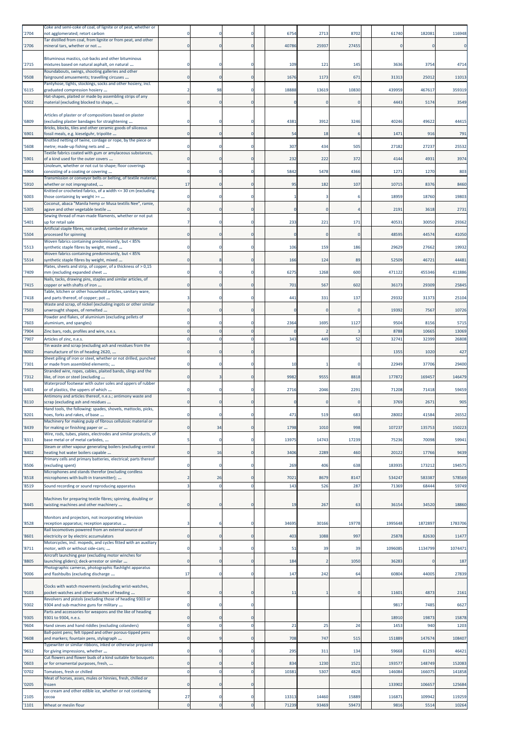| | | | | | | | | | | |
|---|---|---|---|---|---|---|---|---|---|---|
| '2704 | Coke and semi-coke of coal, of lignite or of peat, whether or not agglomerated; retort carbon | 0 | 0 | 0 | 6754 | 2713 | 8702 | 61740 | 182081 | 116948 |
| '2706 | Tar distilled from coal, from lignite or from peat, and other mineral tars, whether or not ... | 0 | 0 | 0 | 40786 | 25937 | 27455 | 0 | 0 | 0 |
| '2715 | Bituminous mastics, cut-backs and other bituminous mixtures based on natural asphalt, on natural ... | 0 | 0 | 0 | 109 | 121 | 145 | 3636 | 3754 | 4714 |
| '9508 | Roundabouts, swings, shooting galleries and other fairground amusements; travelling circuses ... | 0 | 0 | 0 | 1676 | 1173 | 671 | 31313 | 25012 | 11013 |
| '6115 | Pantyhose, tights, stockings, socks and other hosiery, incl. graduated compression hosiery ... | 2 | 98 | 0 | 18888 | 13619 | 10830 | 439959 | 467617 | 359319 |
| '6502 | Hat-shapes, plaited or made by assembling strips of any material (excluding blocked to shape, ... | 0 | 0 | 0 | 0 | 0 | 0 | 4443 | 5174 | 3549 |
| '6809 | Articles of plaster or of compositions based on plaster (excluding plaster bandages for straightening ... | 0 | 0 | 0 | 4381 | 3912 | 3246 | 40246 | 49622 | 44415 |
| '6901 | Bricks, blocks, tiles and other ceramic goods of siliceous fossil meals, e.g. kieselguhr, tripolite ... | 0 | 0 | 0 | 54 | 18 | 6 | 1471 | 916 | 791 |
| '5608 | Knotted netting of twine, cordage or rope, by the piece or metre; made-up fishing nets and ... | 0 | 0 | 0 | 307 | 434 | 505 | 27182 | 27237 | 25532 |
| '5901 | Textile fabrics coated with gum or amylaceous substances, of a kind used for the outer covers ... | 0 | 0 | 0 | 232 | 222 | 372 | 4144 | 4931 | 3974 |
| '5904 | Linoleum, whether or not cut to shape; floor coverings consisting of a coating or covering ... | 0 | 0 | 0 | 5842 | 5478 | 4366 | 1271 | 1270 | 803 |
| '5910 | Transmission or conveyor belts or belting, of textile material, whether or not impregnated, ... | 17 | 0 | 0 | 95 | 182 | 107 | 10715 | 8376 | 8460 |
| '6003 | Knitted or crocheted fabrics, of a width <= 30 cm (excluding those containing by weight >= ... | 0 | 0 | 0 | 1 | 3 | 6 | 18959 | 18760 | 19803 |
| '5305 | Coconut, abaca "Manila hemp or Musa textilis Nee", ramie, agave and other vegetable textile ... | 0 | 0 | 0 | 0 | 0 | 4 | 2191 | 3618 | 2731 |
| '5401 | Sewing thread of man-made filaments, whether or not put up for retail sale | 7 | 0 | 0 | 233 | 221 | 171 | 40531 | 30050 | 29362 |
| '5504 | Artificial staple fibres, not carded, combed or otherwise processed for spinning | 0 | 0 | 0 | 0 | 0 | 0 | 48595 | 44574 | 41050 |
| '5513 | Woven fabrics containing predominantly, but < 85% synthetic staple fibres by weight, mixed ... | 0 | 0 | 0 | 106 | 159 | 186 | 29629 | 27662 | 19932 |
| '5514 | Woven fabrics containing predominantly, but < 85% synthetic staple fibres by weight, mixed ... | 0 | 8 | 0 | 166 | 124 | 89 | 52509 | 46721 | 44481 |
| '7409 | Plates, sheets and strip, of copper, of a thickness of > 0,15 mm (excluding expanded sheet ... | 0 | 0 | 0 | 6275 | 1268 | 600 | 471122 | 455346 | 411886 |
| '7415 | Nails, tacks, drawing pins, staples and similar articles, of copper or with shafts of iron ... | 0 | 0 | 0 | 701 | 567 | 602 | 36173 | 29309 | 25845 |
| '7418 | Table, kitchen or other household articles, sanitary ware, and parts thereof, of copper; pot ... | 3 | 0 | 0 | 441 | 331 | 137 | 29332 | 31373 | 25104 |
| '7503 | Waste and scrap, of nickel (excluding ingots or other similar unwrought shapes, of remelted ... | 0 | 0 | 0 | 0 | 0 | 0 | 19392 | 7567 | 10726 |
| '7603 | Powder and flakes, of aluminium (excluding pellets of aluminium, and spangles) | 0 | 0 | 0 | 2364 | 1695 | 1127 | 9504 | 8156 | 5715 |
| '7904 | Zinc bars, rods, profiles and wire, n.e.s. | 0 | 0 | 0 | 0 | 2 | 3 | 8788 | 10665 | 13069 |
| '7907 | Articles of zinc, n.e.s. | 0 | 0 | 0 | 343 | 449 | 52 | 32741 | 32399 | 26808 |
| '8002 | Tin waste and scrap (excluding ash and residues from the manufacture of tin of heading 2620, ... | 0 | 0 | 0 | | | | 1355 | 1020 | 427 |
| '7301 | Sheet piling of iron or steel, whether or not drilled, punched or made from assembled elements; ... | 0 | 0 | 0 | 10 | 1 | 0 | 22949 | 37706 | 29400 |
| '7312 | Stranded wire, ropes, cables, plaited bands, slings and the like, of iron or steel (excluding ... | 0 | 3 | 0 | 9982 | 9555 | 8818 | 177872 | 169457 | 146479 |
| '6401 | Waterproof footwear with outer soles and uppers of rubber or of plastics, the uppers of which ... | 0 | 0 | 0 | 2716 | 2046 | 2291 | 71208 | 71418 | 59459 |
| '8110 | Antimony and articles thereof, n.e.s.; antimony waste and scrap (excluding ash and residues ... | 0 | 0 | 0 | 0 | 0 | 0 | 3769 | 2671 | 905 |
| '8201 | Hand tools, the following: spades, shovels, mattocks, picks, hoes, forks and rakes, of base ... | 0 | 0 | 0 | 471 | 519 | 683 | 28002 | 41584 | 26552 |
| '8439 | Machinery for making pulp of fibrous cellulosic material or for making or finishing paper or ... | 0 | 34 | 0 | 1798 | 1010 | 998 | 107237 | 135753 | 150223 |
| '8311 | Wire, rods, tubes, plates, electrodes and similar products, of base metal or of metal carbides, ... | 5 | 0 | 0 | 13975 | 14743 | 17239 | 75236 | 70098 | 59941 |
| '8402 | Steam or other vapour generating boilers (excluding central heating hot water boilers capable ... | 0 | 16 | 0 | 3406 | 2289 | 460 | 20122 | 17766 | 9439 |
| '8506 | Primary cells and primary batteries, electrical; parts thereof (excluding spent) | 0 | 0 | 0 | 269 | 406 | 638 | 183935 | 173212 | 194575 |
| '8518 | Microphones and stands therefor (excluding cordless microphones with built-in transmitter); ... | 2 | 26 | 0 | 7021 | 8679 | 8147 | 534247 | 583387 | 578569 |
| '8519 | Sound recording or sound reproducing apparatus | 3 | 0 | 0 | 143 | 526 | 287 | 71369 | 68444 | 59749 |
| '8445 | Machines for preparing textile fibres; spinning, doubling or twisting machines and other machinery ... | 0 | 0 | 0 | 19 | 267 | 63 | 36154 | 34520 | 18860 |
| '8528 | Monitors and projectors, not incorporating television reception apparatus; reception apparatus ... | 3 | 6 | 0 | 34695 | 30166 | 19778 | 1995648 | 1872897 | 1783706 |
| '8601 | Rail locomotives powered from an external source of electricity or by electric accumulators | 0 | 0 | 0 | 403 | 1088 | 997 | 25878 | 82630 | 11477 |
| '8711 | Motorcycles, incl. mopeds, and cycles fitted with an auxiliary motor, with or without side-cars; ... | 0 | 3 | 0 | 51 | 39 | 39 | 1096085 | 1134799 | 1074471 |
| '8805 | Aircraft launching gear (excluding motor winches for launching gliders); deck-arrestor or similar ... | 0 | 0 | 0 | 184 | 2 | 1050 | 36283 | 0 | 187 |
| '9006 | Photographic cameras, photographic flashlight apparatus and flashbulbs (excluding discharge ... | 17 | 0 | 0 | 147 | 242 | 64 | 60804 | 44005 | 27839 |
| '9103 | Clocks with watch movements (excluding wrist-watches, pocket-watches and other watches of heading ... | 0 | 0 | 0 | 11 | 1 | 0 | 11601 | 4873 | 2161 |
| '9302 | Revolvers and pistols (excluding those of heading 9303 or 9304 and sub-machine guns for military ... | 0 | 0 | 0 | | | | 9817 | 7485 | 6627 |
| '9305 | Parts and accessories for weapons and the like of heading 9301 to 9304, n.e.s. | 0 | 0 | 0 | | | | 18910 | 19873 | 15878 |
| '9604 | Hand sieves and hand riddles (excluding colanders) | 0 | 0 | 0 | 21 | 25 | 24 | 1453 | 940 | 1203 |
| '9608 | Ball-point pens; felt tipped and other porous-tipped pens and markers; fountain pens, stylograph ... | 0 | 9 | 0 | 708 | 747 | 515 | 151889 | 147674 | 108407 |
| '9612 | Typewriter or similar ribbons, inked or otherwise prepared for giving impressions, whether ... | 0 | 0 | 0 | 295 | 311 | 134 | 59668 | 61293 | 46421 |
| '0603 | Cut flowers and flower buds of a kind suitable for bouquets or for ornamental purposes, fresh, ... | 0 | 0 | 0 | 834 | 1230 | 1521 | 193577 | 148749 | 152083 |
| '0702 | Tomatoes, fresh or chilled | 0 | 0 | 0 | 10381 | 5307 | 4828 | 146084 | 166075 | 141858 |
| '0205 | Meat of horses, asses, mules or hinnies, fresh, chilled or frozen | 0 | 0 | 0 | | | | 133902 | 106657 | 125684 |
| '2105 | Ice cream and other edible ice, whether or not containing cocoa | 27 | 0 | 0 | 13313 | 14460 | 15889 | 116871 | 109942 | 119259 |
| '1101 | Wheat or meslin flour | 0 | 0 | 0 | 71239 | 93469 | 59473 | 9816 | 5514 | 10264 |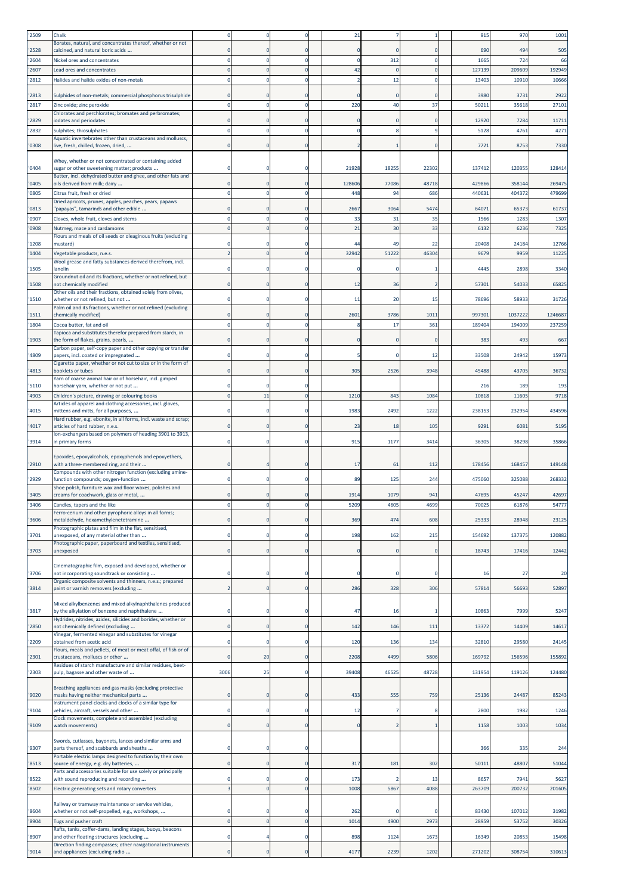| | | | | | | | | | | |
|---|---|---|---|---|---|---|---|---|---|---|
| '2509 | Chalk | 0 | 0 | 0 | 21 | 7 | 1 | 915 | 970 | 1001 |
| '2528 | Borates, natural, and concentrates thereof, whether or not calcined, and natural boric acids ... | 0 | 0 | 0 | 0 | 0 | 0 | 690 | 494 | 505 |
| '2604 | Nickel ores and concentrates | 0 | 0 | 0 | 0 | 312 | 0 | 1665 | 724 | 66 |
| '2607 | Lead ores and concentrates | 0 | 0 | 0 | 42 | 0 | 0 | 127139 | 209609 | 192949 |
| '2812 | Halides and halide oxides of non-metals | 0 | 0 | 0 | 2 | 12 | 0 | 13403 | 10910 | 10666 |
| '2813 | Sulphides of non-metals; commercial phosphorus trisulphide | 0 | 0 | 0 | 0 | 0 | 0 | 3980 | 3731 | 2922 |
| '2817 | Zinc oxide; zinc peroxide | 0 | 0 | 0 | 220 | 40 | 37 | 50211 | 35618 | 27101 |
| '2829 | Chlorates and perchlorates; bromates and perbromates; iodates and periodates | 0 | 0 | 0 | 0 | 0 | 0 | 12920 | 7284 | 11711 |
| '2832 | Sulphites; thiosulphates | 0 | 0 | 0 | 0 | 8 | 9 | 5128 | 4761 | 4271 |
| '0308 | Aquatic invertebrates other than crustaceans and molluscs, live, fresh, chilled, frozen, dried, ... | 0 | 0 | 0 | 2 | 1 | 0 | 7721 | 8753 | 7330 |
| '0404 | Whey, whether or not concentrated or containing added sugar or other sweetening matter; products ... | 0 | 0 | 0 | 21928 | 18255 | 22302 | 137412 | 120355 | 128414 |
| '0405 | Butter, incl. dehydrated butter and ghee, and other fats and oils derived from milk; dairy ... | 0 | 0 | 0 | 128606 | 77086 | 48718 | 429866 | 358144 | 269475 |
| '0805 | Citrus fruit, fresh or dried | 0 | 0 | 0 | 448 | 94 | 686 | 440631 | 404372 | 479699 |
| '0813 | Dried apricots, prunes, apples, peaches, pears, papaws "papayas", tamarinds and other edible ... | 0 | 0 | 0 | 2667 | 3064 | 5474 | 64071 | 65373 | 61737 |
| '0907 | Cloves, whole fruit, cloves and stems | 0 | 0 | 0 | 33 | 31 | 35 | 1566 | 1283 | 1307 |
| '0908 | Nutmeg, mace and cardamoms | 0 | 0 | 0 | 21 | 30 | 33 | 6132 | 6236 | 7325 |
| '1208 | Flours and meals of oil seeds or oleaginous fruits (excluding mustard) | 0 | 0 | 0 | 44 | 49 | 22 | 20408 | 24184 | 12766 |
| '1404 | Vegetable products, n.e.s. | 2 | 0 | 0 | 32942 | 51222 | 46304 | 9679 | 9959 | 11225 |
| '1505 | Wool grease and fatty substances derived therefrom, incl. lanolin | 0 | 0 | 0 | 0 | 0 | 1 | 4445 | 2898 | 3340 |
| '1508 | Groundnut oil and its fractions, whether or not refined, but not chemically modified | 0 | 0 | 0 | 12 | 36 | 2 | 57301 | 54033 | 65825 |
| '1510 | Other oils and their fractions, obtained solely from olives, whether or not refined, but not ... | 0 | 0 | 0 | 11 | 20 | 15 | 78696 | 58933 | 31726 |
| '1511 | Palm oil and its fractions, whether or not refined (excluding chemically modified) | 0 | 0 | 0 | 2601 | 3786 | 1011 | 997301 | 1037222 | 1246687 |
| '1804 | Cocoa butter, fat and oil | 0 | 0 | 0 | 8 | 17 | 361 | 189404 | 194009 | 237259 |
| '1903 | Tapioca and substitutes therefor prepared from starch, in the form of flakes, grains, pearls, ... | 0 | 0 | 0 | 0 | 0 | 0 | 383 | 493 | 667 |
| '4809 | Carbon paper, self-copy paper and other copying or transfer papers, incl. coated or impregnated ... | 0 | 0 | 0 | 5 | 0 | 12 | 33508 | 24942 | 15973 |
| '4813 | Cigarette paper, whether or not cut to size or in the form of booklets or tubes | 0 | 0 | 0 | 305 | 2526 | 3948 | 45488 | 43705 | 36732 |
| '5110 | Yarn of coarse animal hair or of horsehair, incl. gimped horsehair yarn, whether or not put ... | 0 | 0 | 0 | | | | 216 | 189 | 193 |
| '4903 | Children's picture, drawing or colouring books | 0 | 11 | 0 | 1210 | 843 | 1084 | 10818 | 11605 | 9718 |
| '4015 | Articles of apparel and clothing accessories, incl. gloves, mittens and mitts, for all purposes, ... | 0 | 0 | 0 | 1983 | 2492 | 1222 | 238153 | 232954 | 434596 |
| '4017 | Hard rubber, e.g. ebonite, in all forms, incl. waste and scrap; articles of hard rubber, n.e.s. | 0 | 0 | 0 | 23 | 18 | 105 | 9291 | 6081 | 5195 |
| '3914 | Ion-exchangers based on polymers of heading 3901 to 3913, in primary forms | 0 | 0 | 0 | 915 | 1177 | 3414 | 36305 | 38298 | 35866 |
| '2910 | Epoxides, epoxyalcohols, epoxyphenols and epoxyethers, with a three-membered ring, and their ... | 0 | 4 | 0 | 17 | 61 | 112 | 178456 | 168457 | 149148 |
| '2929 | Compounds with other nitrogen function (excluding amine-function compounds; oxygen-function ... | 0 | 0 | 0 | 89 | 125 | 244 | 475060 | 325088 | 268332 |
| '3405 | Shoe polish, furniture wax and floor waxes, polishes and creams for coachwork, glass or metal, ... | 0 | 0 | 0 | 1914 | 1079 | 941 | 47695 | 45247 | 42697 |
| '3406 | Candles, tapers and the like | 0 | 0 | 0 | 5209 | 4605 | 4699 | 70025 | 61876 | 54777 |
| '3606 | Ferro-cerium and other pyrophoric alloys in all forms; metaldehyde, hexamethylenetetramine ... | 0 | 0 | 0 | 369 | 474 | 608 | 25333 | 28948 | 23125 |
| '3701 | Photographic plates and film in the flat, sensitised, unexposed, of any material other than ... | 0 | 0 | 0 | 198 | 162 | 215 | 154692 | 137375 | 120882 |
| '3703 | Photographic paper, paperboard and textiles, sensitised, unexposed | 0 | 0 | 0 | 0 | 0 | 0 | 18743 | 17416 | 12442 |
| '3706 | Cinematographic film, exposed and developed, whether or not incorporating soundtrack or consisting ... | 0 | 0 | 0 | 0 | 0 | 0 | 16 | 27 | 20 |
| '3814 | Organic composite solvents and thinners, n.e.s.; prepared paint or varnish removers (excluding ... | 2 | 0 | 0 | 286 | 328 | 306 | 57814 | 56693 | 52897 |
| '3817 | Mixed alkylbenzenes and mixed alkylnaphthalenes produced by the alkylation of benzene and naphthalene ... | 0 | 0 | 0 | 47 | 16 | 1 | 10863 | 7999 | 5247 |
| '2850 | Hydrides, nitrides, azides, silicides and borides, whether or not chemically defined (excluding ... | 0 | 0 | 0 | 142 | 146 | 111 | 13372 | 14409 | 14617 |
| '2209 | Vinegar, fermented vinegar and substitutes for vinegar obtained from acetic acid | 0 | 0 | 0 | 120 | 136 | 134 | 32810 | 29580 | 24145 |
| '2301 | Flours, meals and pellets, of meat or meat offal, of fish or of crustaceans, molluscs or other ... | 0 | 20 | 0 | 2208 | 4499 | 5806 | 169792 | 156596 | 155892 |
| '2303 | Residues of starch manufacture and similar residues, beet-pulp, bagasse and other waste of ... | 3006 | 25 | 0 | 39408 | 46525 | 48728 | 131954 | 119126 | 124480 |
| '9020 | Breathing appliances and gas masks (excluding protective masks having neither mechanical parts ... | 0 | 0 | 0 | 433 | 555 | 759 | 25136 | 24487 | 85243 |
| '9104 | Instrument panel clocks and clocks of a similar type for vehicles, aircraft, vessels and other ... | 0 | 0 | 0 | 12 | 7 | 8 | 2800 | 1982 | 1246 |
| '9109 | Clock movements, complete and assembled (excluding watch movements) | 0 | 0 | 0 | 0 | 2 | 1 | 1158 | 1003 | 1034 |
| '9307 | Swords, cutlasses, bayonets, lances and similar arms and parts thereof, and scabbards and sheaths ... | 0 | 0 | 0 | | | | 366 | 335 | 244 |
| '8513 | Portable electric lamps designed to function by their own source of energy, e.g. dry batteries, ... | 0 | 0 | 0 | 317 | 181 | 302 | 50111 | 48807 | 51044 |
| '8522 | Parts and accessories suitable for use solely or principally with sound reproducing and recording ... | 0 | 0 | 0 | 173 | 2 | 13 | 8657 | 7941 | 5627 |
| '8502 | Electric generating sets and rotary converters | 3 | 0 | 0 | 1008 | 5867 | 4088 | 263709 | 200732 | 201605 |
| '8604 | Railway or tramway maintenance or service vehicles, whether or not self-propelled, e.g., workshops, ... | 0 | 0 | 0 | 262 | 0 | 0 | 83430 | 107012 | 31982 |
| '8904 | Tugs and pusher craft | 0 | 0 | 0 | 1014 | 4900 | 2973 | 28959 | 53752 | 30326 |
| '8907 | Rafts, tanks, coffer-dams, landing stages, buoys, beacons and other floating structures (excluding ... | 0 | 4 | 0 | 898 | 1124 | 1673 | 16349 | 20853 | 15498 |
| '9014 | Direction finding compasses; other navigational instruments and appliances (excluding radio ... | 0 | 0 | 0 | 4177 | 2239 | 1202 | 271202 | 308754 | 310613 |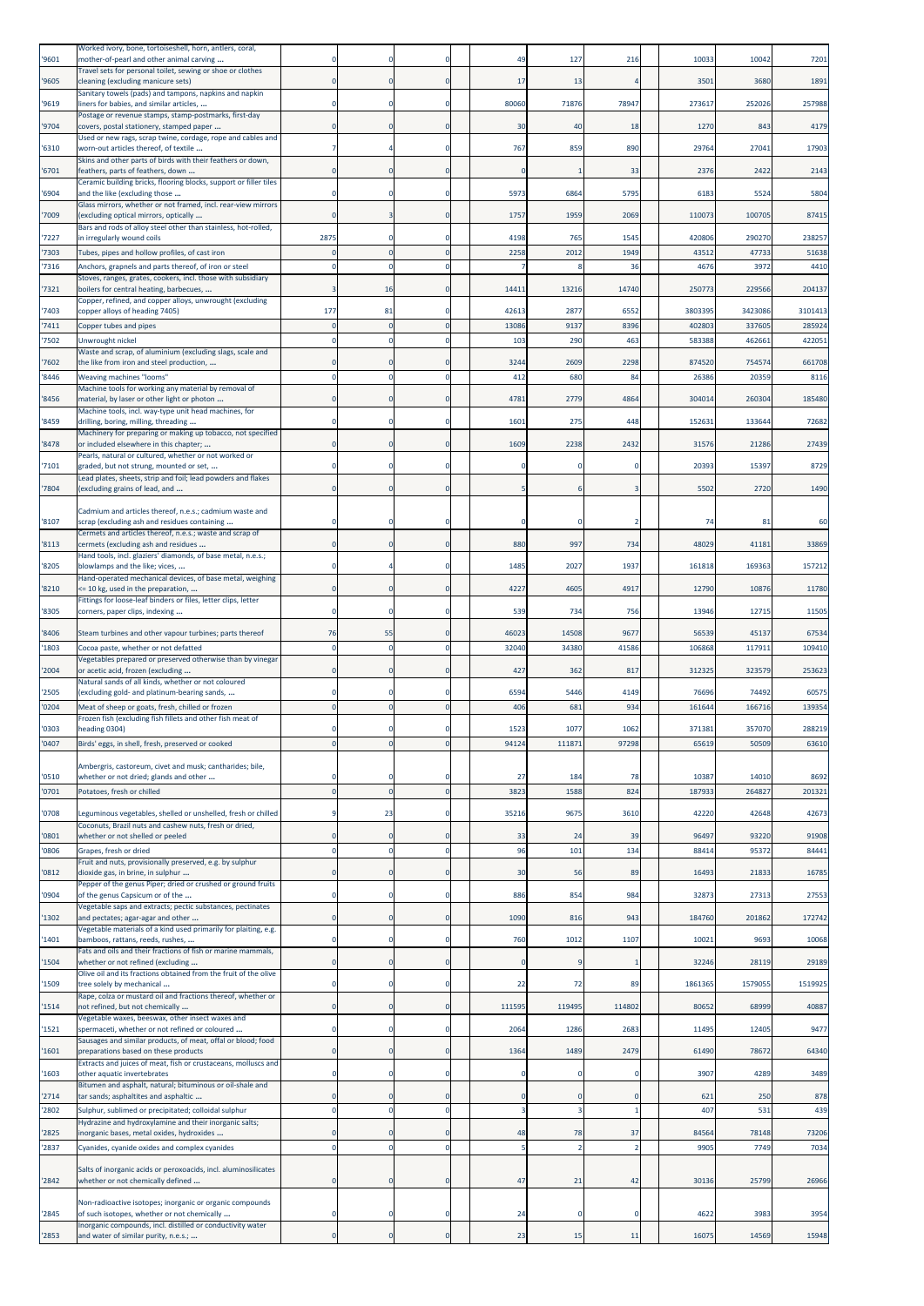| | | | | | | | | | | |
|---|---|---|---|---|---|---|---|---|---|---|
| '9601 | Worked ivory, bone, tortoiseshell, horn, antlers, coral, mother-of-pearl and other animal carving ... | 0 | 0 | 0 | 49 | 127 | 216 | 10033 | 10042 | 7201 |
| '9605 | Travel sets for personal toilet, sewing or shoe or clothes cleaning (excluding manicure sets) | 0 | 0 | 0 | 17 | 13 | 4 | 3501 | 3680 | 1891 |
| '9619 | Sanitary towels (pads) and tampons, napkins and napkin liners for babies, and similar articles, ... | 0 | 0 | 0 | 80060 | 71876 | 78947 | 273617 | 252026 | 257988 |
| '9704 | Postage or revenue stamps, stamp-postmarks, first-day covers, postal stationery, stamped paper ... | 0 | 0 | 0 | 30 | 40 | 18 | 1270 | 843 | 4179 |
| '6310 | Used or new rags, scrap twine, cordage, rope and cables and worn-out articles thereof, of textile ... | 7 | 4 | 0 | 767 | 859 | 890 | 29764 | 27041 | 17903 |
| '6701 | Skins and other parts of birds with their feathers or down, feathers, parts of feathers, down ... | 0 | 0 | 0 | 0 | 1 | 33 | 2376 | 2422 | 2143 |
| '6904 | Ceramic building bricks, flooring blocks, support or filler tiles and the like (excluding those ... | 0 | 0 | 0 | 5973 | 6864 | 5795 | 6183 | 5524 | 5804 |
| '7009 | Glass mirrors, whether or not framed, incl. rear-view mirrors (excluding optical mirrors, optically ... | 0 | 3 | 0 | 1757 | 1959 | 2069 | 110073 | 100705 | 87415 |
| '7227 | Bars and rods of alloy steel other than stainless, hot-rolled, in irregularly wound coils | 2875 | 0 | 0 | 4198 | 765 | 1545 | 420806 | 290270 | 238257 |
| '7303 | Tubes, pipes and hollow profiles, of cast iron | 0 | 0 | 0 | 2258 | 2012 | 1949 | 43512 | 47733 | 51638 |
| '7316 | Anchors, grapnels and parts thereof, of iron or steel | 0 | 0 | 0 | 7 | 8 | 36 | 4676 | 3972 | 4410 |
| '7321 | Stoves, ranges, grates, cookers, incl. those with subsidiary boilers for central heating, barbecues, ... | 3 | 16 | 0 | 14411 | 13216 | 14740 | 250773 | 229566 | 204137 |
| '7403 | Copper, refined, and copper alloys, unwrought (excluding copper alloys of heading 7405) | 177 | 81 | 0 | 42613 | 2877 | 6552 | 3803395 | 3423086 | 3101413 |
| '7411 | Copper tubes and pipes | 0 | 0 | 0 | 13086 | 9137 | 8396 | 402803 | 337605 | 285924 |
| '7502 | Unwrought nickel | 0 | 0 | 0 | 103 | 290 | 463 | 583388 | 462661 | 422051 |
| '7602 | Waste and scrap, of aluminium (excluding slags, scale and the like from iron and steel production, ... | 0 | 0 | 0 | 3244 | 2609 | 2298 | 874520 | 754574 | 661708 |
| '8446 | Weaving machines "looms" | 0 | 0 | 0 | 412 | 680 | 84 | 26386 | 20359 | 8116 |
| '8456 | Machine tools for working any material by removal of material, by laser or other light or photon ... | 0 | 0 | 0 | 4781 | 2779 | 4864 | 304014 | 260304 | 185480 |
| '8459 | Machine tools, incl. way-type unit head machines, for drilling, boring, milling, threading ... | 0 | 0 | 0 | 1601 | 275 | 448 | 152631 | 133644 | 72682 |
| '8478 | Machinery for preparing or making up tobacco, not specified or included elsewhere in this chapter; ... | 0 | 0 | 0 | 1609 | 2238 | 2432 | 31576 | 21286 | 27439 |
| '7101 | Pearls, natural or cultured, whether or not worked or graded, but not strung, mounted or set, ... | 0 | 0 | 0 | 0 | 0 | 0 | 20393 | 15397 | 8729 |
| '7804 | Lead plates, sheets, strip and foil; lead powders and flakes (excluding grains of lead, and ... | 0 | 0 | 0 | 5 | 6 | 3 | 5502 | 2720 | 1490 |
| '8107 | Cadmium and articles thereof, n.e.s.; cadmium waste and scrap (excluding ash and residues containing ... | 0 | 0 | 0 | 0 | 0 | 2 | 74 | 81 | 60 |
| '8113 | Cermets and articles thereof, n.e.s.; waste and scrap of cermets (excluding ash and residues ... | 0 | 0 | 0 | 880 | 997 | 734 | 48029 | 41181 | 33869 |
| '8205 | Hand tools, incl. glaziers' diamonds, of base metal, n.e.s.; blowlamps and the like; vices, ... | 0 | 4 | 0 | 1485 | 2027 | 1937 | 161818 | 169363 | 157212 |
| '8210 | Hand-operated mechanical devices, of base metal, weighing <= 10 kg, used in the preparation, ... | 0 | 0 | 0 | 4227 | 4605 | 4917 | 12790 | 10876 | 11780 |
| '8305 | Fittings for loose-leaf binders or files, letter clips, letter corners, paper clips, indexing ... | 0 | 0 | 0 | 539 | 734 | 756 | 13946 | 12715 | 11505 |
| '8406 | Steam turbines and other vapour turbines; parts thereof | 76 | 55 | 0 | 46023 | 14508 | 9677 | 56539 | 45137 | 67534 |
| '1803 | Cocoa paste, whether or not defatted | 0 | 0 | 0 | 32040 | 34380 | 41586 | 106868 | 117911 | 109410 |
| '2004 | Vegetables prepared or preserved otherwise than by vinegar or acetic acid, frozen (excluding ... | 0 | 0 | 0 | 427 | 362 | 817 | 312325 | 323579 | 253623 |
| '2505 | Natural sands of all kinds, whether or not coloured (excluding gold- and platinum-bearing sands, ... | 0 | 0 | 0 | 6594 | 5446 | 4149 | 76696 | 74492 | 60575 |
| '0204 | Meat of sheep or goats, fresh, chilled or frozen | 0 | 0 | 0 | 406 | 681 | 934 | 161644 | 166716 | 139354 |
| '0303 | Frozen fish (excluding fish fillets and other fish meat of heading 0304) | 0 | 0 | 0 | 1523 | 1077 | 1062 | 371381 | 357070 | 288219 |
| '0407 | Birds' eggs, in shell, fresh, preserved or cooked | 0 | 0 | 0 | 94124 | 111871 | 97298 | 65619 | 50509 | 63610 |
| '0510 | Ambergris, castoreum, civet and musk; cantharides; bile, whether or not dried; glands and other ... | 0 | 0 | 0 | 27 | 184 | 78 | 10387 | 14010 | 8692 |
| '0701 | Potatoes, fresh or chilled | 0 | 0 | 0 | 3823 | 1588 | 824 | 187933 | 264827 | 201321 |
| '0708 | Leguminous vegetables, shelled or unshelled, fresh or chilled | 9 | 23 | 0 | 35216 | 9675 | 3610 | 42220 | 42648 | 42673 |
| '0801 | Coconuts, Brazil nuts and cashew nuts, fresh or dried, whether or not shelled or peeled | 0 | 0 | 0 | 33 | 24 | 39 | 96497 | 93220 | 91908 |
| '0806 | Grapes, fresh or dried | 0 | 0 | 0 | 96 | 101 | 134 | 88414 | 95372 | 84441 |
| '0812 | Fruit and nuts, provisionally preserved, e.g. by sulphur dioxide gas, in brine, in sulphur ... | 0 | 0 | 0 | 30 | 56 | 89 | 16493 | 21833 | 16785 |
| '0904 | Pepper of the genus Piper; dried or crushed or ground fruits of the genus Capsicum or of the ... | 0 | 0 | 0 | 886 | 854 | 984 | 32873 | 27313 | 27553 |
| '1302 | Vegetable saps and extracts; pectic substances, pectinates and pectates; agar-agar and other ... | 0 | 0 | 0 | 1090 | 816 | 943 | 184760 | 201862 | 172742 |
| '1401 | Vegetable materials of a kind used primarily for plaiting, e.g. bamboos, rattans, reeds, rushes, ... | 0 | 0 | 0 | 760 | 1012 | 1107 | 10021 | 9693 | 10068 |
| '1504 | Fats and oils and their fractions of fish or marine mammals, whether or not refined (excluding ... | 0 | 0 | 0 | 0 | 9 | 1 | 32246 | 28119 | 29189 |
| '1509 | Olive oil and its fractions obtained from the fruit of the olive tree solely by mechanical ... | 0 | 0 | 0 | 22 | 72 | 89 | 1861365 | 1579055 | 1519925 |
| '1514 | Rape, colza or mustard oil and fractions thereof, whether or not refined, but not chemically ... | 0 | 0 | 0 | 111595 | 119495 | 114802 | 80652 | 68999 | 40887 |
| '1521 | Vegetable waxes, beeswax, other insect waxes and spermaceti, whether or not refined or coloured ... | 0 | 0 | 0 | 2064 | 1286 | 2683 | 11495 | 12405 | 9477 |
| '1601 | Sausages and similar products, of meat, offal or blood; food preparations based on these products | 0 | 0 | 0 | 1364 | 1489 | 2479 | 61490 | 78672 | 64340 |
| '1603 | Extracts and juices of meat, fish or crustaceans, molluscs and other aquatic invertebrates | 0 | 0 | 0 | 0 | 0 | 0 | 3907 | 4289 | 3489 |
| '2714 | Bitumen and asphalt, natural; bituminous or oil-shale and tar sands; asphaltites and asphaltic ... | 0 | 0 | 0 | 0 | 0 | 0 | 621 | 250 | 878 |
| '2802 | Sulphur, sublimed or precipitated; colloidal sulphur | 0 | 0 | 0 | 3 | 3 | 1 | 407 | 531 | 439 |
| '2825 | Hydrazine and hydroxylamine and their inorganic salts; inorganic bases, metal oxides, hydroxides ... | 0 | 0 | 0 | 48 | 78 | 37 | 84564 | 78148 | 73206 |
| '2837 | Cyanides, cyanide oxides and complex cyanides | 0 | 0 | 0 | 5 | 2 | 2 | 9905 | 7749 | 7034 |
| '2842 | Salts of inorganic acids or peroxoacids, incl. aluminosilicates whether or not chemically defined ... | 0 | 0 | 0 | 47 | 21 | 42 | 30136 | 25799 | 26966 |
| '2845 | Non-radioactive isotopes; inorganic or organic compounds of such isotopes, whether or not chemically ... | 0 | 0 | 0 | 24 | 0 | 0 | 4622 | 3983 | 3954 |
| '2853 | Inorganic compounds, incl. distilled or conductivity water and water of similar purity, n.e.s.; ... | 0 | 0 | 0 | 23 | 15 | 11 | 16075 | 14569 | 15948 |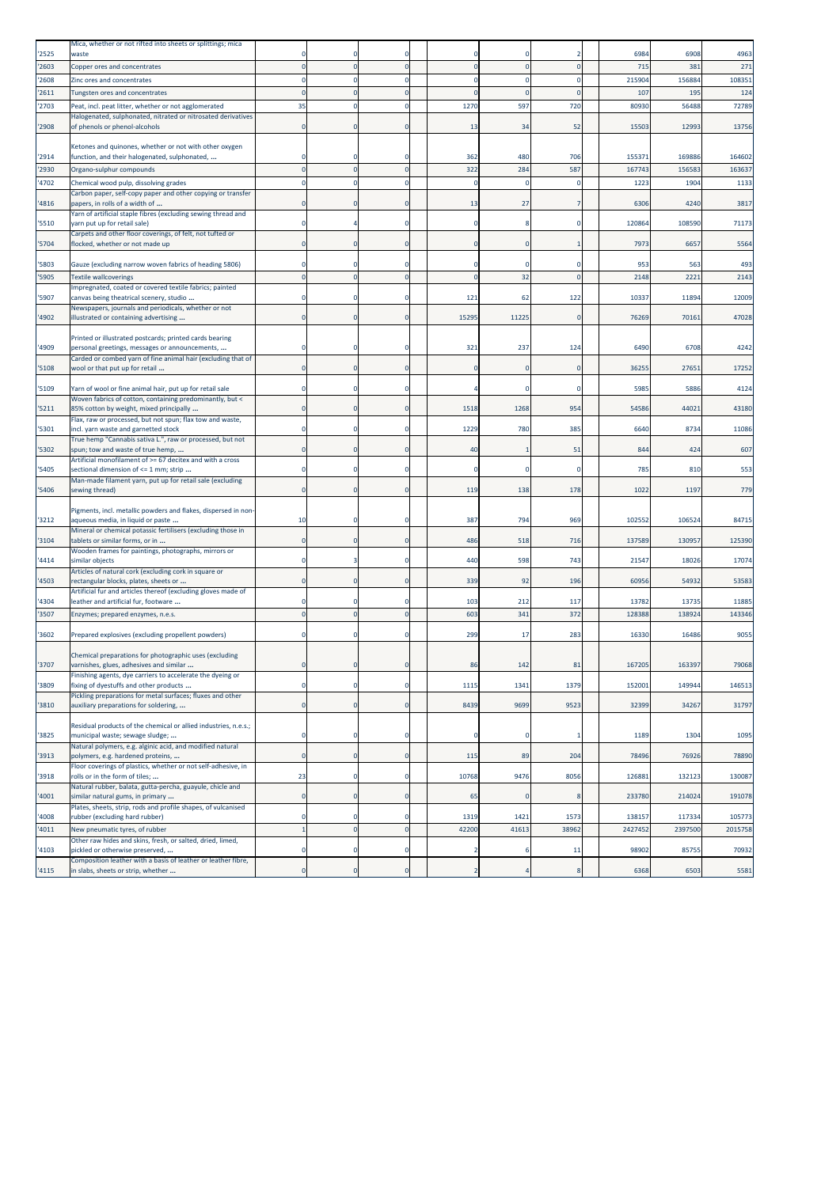| | | | | | | | | | | |
|---|---|---|---|---|---|---|---|---|---|---|
| '2525 | Mica, whether or not rifted into sheets or splittings; mica waste | 0 | 0 | 0 | 0 | 0 | 2 | 6984 | 6908 | 4963 |
| '2603 | Copper ores and concentrates | 0 | 0 | 0 | 0 | 0 | 0 | 715 | 381 | 271 |
| '2608 | Zinc ores and concentrates | 0 | 0 | 0 | 0 | 0 | 0 | 215904 | 156884 | 108351 |
| '2611 | Tungsten ores and concentrates | 0 | 0 | 0 | 0 | 0 | 0 | 107 | 195 | 124 |
| '2703 | Peat, incl. peat litter, whether or not agglomerated | 35 | 0 | 0 | 1270 | 597 | 720 | 80930 | 56488 | 72789 |
| '2908 | Halogenated, sulphonated, nitrated or nitrosated derivatives of phenols or phenol-alcohols | 0 | 0 | 0 | 13 | 34 | 52 | 15503 | 12993 | 13756 |
| '2914 | Ketones and quinones, whether or not with other oxygen function, and their halogenated, sulphonated, ... | 0 | 0 | 0 | 362 | 480 | 706 | 155371 | 169886 | 164602 |
| '2930 | Organo-sulphur compounds | 0 | 0 | 0 | 322 | 284 | 587 | 167743 | 156583 | 163637 |
| '4702 | Chemical wood pulp, dissolving grades | 0 | 0 | 0 | 0 | 0 | 0 | 1223 | 1904 | 1133 |
| '4816 | Carbon paper, self-copy paper and other copying or transfer papers, in rolls of a width of ... | 0 | 0 | 0 | 13 | 27 | 7 | 6306 | 4240 | 3817 |
| '5510 | Yarn of artificial staple fibres (excluding sewing thread and yarn put up for retail sale) | 0 | 4 | 0 | 0 | 8 | 0 | 120864 | 108590 | 71173 |
| '5704 | Carpets and other floor coverings, of felt, not tufted or flocked, whether or not made up | 0 | 0 | 0 | 0 | 0 | 1 | 7973 | 6657 | 5564 |
| '5803 | Gauze (excluding narrow woven fabrics of heading 5806) | 0 | 0 | 0 | 0 | 0 | 0 | 953 | 563 | 493 |
| '5905 | Textile wallcoverings | 0 | 0 | 0 | 0 | 32 | 0 | 2148 | 2221 | 2143 |
| '5907 | Impregnated, coated or covered textile fabrics; painted canvas being theatrical scenery, studio ... | 0 | 0 | 0 | 121 | 62 | 122 | 10337 | 11894 | 12009 |
| '4902 | Newspapers, journals and periodicals, whether or not illustrated or containing advertising ... | 0 | 0 | 0 | 15295 | 11225 | 0 | 76269 | 70161 | 47028 |
| '4909 | Printed or illustrated postcards; printed cards bearing personal greetings, messages or announcements, ... | 0 | 0 | 0 | 321 | 237 | 124 | 6490 | 6708 | 4242 |
| '5108 | Carded or combed yarn of fine animal hair (excluding that of wool or that put up for retail ... | 0 | 0 | 0 | 0 | 0 | 0 | 36255 | 27651 | 17252 |
| '5109 | Yarn of wool or fine animal hair, put up for retail sale | 0 | 0 | 0 | 4 | 0 | 0 | 5985 | 5886 | 4124 |
| '5211 | Woven fabrics of cotton, containing predominantly, but < 85% cotton by weight, mixed principally ... | 0 | 0 | 0 | 1518 | 1268 | 954 | 54586 | 44021 | 43180 |
| '5301 | Flax, raw or processed, but not spun; flax tow and waste, incl. yarn waste and garnetted stock | 0 | 0 | 0 | 1229 | 780 | 385 | 6640 | 8734 | 11086 |
| '5302 | True hemp "Cannabis sativa L.", raw or processed, but not spun; tow and waste of true hemp, ... | 0 | 0 | 0 | 40 | 1 | 51 | 844 | 424 | 607 |
| '5405 | Artificial monofilament of >= 67 decitex and with a cross sectional dimension of <= 1 mm; strip ... | 0 | 0 | 0 | 0 | 0 | 0 | 785 | 810 | 553 |
| '5406 | Man-made filament yarn, put up for retail sale (excluding sewing thread) | 0 | 0 | 0 | 119 | 138 | 178 | 1022 | 1197 | 779 |
| '3212 | Pigments, incl. metallic powders and flakes, dispersed in non-aqueous media, in liquid or paste ... | 10 | 0 | 0 | 387 | 794 | 969 | 102552 | 106524 | 84715 |
| '3104 | Mineral or chemical potassic fertilisers (excluding those in tablets or similar forms, or in ... | 0 | 0 | 0 | 486 | 518 | 716 | 137589 | 130957 | 125390 |
| '4414 | Wooden frames for paintings, photographs, mirrors or similar objects | 0 | 3 | 0 | 440 | 598 | 743 | 21547 | 18026 | 17074 |
| '4503 | Articles of natural cork (excluding cork in square or rectangular blocks, plates, sheets or ... | 0 | 0 | 0 | 339 | 92 | 196 | 60956 | 54932 | 53583 |
| '4304 | Artificial fur and articles thereof (excluding gloves made of leather and artificial fur, footware ... | 0 | 0 | 0 | 103 | 212 | 117 | 13782 | 13735 | 11885 |
| '3507 | Enzymes; prepared enzymes, n.e.s. | 0 | 0 | 0 | 603 | 341 | 372 | 128388 | 138924 | 143346 |
| '3602 | Prepared explosives (excluding propellent powders) | 0 | 0 | 0 | 299 | 17 | 283 | 16330 | 16486 | 9055 |
| '3707 | Chemical preparations for photographic uses (excluding varnishes, glues, adhesives and similar ... | 0 | 0 | 0 | 86 | 142 | 81 | 167205 | 163397 | 79068 |
| '3809 | Finishing agents, dye carriers to accelerate the dyeing or fixing of dyestuffs and other products ... | 0 | 0 | 0 | 1115 | 1341 | 1379 | 152001 | 149944 | 146513 |
| '3810 | Pickling preparations for metal surfaces; fluxes and other auxiliary preparations for soldering, ... | 0 | 0 | 0 | 8439 | 9699 | 9523 | 32399 | 34267 | 31797 |
| '3825 | Residual products of the chemical or allied industries, n.e.s.; municipal waste; sewage sludge; ... | 0 | 0 | 0 | 0 | 0 | 1 | 1189 | 1304 | 1095 |
| '3913 | Natural polymers, e.g. alginic acid, and modified natural polymers, e.g. hardened proteins, ... | 0 | 0 | 0 | 115 | 89 | 204 | 78496 | 76926 | 78890 |
| '3918 | Floor coverings of plastics, whether or not self-adhesive, in rolls or in the form of tiles; ... | 23 | 0 | 0 | 10768 | 9476 | 8056 | 126881 | 132123 | 130087 |
| '4001 | Natural rubber, balata, gutta-percha, guayule, chicle and similar natural gums, in primary ... | 0 | 0 | 0 | 65 | 0 | 8 | 233780 | 214024 | 191078 |
| '4008 | Plates, sheets, strip, rods and profile shapes, of vulcanised rubber (excluding hard rubber) | 0 | 0 | 0 | 1319 | 1421 | 1573 | 138157 | 117334 | 105773 |
| '4011 | New pneumatic tyres, of rubber | 1 | 0 | 0 | 42200 | 41613 | 38962 | 2427452 | 2397500 | 2015758 |
| '4103 | Other raw hides and skins, fresh, or salted, dried, limed, pickled or otherwise preserved, ... | 0 | 0 | 0 | 2 | 6 | 11 | 98902 | 85755 | 70932 |
| '4115 | Composition leather with a basis of leather or leather fibre, in slabs, sheets or strip, whether ... | 0 | 0 | 0 | 2 | 4 | 8 | 6368 | 6503 | 5581 |